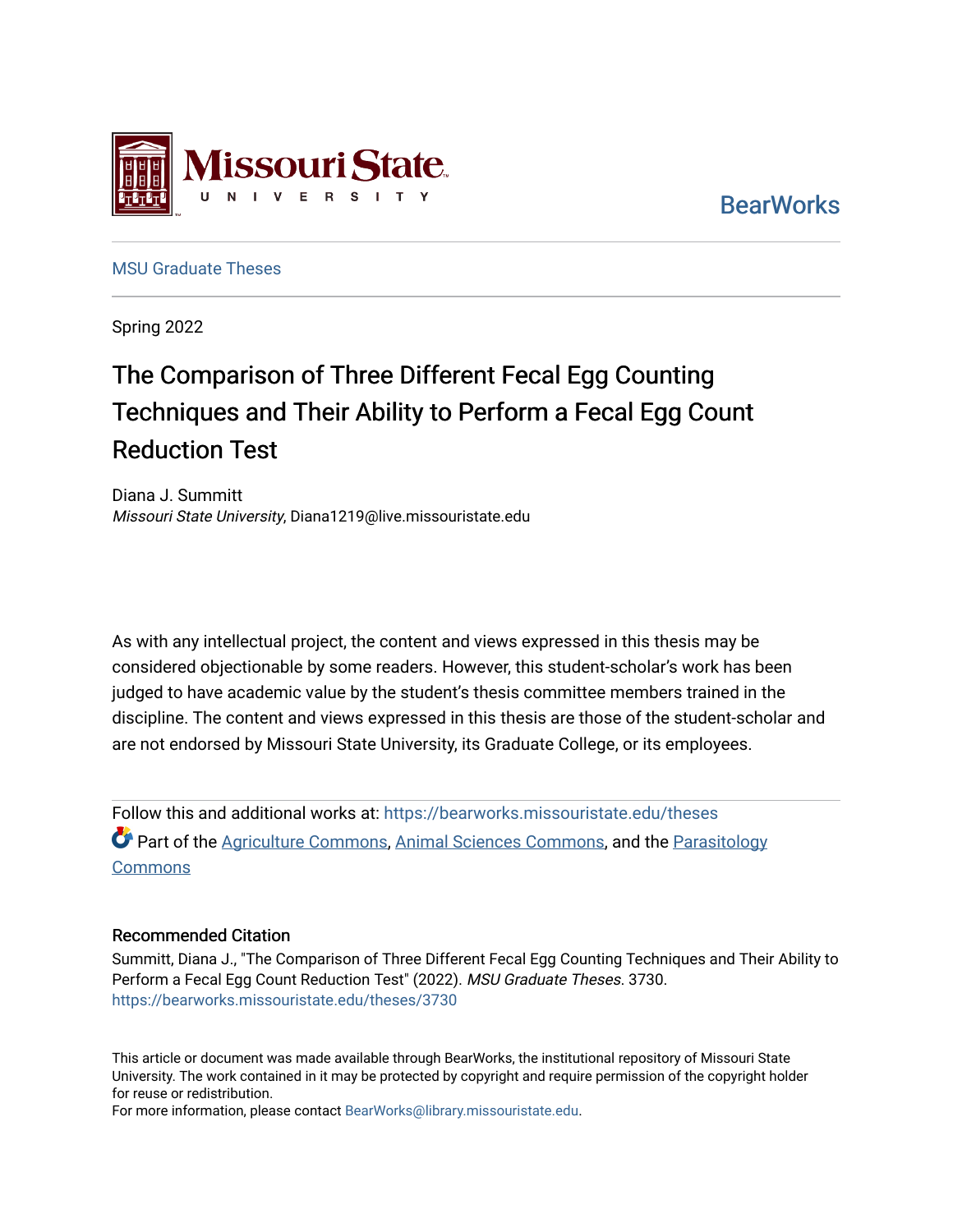Missouri State UNIVERSITY

BearWorks

MSU Graduate Theses

Spring 2022

# The Comparison of Three Different Fecal Egg Counting Techniques and Their Ability to Perform a Fecal Egg Count Reduction Test

Diana J. Summitt
*Missouri State University*, Diana1219@live.missouristate.edu

As with any intellectual project, the content and views expressed in this thesis may be considered objectionable by some readers. However, this student-scholar's work has been judged to have academic value by the student's thesis committee members trained in the discipline. The content and views expressed in this thesis are those of the student-scholar and are not endorsed by Missouri State University, its Graduate College, or its employees.

Follow this and additional works at: https://bearworks.missouristate.edu/theses

Part of the Agriculture Commons, Animal Sciences Commons, and the Parasitology Commons

### Recommended Citation

Summitt, Diana J., "The Comparison of Three Different Fecal Egg Counting Techniques and Their Ability to Perform a Fecal Egg Count Reduction Test" (2022). *MSU Graduate Theses*. 3730.
https://bearworks.missouristate.edu/theses/3730

This article or document was made available through BearWorks, the institutional repository of Missouri State University. The work contained in it may be protected by copyright and require permission of the copyright holder for reuse or redistribution.
For more information, please contact BearWorks@library.missouristate.edu.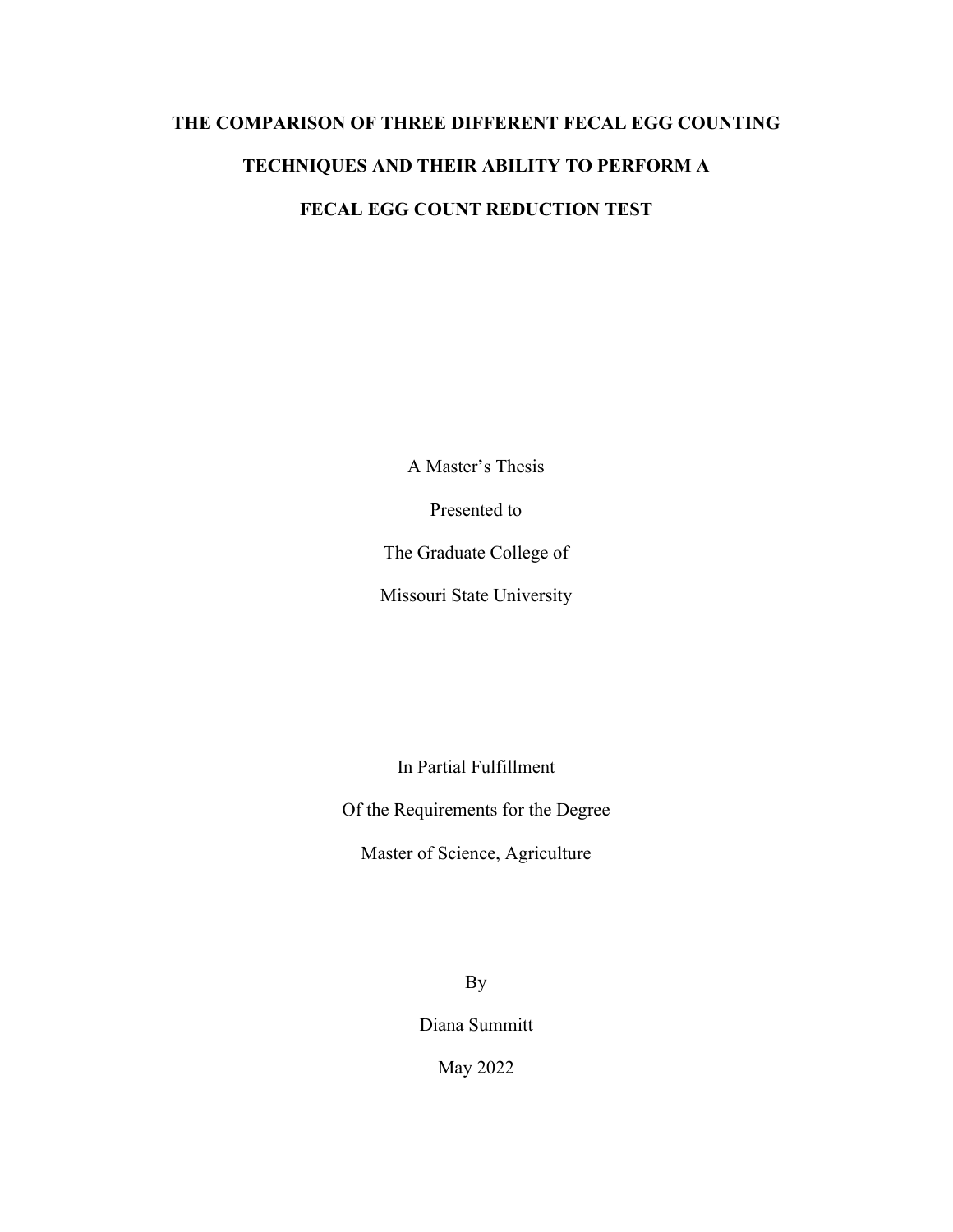# THE COMPARISON OF THREE DIFFERENT FECAL EGG COUNTING TECHNIQUES AND THEIR ABILITY TO PERFORM A FECAL EGG COUNT REDUCTION TEST

A Master's Thesis

Presented to

The Graduate College of

Missouri State University

In Partial Fulfillment

Of the Requirements for the Degree

Master of Science, Agriculture

By

Diana Summitt

May 2022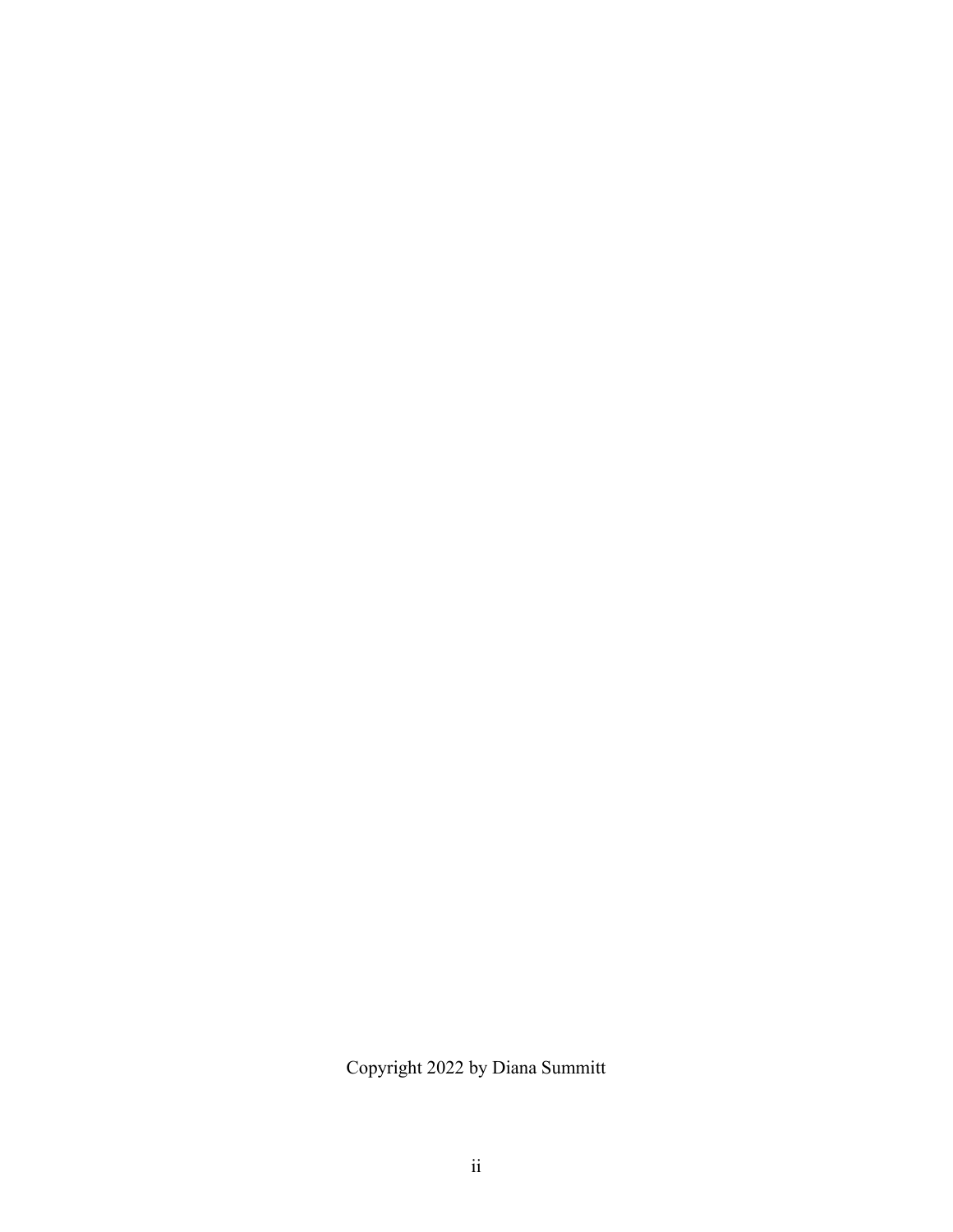Copyright 2022 by Diana Summitt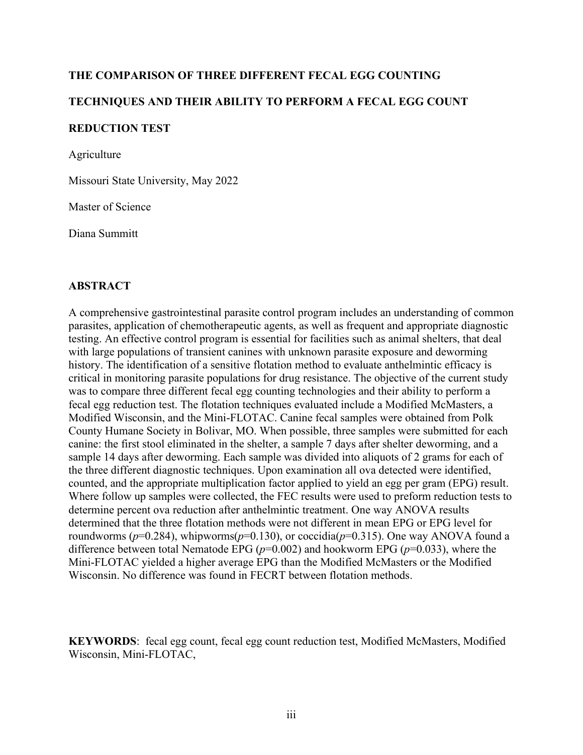**THE COMPARISON OF THREE DIFFERENT FECAL EGG COUNTING TECHNIQUES AND THEIR ABILITY TO PERFORM A FECAL EGG COUNT REDUCTION TEST**

Agriculture

Missouri State University, May 2022

Master of Science

Diana Summitt

## ABSTRACT

A comprehensive gastrointestinal parasite control program includes an understanding of common parasites, application of chemotherapeutic agents, as well as frequent and appropriate diagnostic testing. An effective control program is essential for facilities such as animal shelters, that deal with large populations of transient canines with unknown parasite exposure and deworming history. The identification of a sensitive flotation method to evaluate anthelmintic efficacy is critical in monitoring parasite populations for drug resistance. The objective of the current study was to compare three different fecal egg counting technologies and their ability to perform a fecal egg reduction test. The flotation techniques evaluated include a Modified McMasters, a Modified Wisconsin, and the Mini-FLOTAC. Canine fecal samples were obtained from Polk County Humane Society in Bolivar, MO. When possible, three samples were submitted for each canine: the first stool eliminated in the shelter, a sample 7 days after shelter deworming, and a sample 14 days after deworming. Each sample was divided into aliquots of 2 grams for each of the three different diagnostic techniques. Upon examination all ova detected were identified, counted, and the appropriate multiplication factor applied to yield an egg per gram (EPG) result. Where follow up samples were collected, the FEC results were used to preform reduction tests to determine percent ova reduction after anthelmintic treatment. One way ANOVA results determined that the three flotation methods were not different in mean EPG or EPG level for roundworms ($p$=0.284), whipworms($p$=0.130), or coccidia($p$=0.315). One way ANOVA found a difference between total Nematode EPG ($p$=0.002) and hookworm EPG ($p$=0.033), where the Mini-FLOTAC yielded a higher average EPG than the Modified McMasters or the Modified Wisconsin. No difference was found in FECRT between flotation methods.

**KEYWORDS**: fecal egg count, fecal egg count reduction test, Modified McMasters, Modified Wisconsin, Mini-FLOTAC,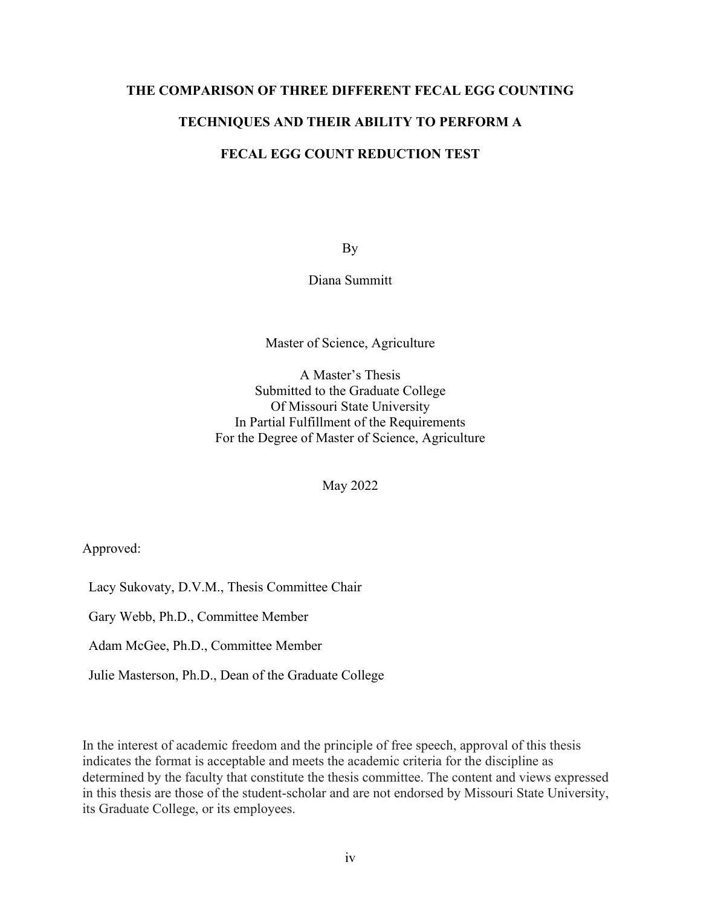**THE COMPARISON OF THREE DIFFERENT FECAL EGG COUNTING**

**TECHNIQUES AND THEIR ABILITY TO PERFORM A**

**FECAL EGG COUNT REDUCTION TEST**

By

Diana Summitt

Master of Science, Agriculture

A Master's Thesis
Submitted to the Graduate College
Of Missouri State University
In Partial Fulfillment of the Requirements
For the Degree of Master of Science, Agriculture

May 2022

Approved:

Lacy Sukovaty, D.V.M., Thesis Committee Chair

Gary Webb, Ph.D., Committee Member

Adam McGee, Ph.D., Committee Member

Julie Masterson, Ph.D., Dean of the Graduate College

In the interest of academic freedom and the principle of free speech, approval of this thesis indicates the format is acceptable and meets the academic criteria for the discipline as determined by the faculty that constitute the thesis committee. The content and views expressed in this thesis are those of the student-scholar and are not endorsed by Missouri State University, its Graduate College, or its employees.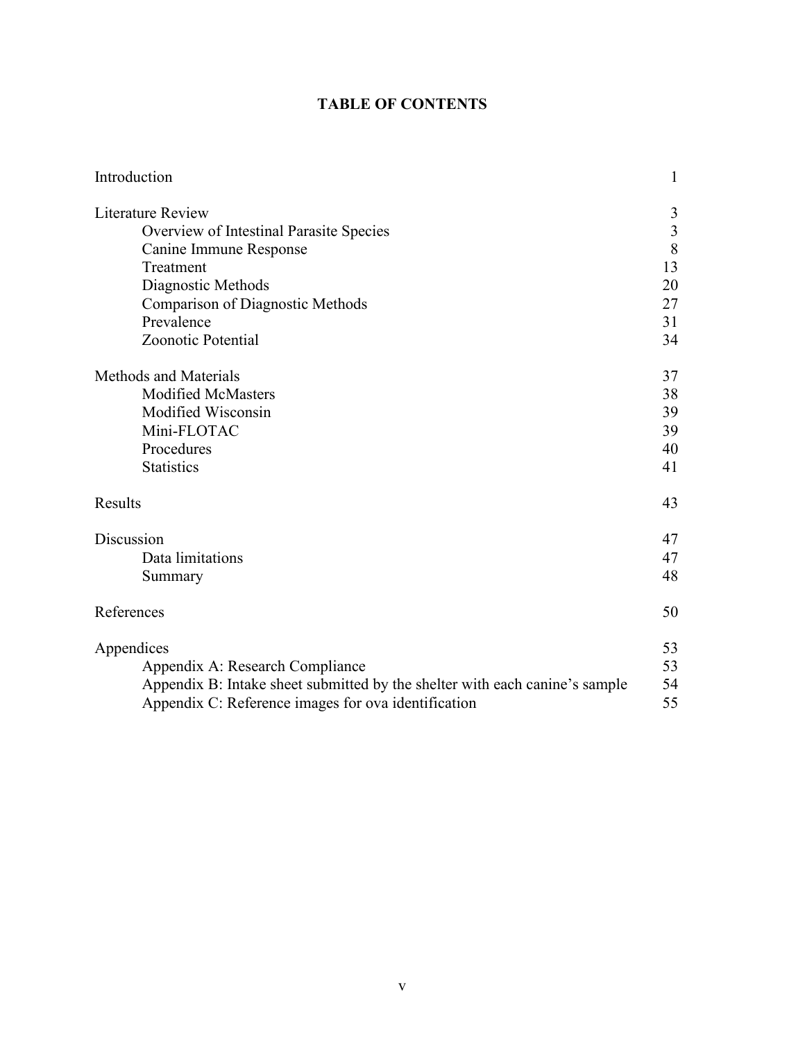# TABLE OF CONTENTS

| | |
|---|---|
| Introduction | 1 |
| Literature Review | 3 |
| Overview of Intestinal Parasite Species | 3 |
| Canine Immune Response | 8 |
| Treatment | 13 |
| Diagnostic Methods | 20 |
| Comparison of Diagnostic Methods | 27 |
| Prevalence | 31 |
| Zoonotic Potential | 34 |
| Methods and Materials | 37 |
| Modified McMasters | 38 |
| Modified Wisconsin | 39 |
| Mini-FLOTAC | 39 |
| Procedures | 40 |
| Statistics | 41 |
| Results | 43 |
| Discussion | 47 |
| Data limitations | 47 |
| Summary | 48 |
| References | 50 |
| Appendices | 53 |
| Appendix A: Research Compliance | 53 |
| Appendix B: Intake sheet submitted by the shelter with each canine's sample | 54 |
| Appendix C: Reference images for ova identification | 55 |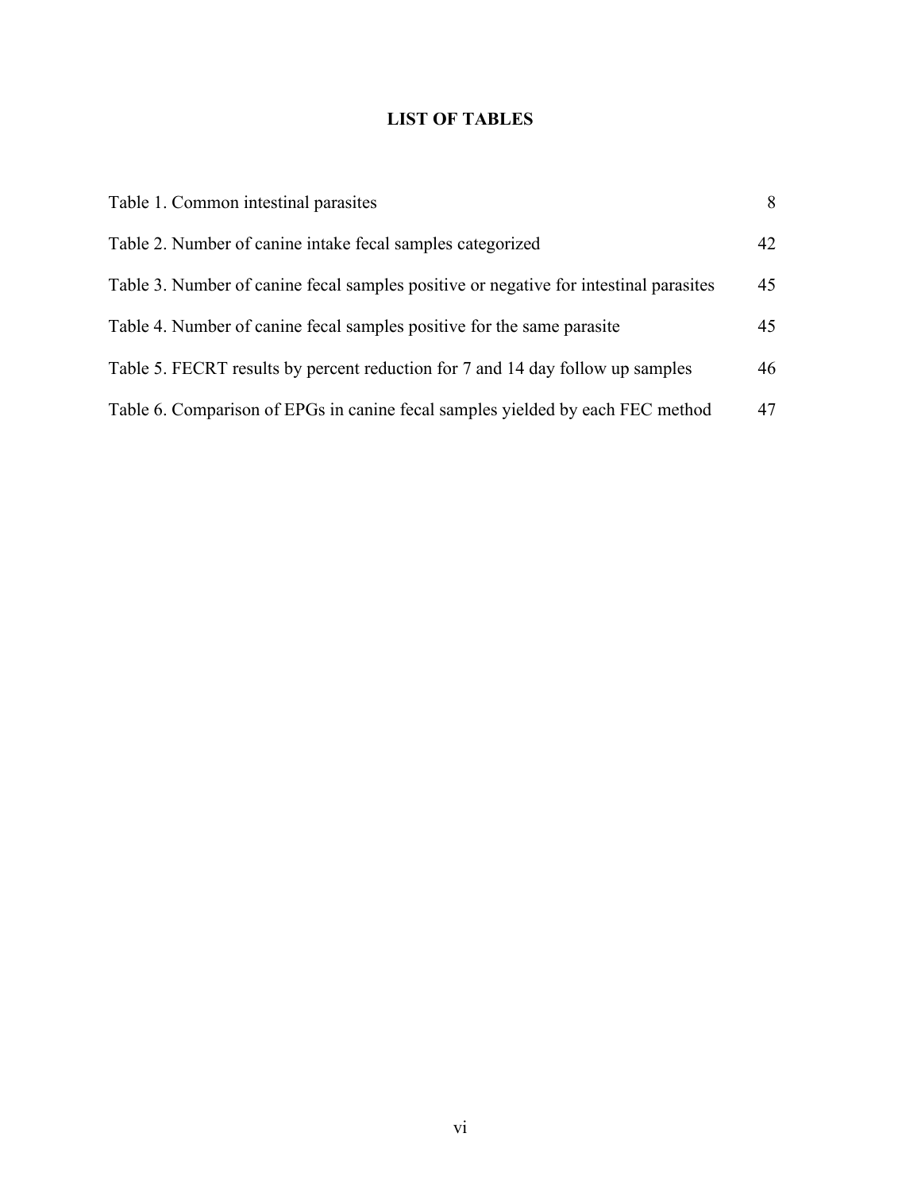# LIST OF TABLES

| | |
|---|---|
| Table 1. Common intestinal parasites | 8 |
| Table 2. Number of canine intake fecal samples categorized | 42 |
| Table 3. Number of canine fecal samples positive or negative for intestinal parasites | 45 |
| Table 4. Number of canine fecal samples positive for the same parasite | 45 |
| Table 5. FECRT results by percent reduction for 7 and 14 day follow up samples | 46 |
| Table 6. Comparison of EPGs in canine fecal samples yielded by each FEC method | 47 |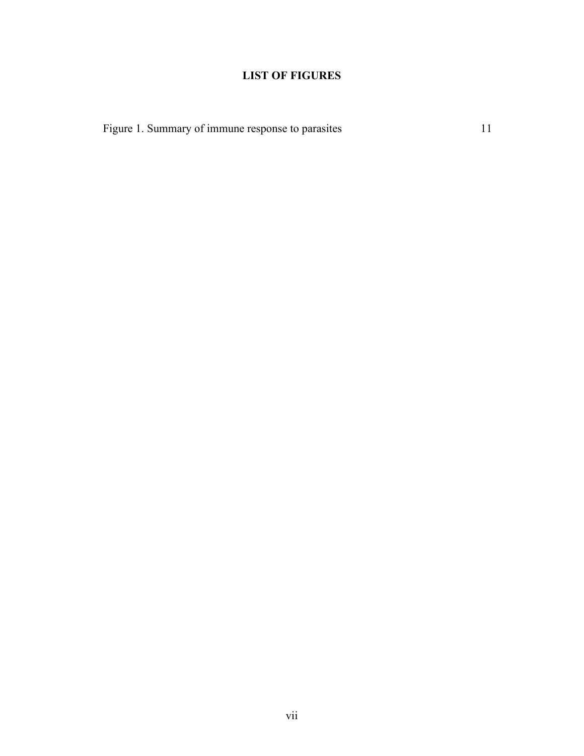# LIST OF FIGURES

Figure 1. Summary of immune response to parasites 11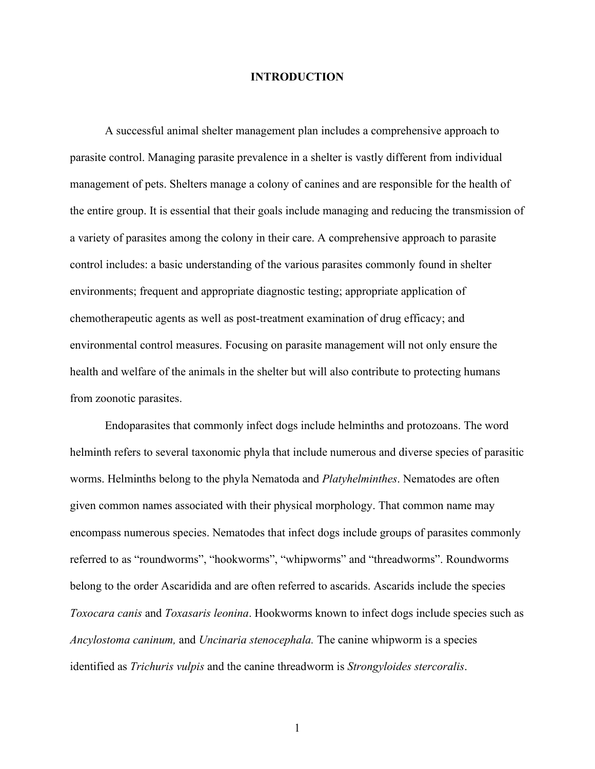# INTRODUCTION

A successful animal shelter management plan includes a comprehensive approach to parasite control. Managing parasite prevalence in a shelter is vastly different from individual management of pets. Shelters manage a colony of canines and are responsible for the health of the entire group. It is essential that their goals include managing and reducing the transmission of a variety of parasites among the colony in their care. A comprehensive approach to parasite control includes: a basic understanding of the various parasites commonly found in shelter environments; frequent and appropriate diagnostic testing; appropriate application of chemotherapeutic agents as well as post-treatment examination of drug efficacy; and environmental control measures. Focusing on parasite management will not only ensure the health and welfare of the animals in the shelter but will also contribute to protecting humans from zoonotic parasites.

Endoparasites that commonly infect dogs include helminths and protozoans. The word helminth refers to several taxonomic phyla that include numerous and diverse species of parasitic worms. Helminths belong to the phyla Nematoda and *Platyhelminthes*. Nematodes are often given common names associated with their physical morphology. That common name may encompass numerous species. Nematodes that infect dogs include groups of parasites commonly referred to as "roundworms", "hookworms", "whipworms" and "threadworms". Roundworms belong to the order Ascaridida and are often referred to ascarids. Ascarids include the species *Toxocara canis* and *Toxasaris leonina*. Hookworms known to infect dogs include species such as *Ancylostoma caninum,* and *Uncinaria stenocephala.* The canine whipworm is a species identified as *Trichuris vulpis* and the canine threadworm is *Strongyloides stercoralis*.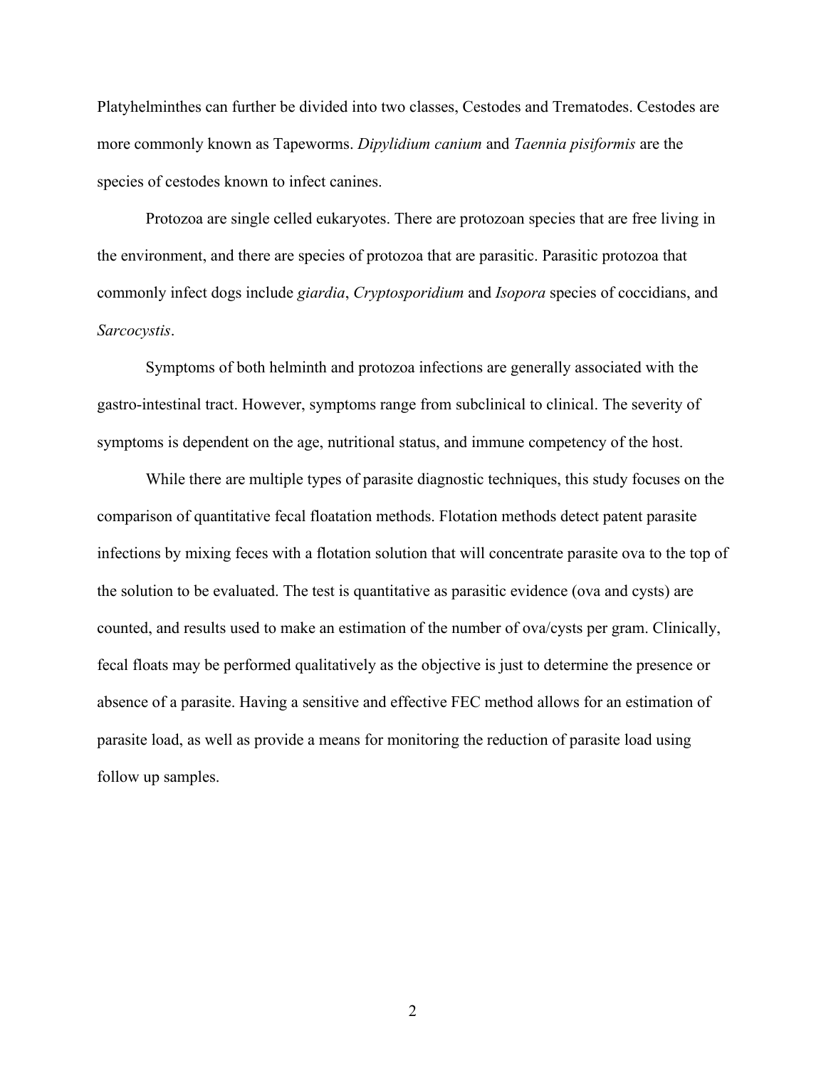Platyhelminthes can further be divided into two classes, Cestodes and Trematodes. Cestodes are more commonly known as Tapeworms. *Dipylidium canium* and *Taennia pisiformis* are the species of cestodes known to infect canines.

Protozoa are single celled eukaryotes. There are protozoan species that are free living in the environment, and there are species of protozoa that are parasitic. Parasitic protozoa that commonly infect dogs include *giardia*, *Cryptosporidium* and *Isopora* species of coccidians, and *Sarcocystis*.

Symptoms of both helminth and protozoa infections are generally associated with the gastro-intestinal tract. However, symptoms range from subclinical to clinical. The severity of symptoms is dependent on the age, nutritional status, and immune competency of the host.

While there are multiple types of parasite diagnostic techniques, this study focuses on the comparison of quantitative fecal floatation methods. Flotation methods detect patent parasite infections by mixing feces with a flotation solution that will concentrate parasite ova to the top of the solution to be evaluated. The test is quantitative as parasitic evidence (ova and cysts) are counted, and results used to make an estimation of the number of ova/cysts per gram. Clinically, fecal floats may be performed qualitatively as the objective is just to determine the presence or absence of a parasite. Having a sensitive and effective FEC method allows for an estimation of parasite load, as well as provide a means for monitoring the reduction of parasite load using follow up samples.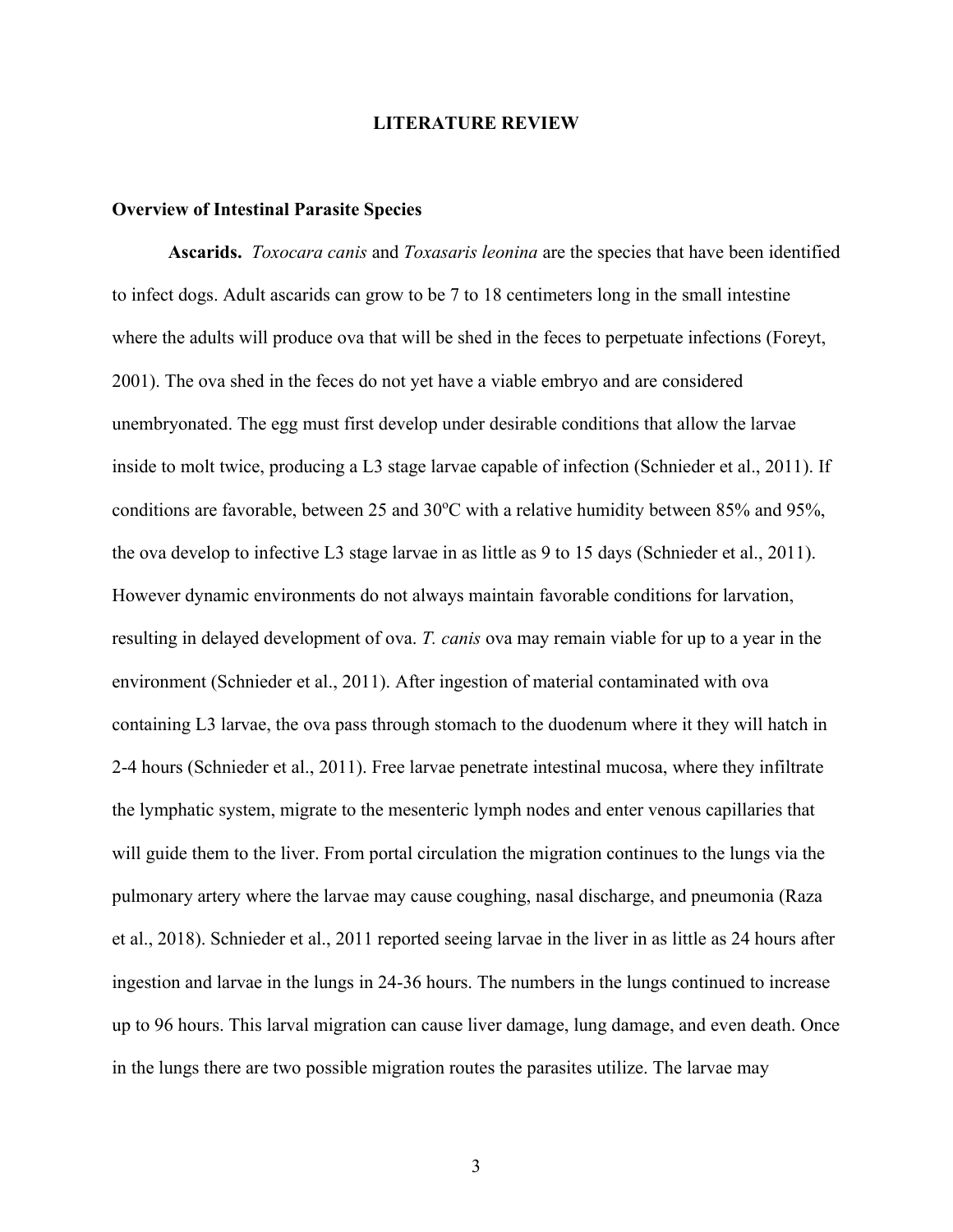# LITERATURE REVIEW

## Overview of Intestinal Parasite Species

**Ascarids.** *Toxocara canis* and *Toxasaris leonina* are the species that have been identified to infect dogs. Adult ascarids can grow to be 7 to 18 centimeters long in the small intestine where the adults will produce ova that will be shed in the feces to perpetuate infections (Foreyt, 2001). The ova shed in the feces do not yet have a viable embryo and are considered unembryonated. The egg must first develop under desirable conditions that allow the larvae inside to molt twice, producing a L3 stage larvae capable of infection (Schnieder et al., 2011). If conditions are favorable, between 25 and 30°C with a relative humidity between 85% and 95%, the ova develop to infective L3 stage larvae in as little as 9 to 15 days (Schnieder et al., 2011). However dynamic environments do not always maintain favorable conditions for larvation, resulting in delayed development of ova. *T. canis* ova may remain viable for up to a year in the environment (Schnieder et al., 2011). After ingestion of material contaminated with ova containing L3 larvae, the ova pass through stomach to the duodenum where it they will hatch in 2-4 hours (Schnieder et al., 2011). Free larvae penetrate intestinal mucosa, where they infiltrate the lymphatic system, migrate to the mesenteric lymph nodes and enter venous capillaries that will guide them to the liver. From portal circulation the migration continues to the lungs via the pulmonary artery where the larvae may cause coughing, nasal discharge, and pneumonia (Raza et al., 2018). Schnieder et al., 2011 reported seeing larvae in the liver in as little as 24 hours after ingestion and larvae in the lungs in 24-36 hours. The numbers in the lungs continued to increase up to 96 hours. This larval migration can cause liver damage, lung damage, and even death. Once in the lungs there are two possible migration routes the parasites utilize. The larvae may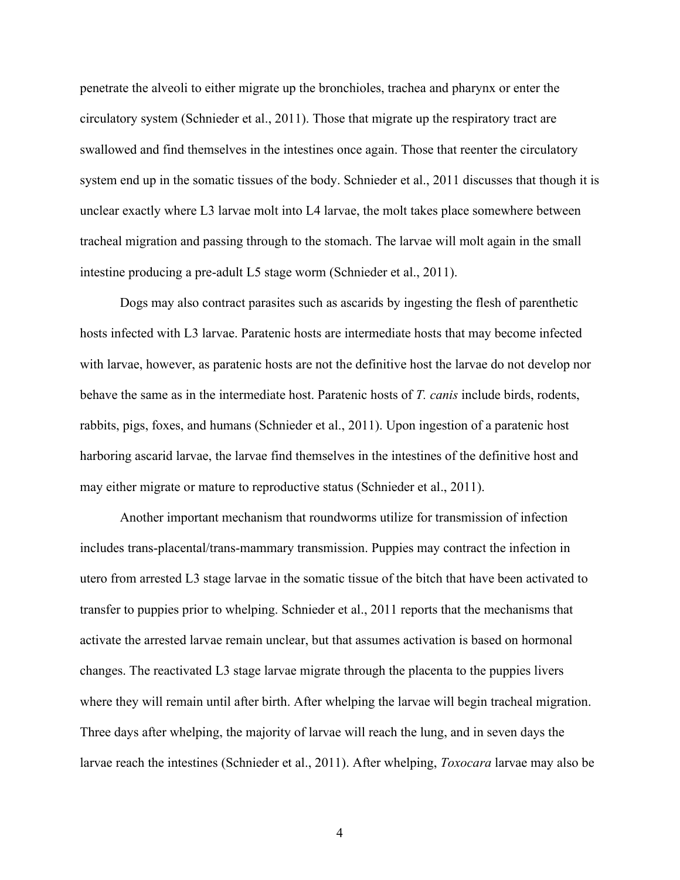penetrate the alveoli to either migrate up the bronchioles, trachea and pharynx or enter the circulatory system (Schnieder et al., 2011). Those that migrate up the respiratory tract are swallowed and find themselves in the intestines once again. Those that reenter the circulatory system end up in the somatic tissues of the body. Schnieder et al., 2011 discusses that though it is unclear exactly where L3 larvae molt into L4 larvae, the molt takes place somewhere between tracheal migration and passing through to the stomach. The larvae will molt again in the small intestine producing a pre-adult L5 stage worm (Schnieder et al., 2011).

Dogs may also contract parasites such as ascarids by ingesting the flesh of parenthetic hosts infected with L3 larvae. Paratenic hosts are intermediate hosts that may become infected with larvae, however, as paratenic hosts are not the definitive host the larvae do not develop nor behave the same as in the intermediate host. Paratenic hosts of *T. canis* include birds, rodents, rabbits, pigs, foxes, and humans (Schnieder et al., 2011). Upon ingestion of a paratenic host harboring ascarid larvae, the larvae find themselves in the intestines of the definitive host and may either migrate or mature to reproductive status (Schnieder et al., 2011).

Another important mechanism that roundworms utilize for transmission of infection includes trans-placental/trans-mammary transmission. Puppies may contract the infection in utero from arrested L3 stage larvae in the somatic tissue of the bitch that have been activated to transfer to puppies prior to whelping. Schnieder et al., 2011 reports that the mechanisms that activate the arrested larvae remain unclear, but that assumes activation is based on hormonal changes. The reactivated L3 stage larvae migrate through the placenta to the puppies livers where they will remain until after birth. After whelping the larvae will begin tracheal migration. Three days after whelping, the majority of larvae will reach the lung, and in seven days the larvae reach the intestines (Schnieder et al., 2011). After whelping, *Toxocara* larvae may also be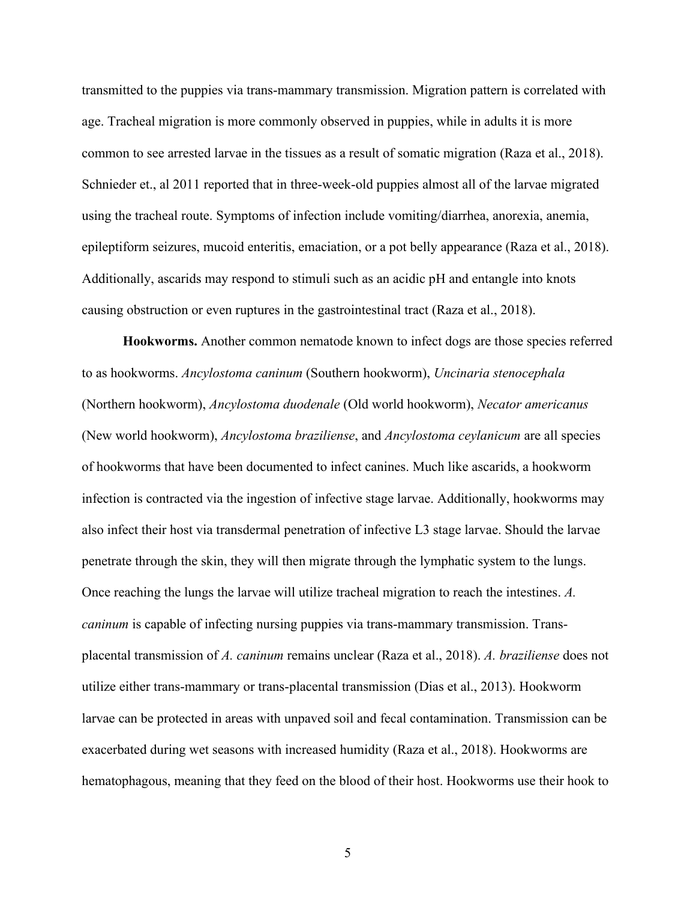transmitted to the puppies via trans-mammary transmission. Migration pattern is correlated with age. Tracheal migration is more commonly observed in puppies, while in adults it is more common to see arrested larvae in the tissues as a result of somatic migration (Raza et al., 2018). Schnieder et., al 2011 reported that in three-week-old puppies almost all of the larvae migrated using the tracheal route. Symptoms of infection include vomiting/diarrhea, anorexia, anemia, epileptiform seizures, mucoid enteritis, emaciation, or a pot belly appearance (Raza et al., 2018). Additionally, ascarids may respond to stimuli such as an acidic pH and entangle into knots causing obstruction or even ruptures in the gastrointestinal tract (Raza et al., 2018).

**Hookworms.** Another common nematode known to infect dogs are those species referred to as hookworms. *Ancylostoma caninum* (Southern hookworm), *Uncinaria stenocephala* (Northern hookworm), *Ancylostoma duodenale* (Old world hookworm), *Necator americanus* (New world hookworm), *Ancylostoma braziliense*, and *Ancylostoma ceylanicum* are all species of hookworms that have been documented to infect canines. Much like ascarids, a hookworm infection is contracted via the ingestion of infective stage larvae. Additionally, hookworms may also infect their host via transdermal penetration of infective L3 stage larvae. Should the larvae penetrate through the skin, they will then migrate through the lymphatic system to the lungs. Once reaching the lungs the larvae will utilize tracheal migration to reach the intestines. *A. caninum* is capable of infecting nursing puppies via trans-mammary transmission. Trans-placental transmission of *A. caninum* remains unclear (Raza et al., 2018). *A. braziliense* does not utilize either trans-mammary or trans-placental transmission (Dias et al., 2013). Hookworm larvae can be protected in areas with unpaved soil and fecal contamination. Transmission can be exacerbated during wet seasons with increased humidity (Raza et al., 2018). Hookworms are hematophagous, meaning that they feed on the blood of their host. Hookworms use their hook to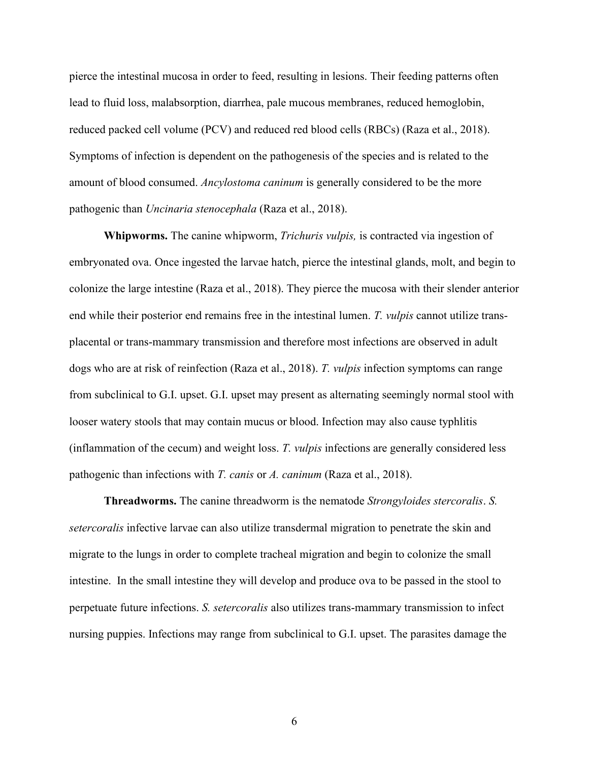pierce the intestinal mucosa in order to feed, resulting in lesions. Their feeding patterns often lead to fluid loss, malabsorption, diarrhea, pale mucous membranes, reduced hemoglobin, reduced packed cell volume (PCV) and reduced red blood cells (RBCs) (Raza et al., 2018). Symptoms of infection is dependent on the pathogenesis of the species and is related to the amount of blood consumed. *Ancylostoma caninum* is generally considered to be the more pathogenic than *Uncinaria stenocephala* (Raza et al., 2018).

**Whipworms.** The canine whipworm, *Trichuris vulpis,* is contracted via ingestion of embryonated ova. Once ingested the larvae hatch, pierce the intestinal glands, molt, and begin to colonize the large intestine (Raza et al., 2018). They pierce the mucosa with their slender anterior end while their posterior end remains free in the intestinal lumen. *T. vulpis* cannot utilize trans-placental or trans-mammary transmission and therefore most infections are observed in adult dogs who are at risk of reinfection (Raza et al., 2018). *T. vulpis* infection symptoms can range from subclinical to G.I. upset. G.I. upset may present as alternating seemingly normal stool with looser watery stools that may contain mucus or blood. Infection may also cause typhlitis (inflammation of the cecum) and weight loss. *T. vulpis* infections are generally considered less pathogenic than infections with *T. canis* or *A. caninum* (Raza et al., 2018).

**Threadworms.** The canine threadworm is the nematode *Strongyloides stercoralis*. *S. setercoralis* infective larvae can also utilize transdermal migration to penetrate the skin and migrate to the lungs in order to complete tracheal migration and begin to colonize the small intestine. In the small intestine they will develop and produce ova to be passed in the stool to perpetuate future infections. *S. setercoralis* also utilizes trans-mammary transmission to infect nursing puppies. Infections may range from subclinical to G.I. upset. The parasites damage the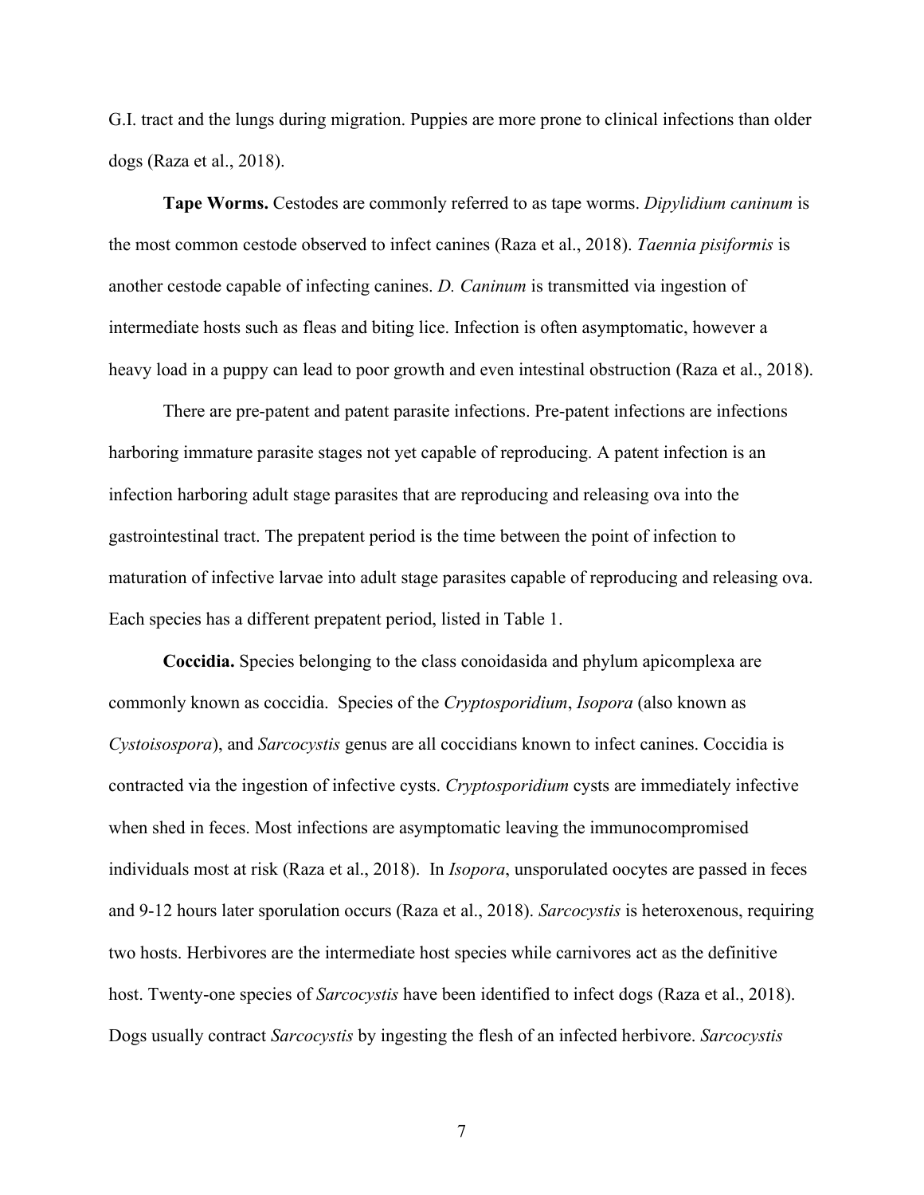G.I. tract and the lungs during migration. Puppies are more prone to clinical infections than older dogs (Raza et al., 2018).

**Tape Worms.** Cestodes are commonly referred to as tape worms. *Dipylidium caninum* is the most common cestode observed to infect canines (Raza et al., 2018). *Taennia pisiformis* is another cestode capable of infecting canines. *D. Caninum* is transmitted via ingestion of intermediate hosts such as fleas and biting lice. Infection is often asymptomatic, however a heavy load in a puppy can lead to poor growth and even intestinal obstruction (Raza et al., 2018).

There are pre-patent and patent parasite infections. Pre-patent infections are infections harboring immature parasite stages not yet capable of reproducing. A patent infection is an infection harboring adult stage parasites that are reproducing and releasing ova into the gastrointestinal tract. The prepatent period is the time between the point of infection to maturation of infective larvae into adult stage parasites capable of reproducing and releasing ova. Each species has a different prepatent period, listed in Table 1.

**Coccidia.** Species belonging to the class conoidasida and phylum apicomplexa are commonly known as coccidia. Species of the *Cryptosporidium*, *Isopora* (also known as *Cystoisospora*), and *Sarcocystis* genus are all coccidians known to infect canines. Coccidia is contracted via the ingestion of infective cysts. *Cryptosporidium* cysts are immediately infective when shed in feces. Most infections are asymptomatic leaving the immunocompromised individuals most at risk (Raza et al., 2018). In *Isopora*, unsporulated oocytes are passed in feces and 9-12 hours later sporulation occurs (Raza et al., 2018). *Sarcocystis* is heteroxenous, requiring two hosts. Herbivores are the intermediate host species while carnivores act as the definitive host. Twenty-one species of *Sarcocystis* have been identified to infect dogs (Raza et al., 2018). Dogs usually contract *Sarcocystis* by ingesting the flesh of an infected herbivore. *Sarcocystis*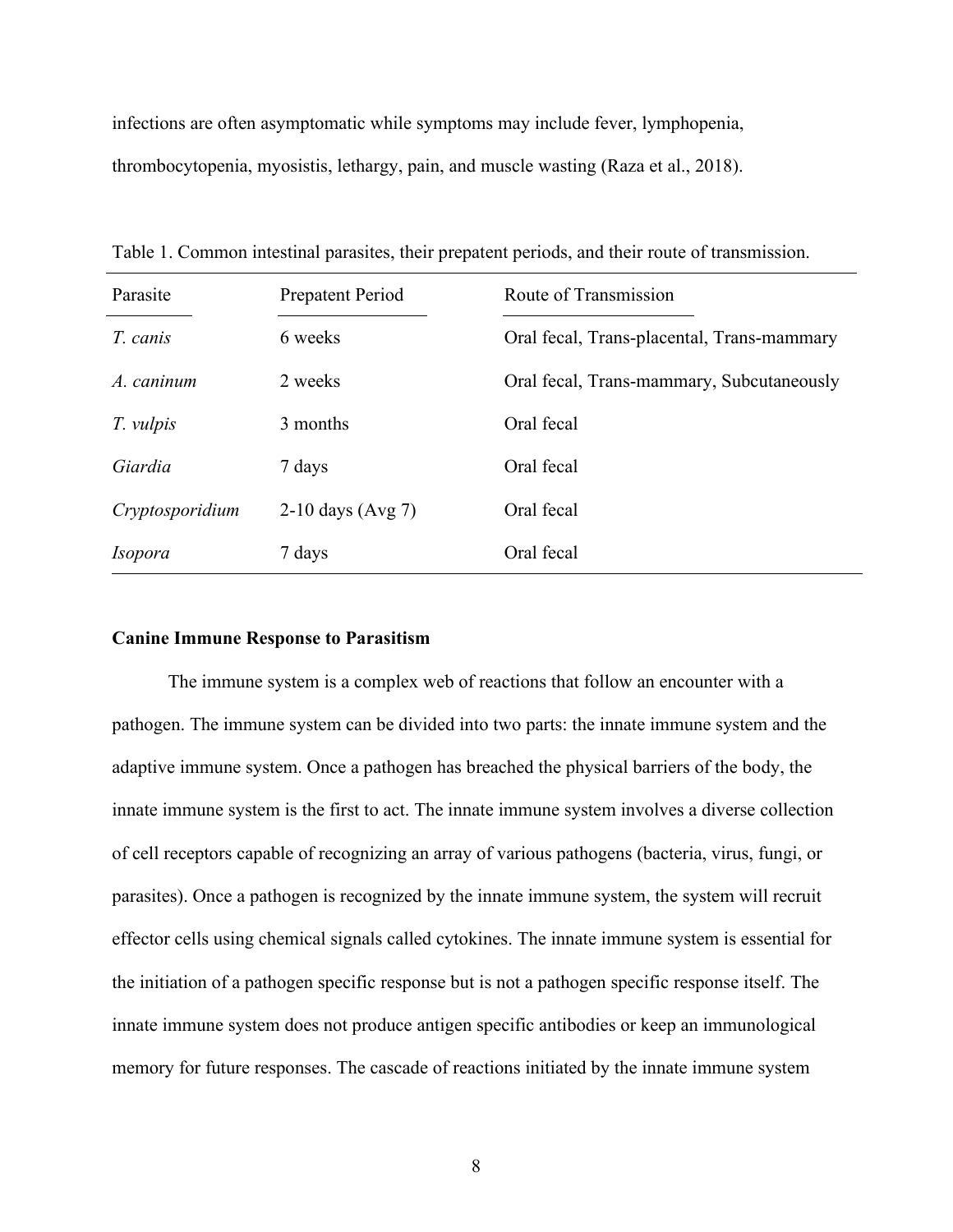infections are often asymptomatic while symptoms may include fever, lymphopenia, thrombocytopenia, myosistis, lethargy, pain, and muscle wasting (Raza et al., 2018).

Table 1. Common intestinal parasites, their prepatent periods, and their route of transmission.

| Parasite | Prepatent Period | Route of Transmission |
|---|---|---|
| *T. canis* | 6 weeks | Oral fecal, Trans-placental, Trans-mammary |
| *A. caninum* | 2 weeks | Oral fecal, Trans-mammary, Subcutaneously |
| *T. vulpis* | 3 months | Oral fecal |
| *Giardia* | 7 days | Oral fecal |
| *Cryptosporidium* | 2-10 days (Avg 7) | Oral fecal |
| *Isopora* | 7 days | Oral fecal |

**Canine Immune Response to Parasitism**

The immune system is a complex web of reactions that follow an encounter with a pathogen. The immune system can be divided into two parts: the innate immune system and the adaptive immune system. Once a pathogen has breached the physical barriers of the body, the innate immune system is the first to act. The innate immune system involves a diverse collection of cell receptors capable of recognizing an array of various pathogens (bacteria, virus, fungi, or parasites). Once a pathogen is recognized by the innate immune system, the system will recruit effector cells using chemical signals called cytokines. The innate immune system is essential for the initiation of a pathogen specific response but is not a pathogen specific response itself. The innate immune system does not produce antigen specific antibodies or keep an immunological memory for future responses. The cascade of reactions initiated by the innate immune system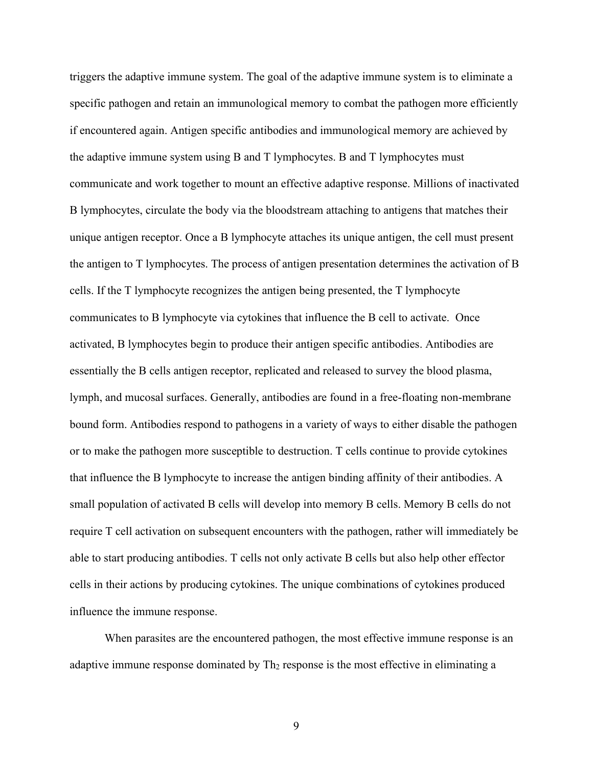triggers the adaptive immune system. The goal of the adaptive immune system is to eliminate a specific pathogen and retain an immunological memory to combat the pathogen more efficiently if encountered again. Antigen specific antibodies and immunological memory are achieved by the adaptive immune system using B and T lymphocytes. B and T lymphocytes must communicate and work together to mount an effective adaptive response. Millions of inactivated B lymphocytes, circulate the body via the bloodstream attaching to antigens that matches their unique antigen receptor. Once a B lymphocyte attaches its unique antigen, the cell must present the antigen to T lymphocytes. The process of antigen presentation determines the activation of B cells. If the T lymphocyte recognizes the antigen being presented, the T lymphocyte communicates to B lymphocyte via cytokines that influence the B cell to activate. Once activated, B lymphocytes begin to produce their antigen specific antibodies. Antibodies are essentially the B cells antigen receptor, replicated and released to survey the blood plasma, lymph, and mucosal surfaces. Generally, antibodies are found in a free-floating non-membrane bound form. Antibodies respond to pathogens in a variety of ways to either disable the pathogen or to make the pathogen more susceptible to destruction. T cells continue to provide cytokines that influence the B lymphocyte to increase the antigen binding affinity of their antibodies. A small population of activated B cells will develop into memory B cells. Memory B cells do not require T cell activation on subsequent encounters with the pathogen, rather will immediately be able to start producing antibodies. T cells not only activate B cells but also help other effector cells in their actions by producing cytokines. The unique combinations of cytokines produced influence the immune response.

When parasites are the encountered pathogen, the most effective immune response is an adaptive immune response dominated by $Th_2$ response is the most effective in eliminating a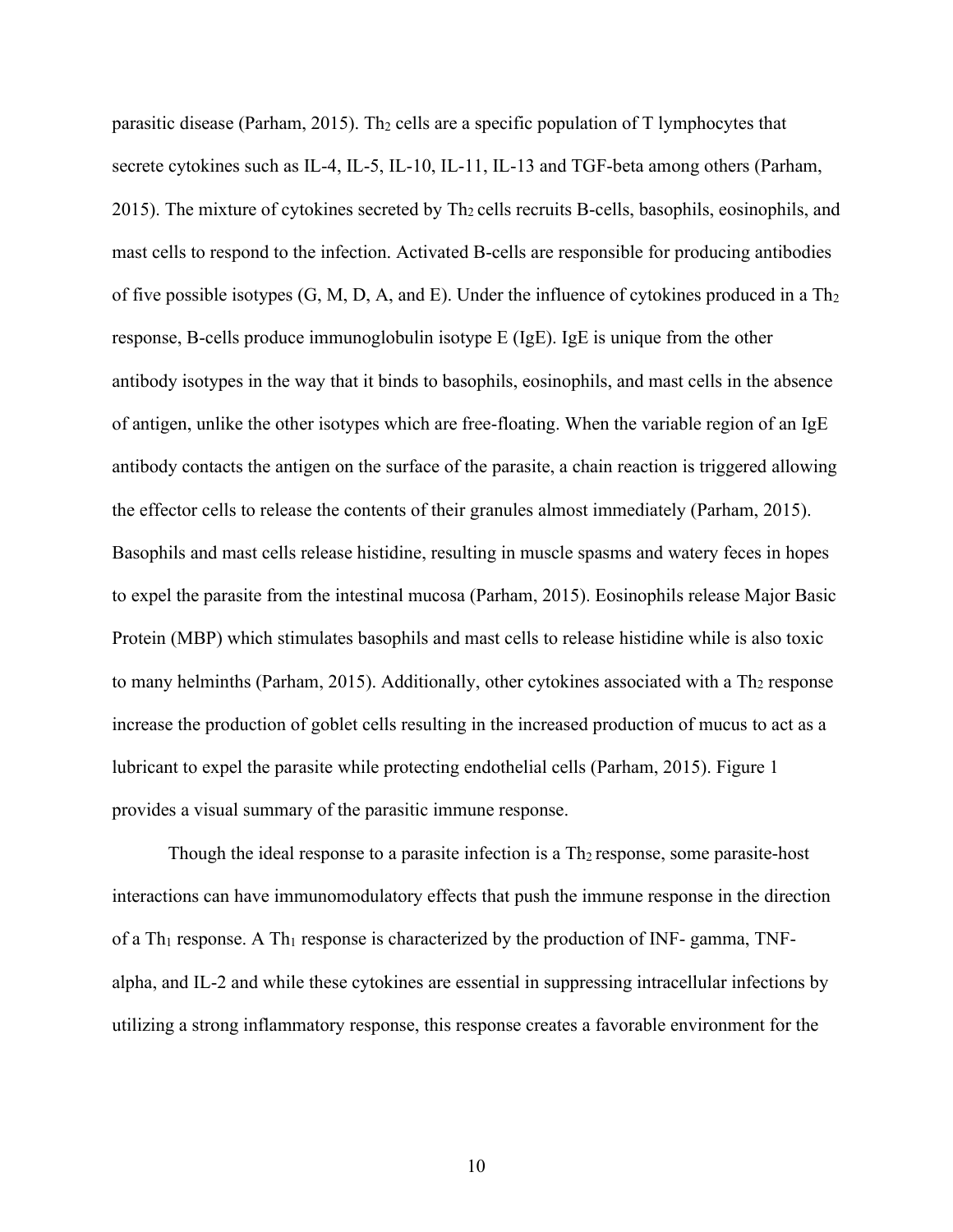parasitic disease (Parham, 2015). $Th_2$ cells are a specific population of T lymphocytes that secrete cytokines such as IL-4, IL-5, IL-10, IL-11, IL-13 and TGF-beta among others (Parham, 2015). The mixture of cytokines secreted by $Th_2$ cells recruits B-cells, basophils, eosinophils, and mast cells to respond to the infection. Activated B-cells are responsible for producing antibodies of five possible isotypes (G, M, D, A, and E). Under the influence of cytokines produced in a $Th_2$ response, B-cells produce immunoglobulin isotype E (IgE). IgE is unique from the other antibody isotypes in the way that it binds to basophils, eosinophils, and mast cells in the absence of antigen, unlike the other isotypes which are free-floating. When the variable region of an IgE antibody contacts the antigen on the surface of the parasite, a chain reaction is triggered allowing the effector cells to release the contents of their granules almost immediately (Parham, 2015). Basophils and mast cells release histidine, resulting in muscle spasms and watery feces in hopes to expel the parasite from the intestinal mucosa (Parham, 2015). Eosinophils release Major Basic Protein (MBP) which stimulates basophils and mast cells to release histidine while is also toxic to many helminths (Parham, 2015). Additionally, other cytokines associated with a $Th_2$ response increase the production of goblet cells resulting in the increased production of mucus to act as a lubricant to expel the parasite while protecting endothelial cells (Parham, 2015). Figure 1 provides a visual summary of the parasitic immune response.

Though the ideal response to a parasite infection is a $Th_2$ response, some parasite-host interactions can have immunomodulatory effects that push the immune response in the direction of a $Th_1$ response. A $Th_1$ response is characterized by the production of INF- gamma, TNF-alpha, and IL-2 and while these cytokines are essential in suppressing intracellular infections by utilizing a strong inflammatory response, this response creates a favorable environment for the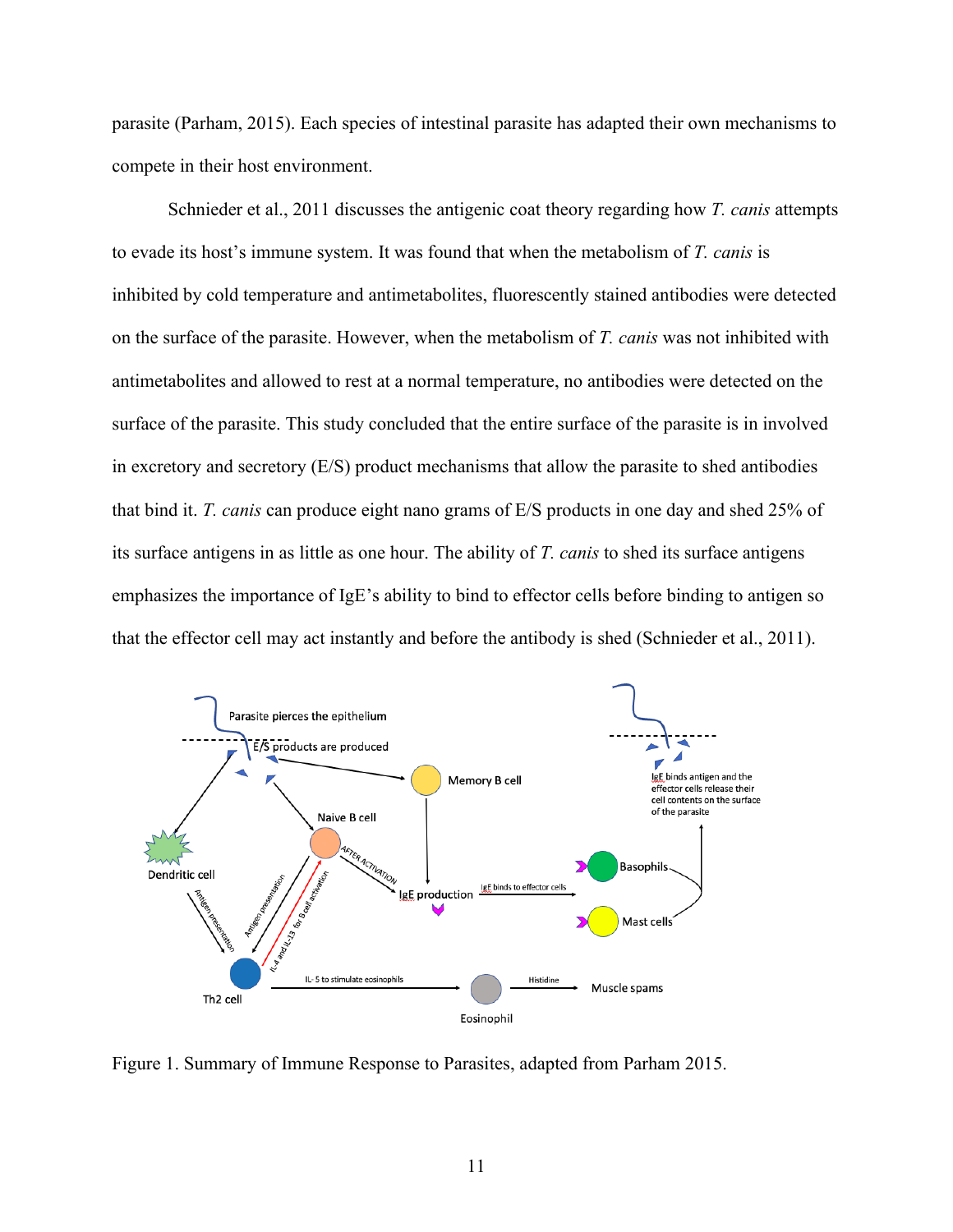parasite (Parham, 2015). Each species of intestinal parasite has adapted their own mechanisms to compete in their host environment.

Schnieder et al., 2011 discusses the antigenic coat theory regarding how *T. canis* attempts to evade its host's immune system. It was found that when the metabolism of *T. canis* is inhibited by cold temperature and antimetabolites, fluorescently stained antibodies were detected on the surface of the parasite. However, when the metabolism of *T. canis* was not inhibited with antimetabolites and allowed to rest at a normal temperature, no antibodies were detected on the surface of the parasite. This study concluded that the entire surface of the parasite is in involved in excretory and secretory (E/S) product mechanisms that allow the parasite to shed antibodies that bind it. *T. canis* can produce eight nano grams of E/S products in one day and shed 25% of its surface antigens in as little as one hour. The ability of *T. canis* to shed its surface antigens emphasizes the importance of IgE's ability to bind to effector cells before binding to antigen so that the effector cell may act instantly and before the antibody is shed (Schnieder et al., 2011).

Parasite pierces the epithelium

E/S products are produced

Memory B cell

Naive B cell

Dendritic cell

AFTER ACTIVATION

IgE production

IgE binds to effector cells

Antigen presentation

Antigen presentation

IL-4 and IL-13 for B cell activation

Th2 cell

IL- 5 to stimulate eosinophils

Eosinophil

Histidine

Muscle spams

Basophils

Mast cells

IgE binds antigen and the effector cells release their cell contents on the surface of the parasite

Figure 1. Summary of Immune Response to Parasites, adapted from Parham 2015.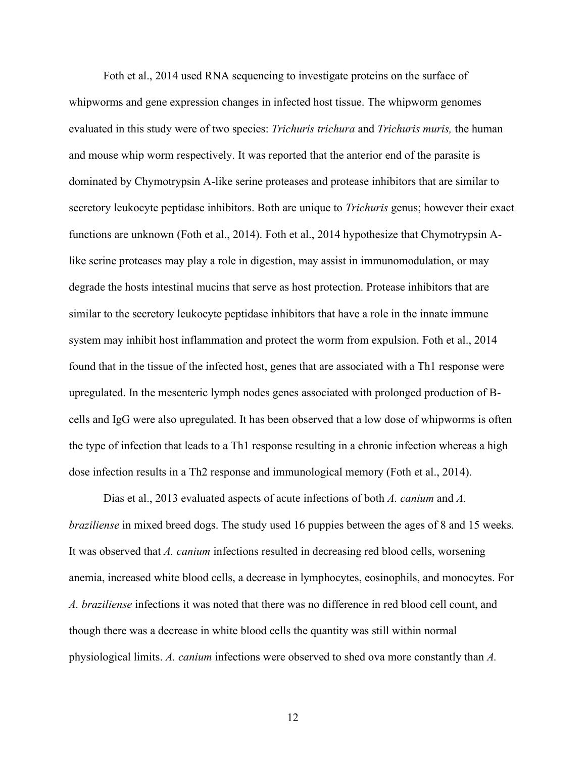Foth et al., 2014 used RNA sequencing to investigate proteins on the surface of whipworms and gene expression changes in infected host tissue. The whipworm genomes evaluated in this study were of two species: *Trichuris trichura* and *Trichuris muris,* the human and mouse whip worm respectively. It was reported that the anterior end of the parasite is dominated by Chymotrypsin A-like serine proteases and protease inhibitors that are similar to secretory leukocyte peptidase inhibitors. Both are unique to *Trichuris* genus; however their exact functions are unknown (Foth et al., 2014). Foth et al., 2014 hypothesize that Chymotrypsin A-like serine proteases may play a role in digestion, may assist in immunomodulation, or may degrade the hosts intestinal mucins that serve as host protection. Protease inhibitors that are similar to the secretory leukocyte peptidase inhibitors that have a role in the innate immune system may inhibit host inflammation and protect the worm from expulsion. Foth et al., 2014 found that in the tissue of the infected host, genes that are associated with a Th1 response were upregulated. In the mesenteric lymph nodes genes associated with prolonged production of B-cells and IgG were also upregulated. It has been observed that a low dose of whipworms is often the type of infection that leads to a Th1 response resulting in a chronic infection whereas a high dose infection results in a Th2 response and immunological memory (Foth et al., 2014).

Dias et al., 2013 evaluated aspects of acute infections of both *A. canium* and *A. braziliense* in mixed breed dogs. The study used 16 puppies between the ages of 8 and 15 weeks. It was observed that *A. canium* infections resulted in decreasing red blood cells, worsening anemia, increased white blood cells, a decrease in lymphocytes, eosinophils, and monocytes. For *A. braziliense* infections it was noted that there was no difference in red blood cell count, and though there was a decrease in white blood cells the quantity was still within normal physiological limits. *A. canium* infections were observed to shed ova more constantly than *A.*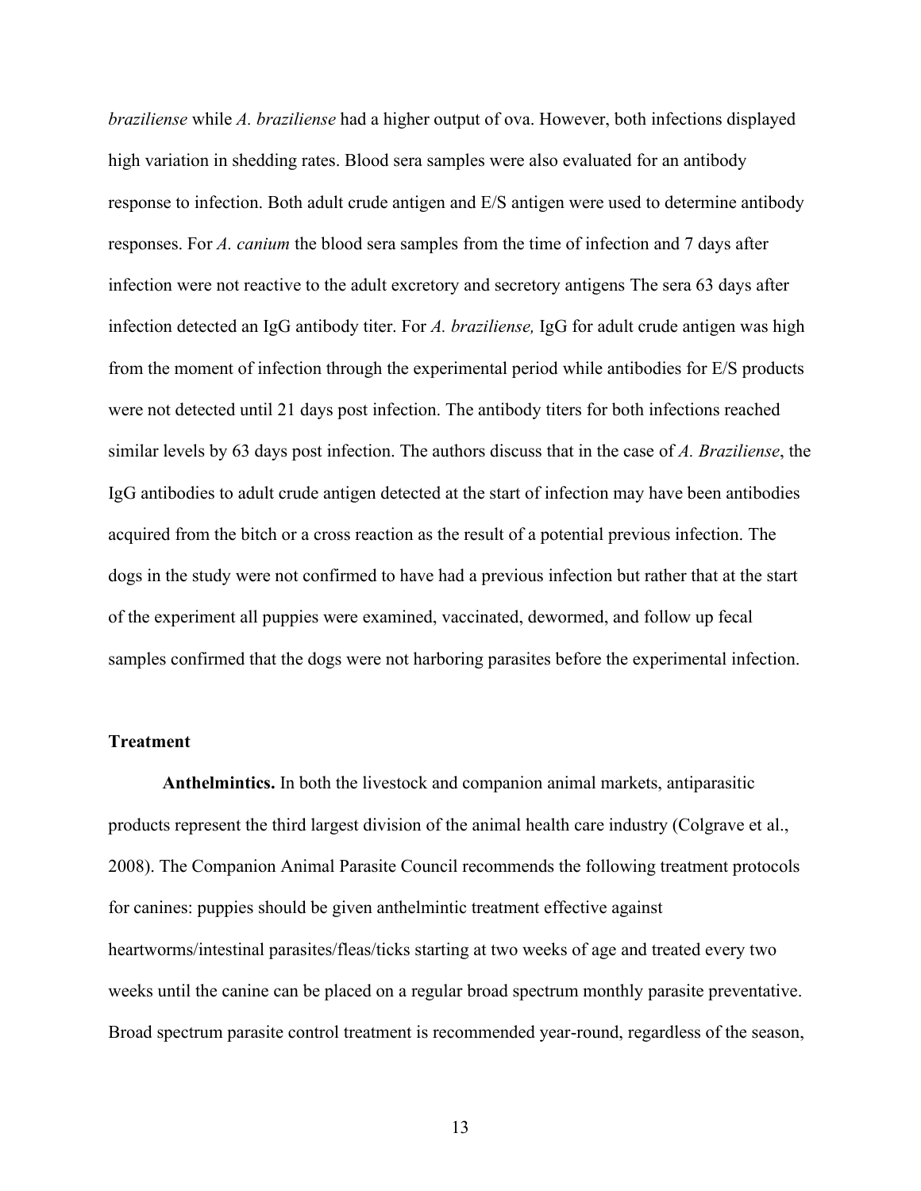*braziliense* while *A. braziliense* had a higher output of ova. However, both infections displayed high variation in shedding rates. Blood sera samples were also evaluated for an antibody response to infection. Both adult crude antigen and E/S antigen were used to determine antibody responses. For *A. canium* the blood sera samples from the time of infection and 7 days after infection were not reactive to the adult excretory and secretory antigens The sera 63 days after infection detected an IgG antibody titer. For *A. braziliense,* IgG for adult crude antigen was high from the moment of infection through the experimental period while antibodies for E/S products were not detected until 21 days post infection. The antibody titers for both infections reached similar levels by 63 days post infection. The authors discuss that in the case of *A. Braziliense*, the IgG antibodies to adult crude antigen detected at the start of infection may have been antibodies acquired from the bitch or a cross reaction as the result of a potential previous infection. The dogs in the study were not confirmed to have had a previous infection but rather that at the start of the experiment all puppies were examined, vaccinated, dewormed, and follow up fecal samples confirmed that the dogs were not harboring parasites before the experimental infection.

### Treatment

**Anthelmintics.** In both the livestock and companion animal markets, antiparasitic products represent the third largest division of the animal health care industry (Colgrave et al., 2008). The Companion Animal Parasite Council recommends the following treatment protocols for canines: puppies should be given anthelmintic treatment effective against heartworms/intestinal parasites/fleas/ticks starting at two weeks of age and treated every two weeks until the canine can be placed on a regular broad spectrum monthly parasite preventative. Broad spectrum parasite control treatment is recommended year-round, regardless of the season,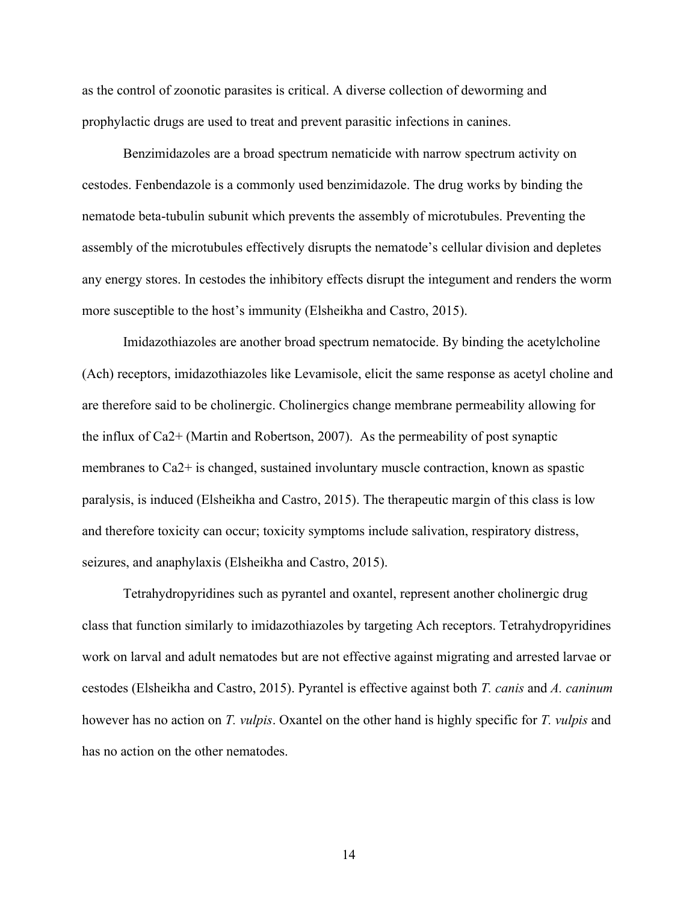as the control of zoonotic parasites is critical. A diverse collection of deworming and prophylactic drugs are used to treat and prevent parasitic infections in canines.

Benzimidazoles are a broad spectrum nematicide with narrow spectrum activity on cestodes. Fenbendazole is a commonly used benzimidazole. The drug works by binding the nematode beta-tubulin subunit which prevents the assembly of microtubules. Preventing the assembly of the microtubules effectively disrupts the nematode's cellular division and depletes any energy stores. In cestodes the inhibitory effects disrupt the integument and renders the worm more susceptible to the host's immunity (Elsheikha and Castro, 2015).

Imidazothiazoles are another broad spectrum nematocide. By binding the acetylcholine (Ach) receptors, imidazothiazoles like Levamisole, elicit the same response as acetyl choline and are therefore said to be cholinergic. Cholinergics change membrane permeability allowing for the influx of $Ca^{2+}$ (Martin and Robertson, 2007). As the permeability of post synaptic membranes to $Ca^{2+}$ is changed, sustained involuntary muscle contraction, known as spastic paralysis, is induced (Elsheikha and Castro, 2015). The therapeutic margin of this class is low and therefore toxicity can occur; toxicity symptoms include salivation, respiratory distress, seizures, and anaphylaxis (Elsheikha and Castro, 2015).

Tetrahydropyridines such as pyrantel and oxantel, represent another cholinergic drug class that function similarly to imidazothiazoles by targeting Ach receptors. Tetrahydropyridines work on larval and adult nematodes but are not effective against migrating and arrested larvae or cestodes (Elsheikha and Castro, 2015). Pyrantel is effective against both *T. canis* and *A. caninum* however has no action on *T. vulpis*. Oxantel on the other hand is highly specific for *T. vulpis* and has no action on the other nematodes.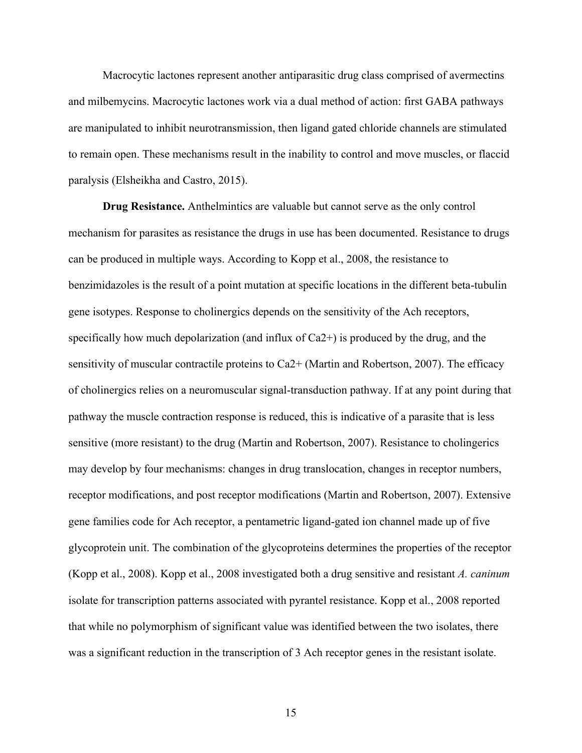Macrocytic lactones represent another antiparasitic drug class comprised of avermectins and milbemycins. Macrocytic lactones work via a dual method of action: first GABA pathways are manipulated to inhibit neurotransmission, then ligand gated chloride channels are stimulated to remain open. These mechanisms result in the inability to control and move muscles, or flaccid paralysis (Elsheikha and Castro, 2015).

**Drug Resistance.** Anthelmintics are valuable but cannot serve as the only control mechanism for parasites as resistance the drugs in use has been documented. Resistance to drugs can be produced in multiple ways. According to Kopp et al., 2008, the resistance to benzimidazoles is the result of a point mutation at specific locations in the different beta-tubulin gene isotypes. Response to cholinergics depends on the sensitivity of the Ach receptors, specifically how much depolarization (and influx of $Ca2+$) is produced by the drug, and the sensitivity of muscular contractile proteins to $Ca2+$ (Martin and Robertson, 2007). The efficacy of cholinergics relies on a neuromuscular signal-transduction pathway. If at any point during that pathway the muscle contraction response is reduced, this is indicative of a parasite that is less sensitive (more resistant) to the drug (Martin and Robertson, 2007). Resistance to cholingerics may develop by four mechanisms: changes in drug translocation, changes in receptor numbers, receptor modifications, and post receptor modifications (Martin and Robertson, 2007). Extensive gene families code for Ach receptor, a pentametric ligand-gated ion channel made up of five glycoprotein unit. The combination of the glycoproteins determines the properties of the receptor (Kopp et al., 2008). Kopp et al., 2008 investigated both a drug sensitive and resistant *A. caninum* isolate for transcription patterns associated with pyrantel resistance. Kopp et al., 2008 reported that while no polymorphism of significant value was identified between the two isolates, there was a significant reduction in the transcription of 3 Ach receptor genes in the resistant isolate.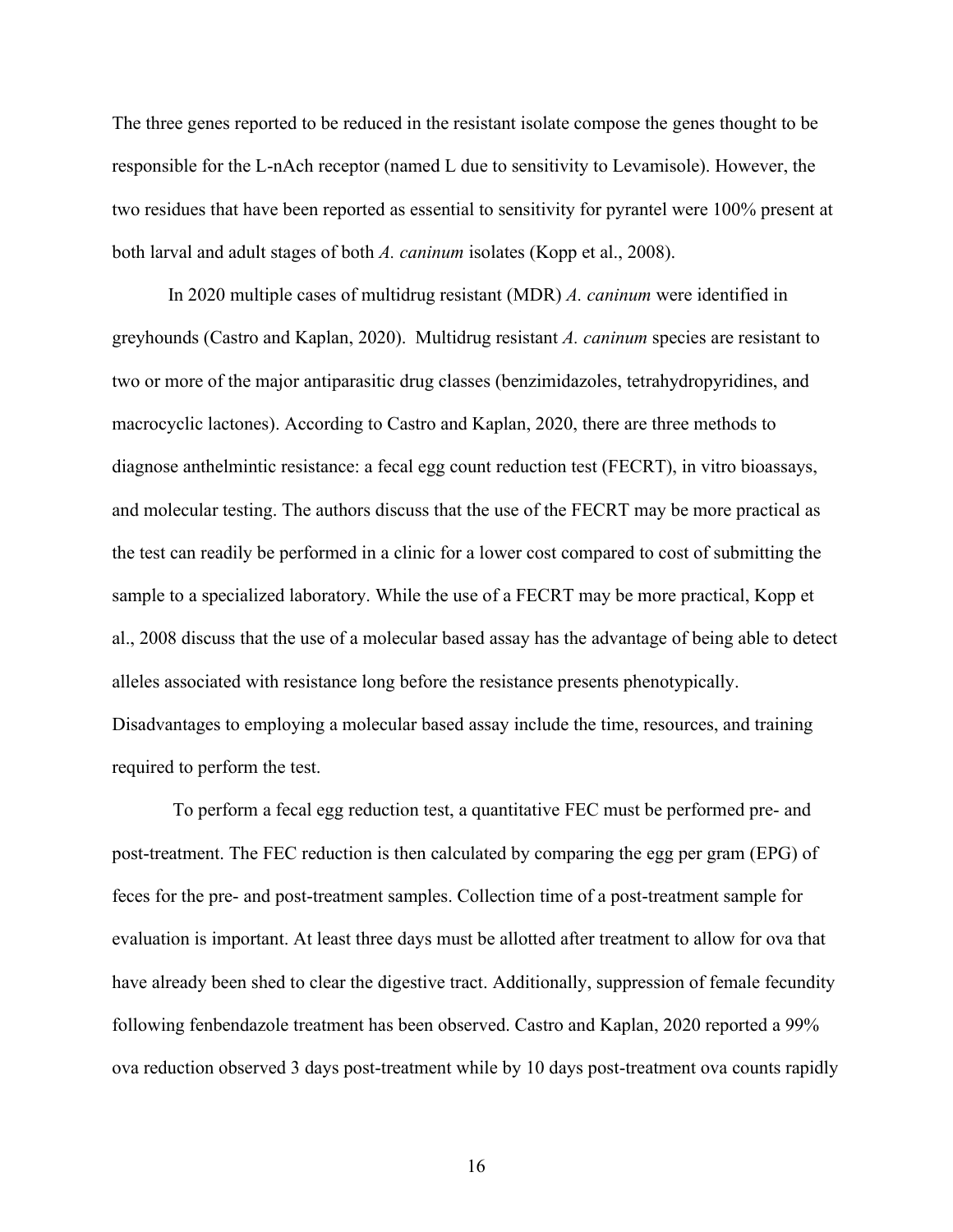The three genes reported to be reduced in the resistant isolate compose the genes thought to be responsible for the L-nAch receptor (named L due to sensitivity to Levamisole). However, the two residues that have been reported as essential to sensitivity for pyrantel were 100% present at both larval and adult stages of both *A. caninum* isolates (Kopp et al., 2008).

In 2020 multiple cases of multidrug resistant (MDR) *A. caninum* were identified in greyhounds (Castro and Kaplan, 2020). Multidrug resistant *A. caninum* species are resistant to two or more of the major antiparasitic drug classes (benzimidazoles, tetrahydropyridines, and macrocyclic lactones). According to Castro and Kaplan, 2020, there are three methods to diagnose anthelmintic resistance: a fecal egg count reduction test (FECRT), in vitro bioassays, and molecular testing. The authors discuss that the use of the FECRT may be more practical as the test can readily be performed in a clinic for a lower cost compared to cost of submitting the sample to a specialized laboratory. While the use of a FECRT may be more practical, Kopp et al., 2008 discuss that the use of a molecular based assay has the advantage of being able to detect alleles associated with resistance long before the resistance presents phenotypically. Disadvantages to employing a molecular based assay include the time, resources, and training required to perform the test.

To perform a fecal egg reduction test, a quantitative FEC must be performed pre- and post-treatment. The FEC reduction is then calculated by comparing the egg per gram (EPG) of feces for the pre- and post-treatment samples. Collection time of a post-treatment sample for evaluation is important. At least three days must be allotted after treatment to allow for ova that have already been shed to clear the digestive tract. Additionally, suppression of female fecundity following fenbendazole treatment has been observed. Castro and Kaplan, 2020 reported a 99% ova reduction observed 3 days post-treatment while by 10 days post-treatment ova counts rapidly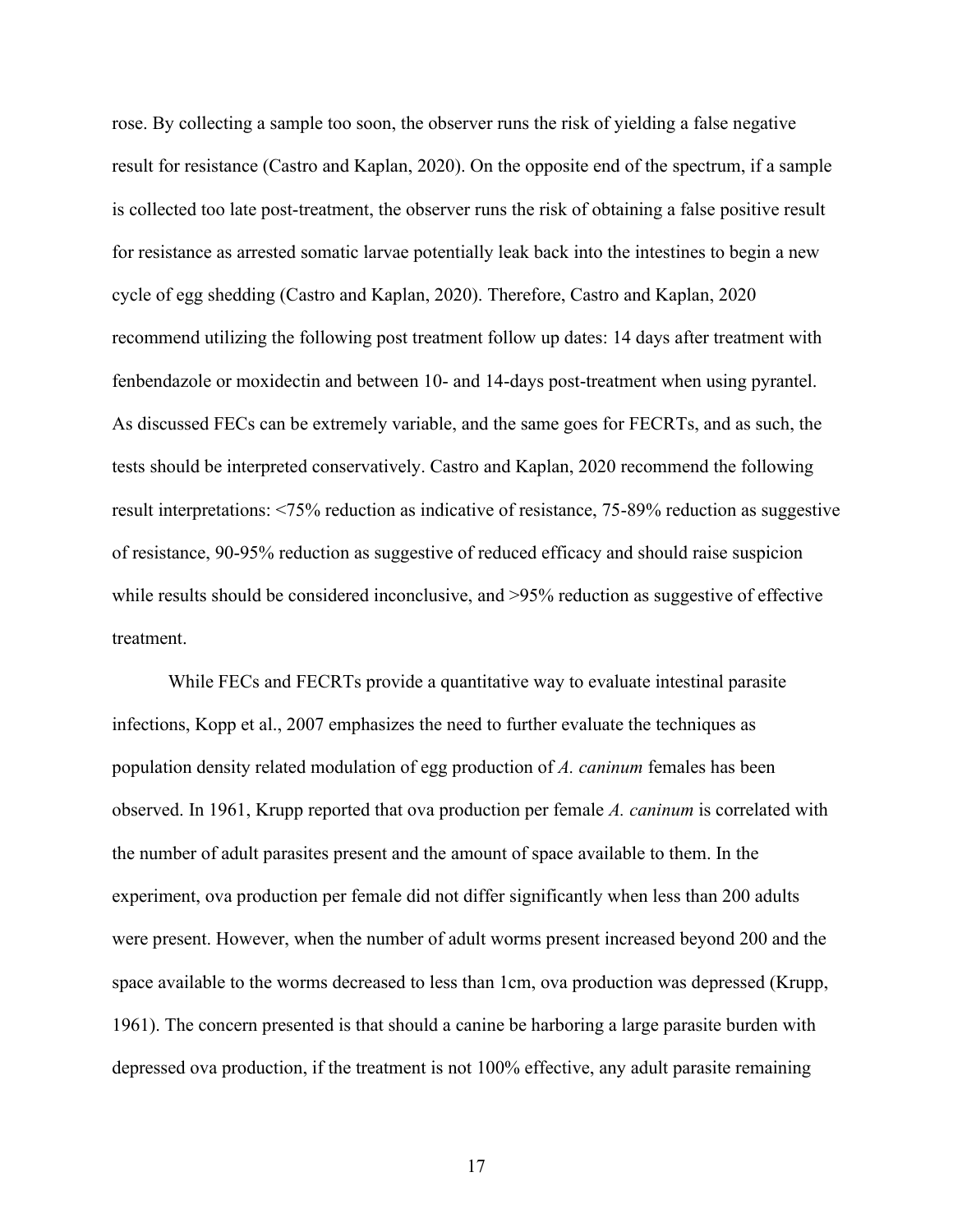rose. By collecting a sample too soon, the observer runs the risk of yielding a false negative result for resistance (Castro and Kaplan, 2020). On the opposite end of the spectrum, if a sample is collected too late post-treatment, the observer runs the risk of obtaining a false positive result for resistance as arrested somatic larvae potentially leak back into the intestines to begin a new cycle of egg shedding (Castro and Kaplan, 2020). Therefore, Castro and Kaplan, 2020 recommend utilizing the following post treatment follow up dates: 14 days after treatment with fenbendazole or moxidectin and between 10- and 14-days post-treatment when using pyrantel. As discussed FECs can be extremely variable, and the same goes for FECRTs, and as such, the tests should be interpreted conservatively. Castro and Kaplan, 2020 recommend the following result interpretations: <75% reduction as indicative of resistance, 75-89% reduction as suggestive of resistance, 90-95% reduction as suggestive of reduced efficacy and should raise suspicion while results should be considered inconclusive, and >95% reduction as suggestive of effective treatment.

While FECs and FECRTs provide a quantitative way to evaluate intestinal parasite infections, Kopp et al., 2007 emphasizes the need to further evaluate the techniques as population density related modulation of egg production of *A. caninum* females has been observed. In 1961, Krupp reported that ova production per female *A. caninum* is correlated with the number of adult parasites present and the amount of space available to them. In the experiment, ova production per female did not differ significantly when less than 200 adults were present. However, when the number of adult worms present increased beyond 200 and the space available to the worms decreased to less than 1cm, ova production was depressed (Krupp, 1961). The concern presented is that should a canine be harboring a large parasite burden with depressed ova production, if the treatment is not 100% effective, any adult parasite remaining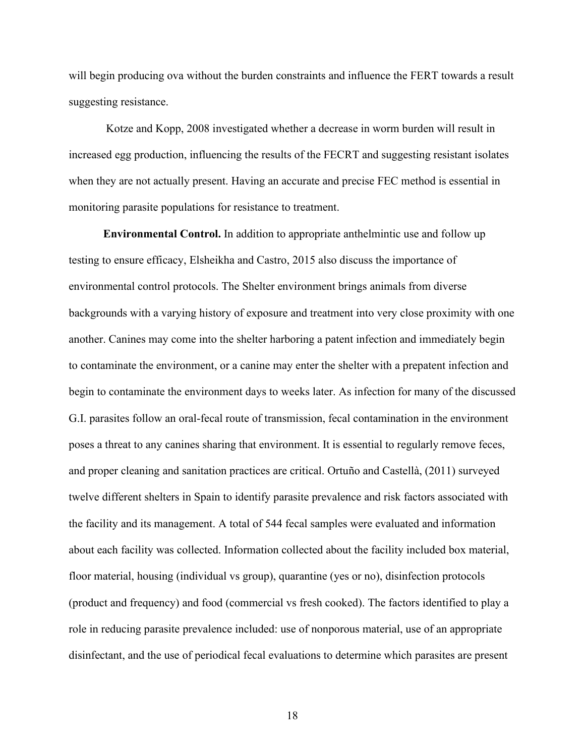will begin producing ova without the burden constraints and influence the FERT towards a result suggesting resistance.

Kotze and Kopp, 2008 investigated whether a decrease in worm burden will result in increased egg production, influencing the results of the FECRT and suggesting resistant isolates when they are not actually present. Having an accurate and precise FEC method is essential in monitoring parasite populations for resistance to treatment.

**Environmental Control.** In addition to appropriate anthelmintic use and follow up testing to ensure efficacy, Elsheikha and Castro, 2015 also discuss the importance of environmental control protocols. The Shelter environment brings animals from diverse backgrounds with a varying history of exposure and treatment into very close proximity with one another. Canines may come into the shelter harboring a patent infection and immediately begin to contaminate the environment, or a canine may enter the shelter with a prepatent infection and begin to contaminate the environment days to weeks later. As infection for many of the discussed G.I. parasites follow an oral-fecal route of transmission, fecal contamination in the environment poses a threat to any canines sharing that environment. It is essential to regularly remove feces, and proper cleaning and sanitation practices are critical. Ortuño and Castellà, (2011) surveyed twelve different shelters in Spain to identify parasite prevalence and risk factors associated with the facility and its management. A total of 544 fecal samples were evaluated and information about each facility was collected. Information collected about the facility included box material, floor material, housing (individual vs group), quarantine (yes or no), disinfection protocols (product and frequency) and food (commercial vs fresh cooked). The factors identified to play a role in reducing parasite prevalence included: use of nonporous material, use of an appropriate disinfectant, and the use of periodical fecal evaluations to determine which parasites are present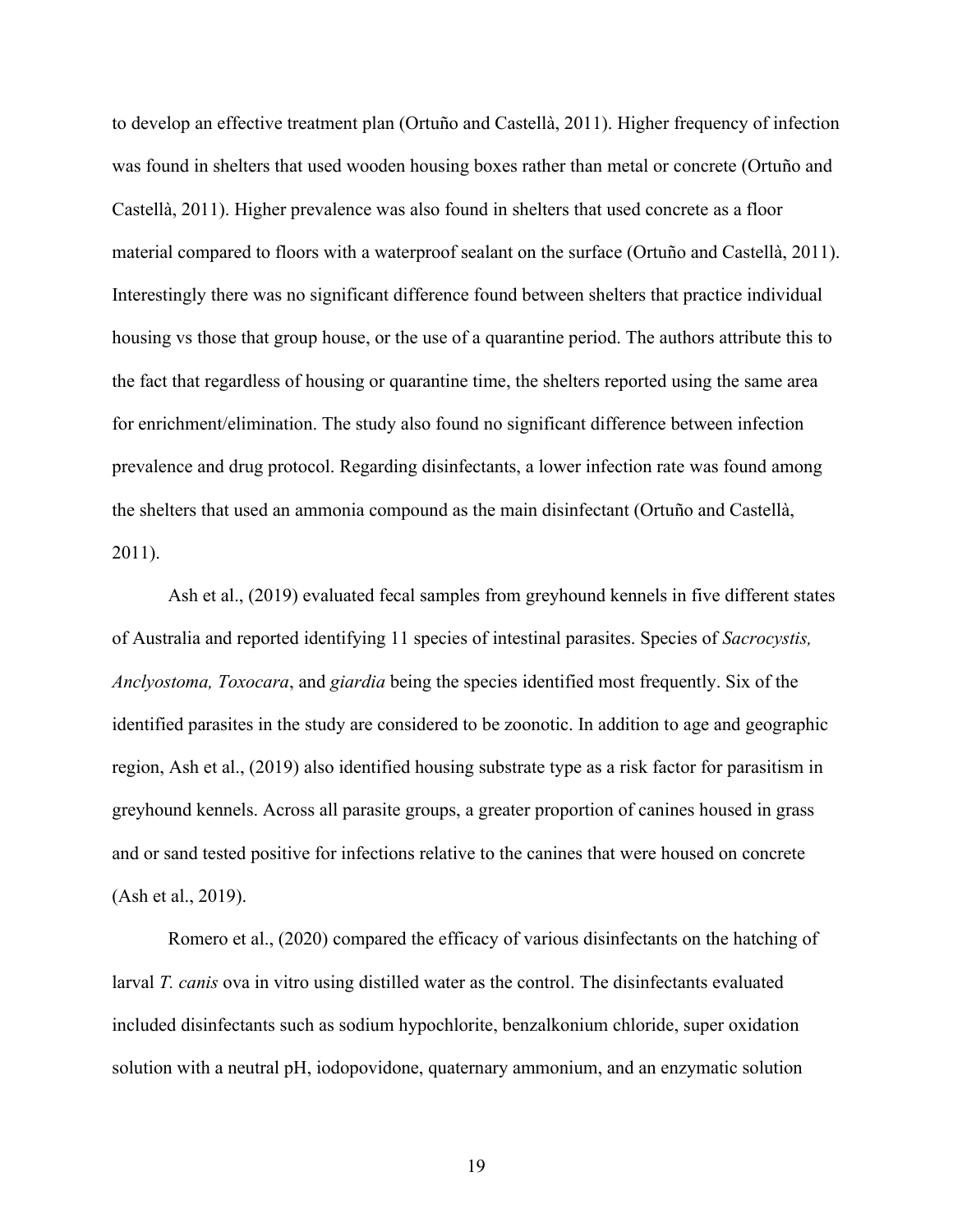to develop an effective treatment plan (Ortuño and Castellà, 2011). Higher frequency of infection was found in shelters that used wooden housing boxes rather than metal or concrete (Ortuño and Castellà, 2011). Higher prevalence was also found in shelters that used concrete as a floor material compared to floors with a waterproof sealant on the surface (Ortuño and Castellà, 2011). Interestingly there was no significant difference found between shelters that practice individual housing vs those that group house, or the use of a quarantine period. The authors attribute this to the fact that regardless of housing or quarantine time, the shelters reported using the same area for enrichment/elimination. The study also found no significant difference between infection prevalence and drug protocol. Regarding disinfectants, a lower infection rate was found among the shelters that used an ammonia compound as the main disinfectant (Ortuño and Castellà, 2011).

Ash et al., (2019) evaluated fecal samples from greyhound kennels in five different states of Australia and reported identifying 11 species of intestinal parasites. Species of *Sacrocystis, Anclyostoma, Toxocara*, and *giardia* being the species identified most frequently. Six of the identified parasites in the study are considered to be zoonotic. In addition to age and geographic region, Ash et al., (2019) also identified housing substrate type as a risk factor for parasitism in greyhound kennels. Across all parasite groups, a greater proportion of canines housed in grass and or sand tested positive for infections relative to the canines that were housed on concrete (Ash et al., 2019).

Romero et al., (2020) compared the efficacy of various disinfectants on the hatching of larval *T. canis* ova in vitro using distilled water as the control. The disinfectants evaluated included disinfectants such as sodium hypochlorite, benzalkonium chloride, super oxidation solution with a neutral pH, iodopovidone, quaternary ammonium, and an enzymatic solution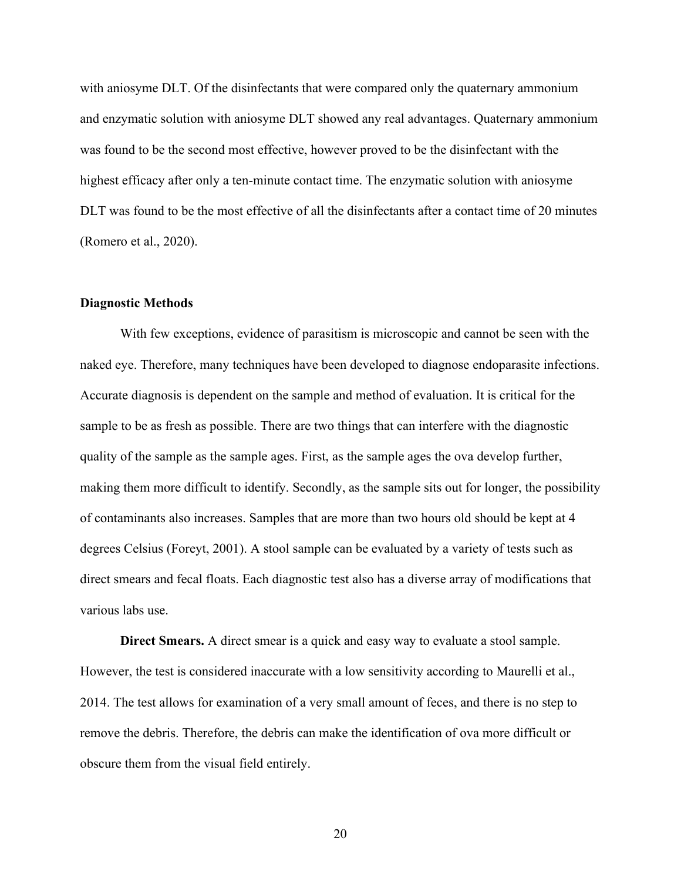with aniosyme DLT. Of the disinfectants that were compared only the quaternary ammonium and enzymatic solution with aniosyme DLT showed any real advantages. Quaternary ammonium was found to be the second most effective, however proved to be the disinfectant with the highest efficacy after only a ten-minute contact time. The enzymatic solution with aniosyme DLT was found to be the most effective of all the disinfectants after a contact time of 20 minutes (Romero et al., 2020).

### Diagnostic Methods

With few exceptions, evidence of parasitism is microscopic and cannot be seen with the naked eye. Therefore, many techniques have been developed to diagnose endoparasite infections. Accurate diagnosis is dependent on the sample and method of evaluation. It is critical for the sample to be as fresh as possible. There are two things that can interfere with the diagnostic quality of the sample as the sample ages. First, as the sample ages the ova develop further, making them more difficult to identify. Secondly, as the sample sits out for longer, the possibility of contaminants also increases. Samples that are more than two hours old should be kept at 4 degrees Celsius (Foreyt, 2001). A stool sample can be evaluated by a variety of tests such as direct smears and fecal floats. Each diagnostic test also has a diverse array of modifications that various labs use.

**Direct Smears.** A direct smear is a quick and easy way to evaluate a stool sample. However, the test is considered inaccurate with a low sensitivity according to Maurelli et al., 2014. The test allows for examination of a very small amount of feces, and there is no step to remove the debris. Therefore, the debris can make the identification of ova more difficult or obscure them from the visual field entirely.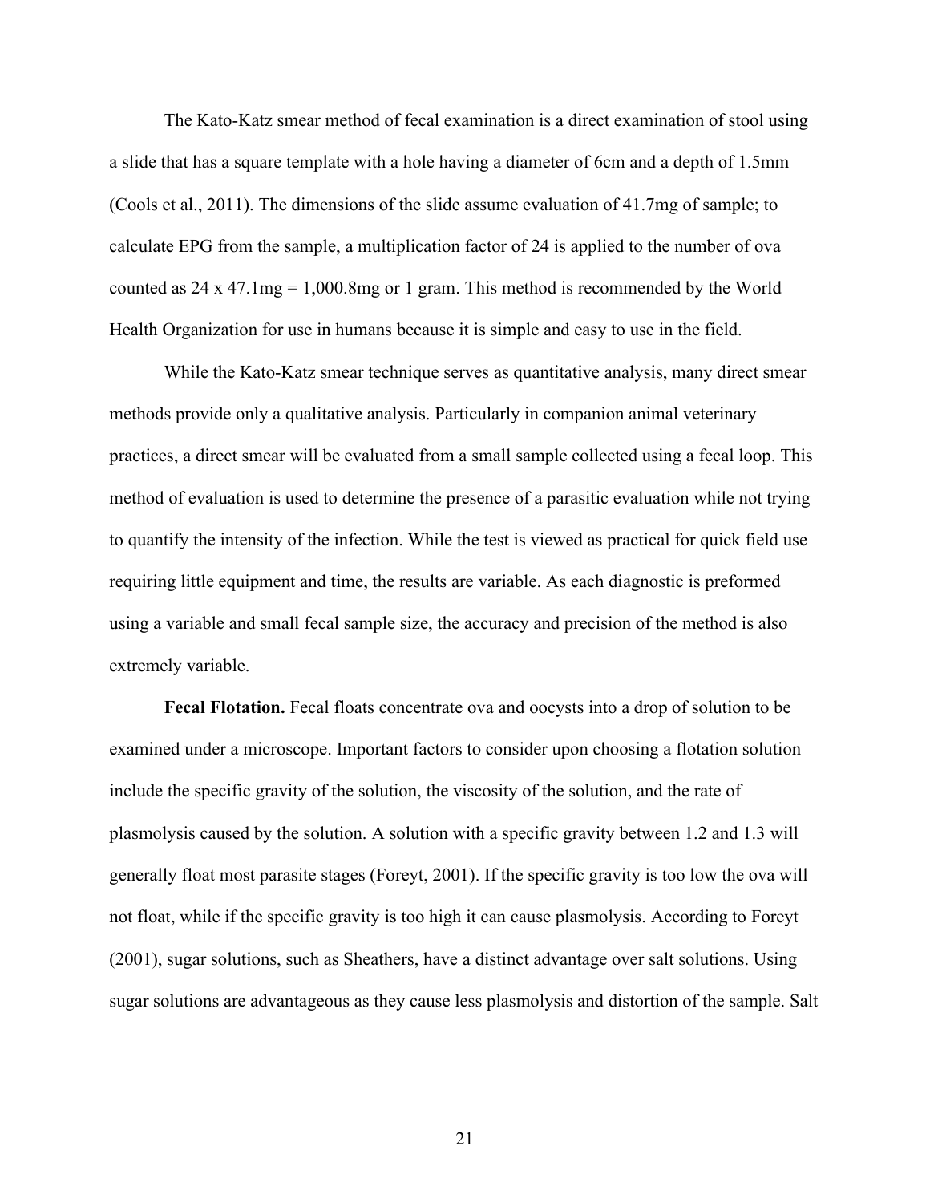The Kato-Katz smear method of fecal examination is a direct examination of stool using a slide that has a square template with a hole having a diameter of 6cm and a depth of 1.5mm (Cools et al., 2011). The dimensions of the slide assume evaluation of 41.7mg of sample; to calculate EPG from the sample, a multiplication factor of 24 is applied to the number of ova counted as 24 x 47.1mg = 1,000.8mg or 1 gram. This method is recommended by the World Health Organization for use in humans because it is simple and easy to use in the field.

While the Kato-Katz smear technique serves as quantitative analysis, many direct smear methods provide only a qualitative analysis. Particularly in companion animal veterinary practices, a direct smear will be evaluated from a small sample collected using a fecal loop. This method of evaluation is used to determine the presence of a parasitic evaluation while not trying to quantify the intensity of the infection. While the test is viewed as practical for quick field use requiring little equipment and time, the results are variable. As each diagnostic is preformed using a variable and small fecal sample size, the accuracy and precision of the method is also extremely variable.

**Fecal Flotation.** Fecal floats concentrate ova and oocysts into a drop of solution to be examined under a microscope. Important factors to consider upon choosing a flotation solution include the specific gravity of the solution, the viscosity of the solution, and the rate of plasmolysis caused by the solution. A solution with a specific gravity between 1.2 and 1.3 will generally float most parasite stages (Foreyt, 2001). If the specific gravity is too low the ova will not float, while if the specific gravity is too high it can cause plasmolysis. According to Foreyt (2001), sugar solutions, such as Sheathers, have a distinct advantage over salt solutions. Using sugar solutions are advantageous as they cause less plasmolysis and distortion of the sample. Salt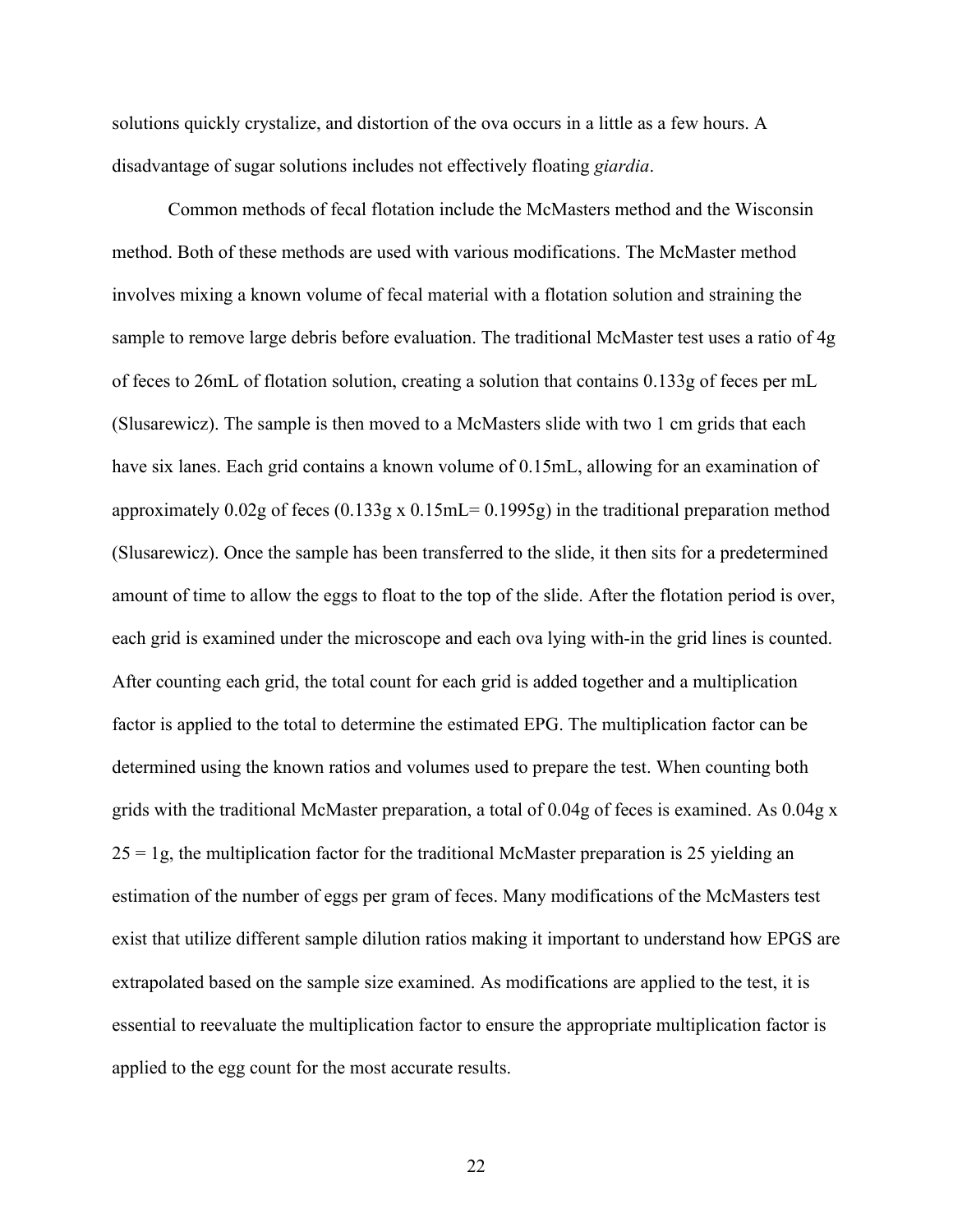solutions quickly crystalize, and distortion of the ova occurs in a little as a few hours. A disadvantage of sugar solutions includes not effectively floating *giardia*.

Common methods of fecal flotation include the McMasters method and the Wisconsin method. Both of these methods are used with various modifications. The McMaster method involves mixing a known volume of fecal material with a flotation solution and straining the sample to remove large debris before evaluation. The traditional McMaster test uses a ratio of 4g of feces to 26mL of flotation solution, creating a solution that contains 0.133g of feces per mL (Slusarewicz). The sample is then moved to a McMasters slide with two 1 cm grids that each have six lanes. Each grid contains a known volume of 0.15mL, allowing for an examination of approximately 0.02g of feces (0.133g x 0.15mL= 0.1995g) in the traditional preparation method (Slusarewicz). Once the sample has been transferred to the slide, it then sits for a predetermined amount of time to allow the eggs to float to the top of the slide. After the flotation period is over, each grid is examined under the microscope and each ova lying with-in the grid lines is counted. After counting each grid, the total count for each grid is added together and a multiplication factor is applied to the total to determine the estimated EPG. The multiplication factor can be determined using the known ratios and volumes used to prepare the test. When counting both grids with the traditional McMaster preparation, a total of 0.04g of feces is examined. As 0.04g x 25 = 1g, the multiplication factor for the traditional McMaster preparation is 25 yielding an estimation of the number of eggs per gram of feces. Many modifications of the McMasters test exist that utilize different sample dilution ratios making it important to understand how EPGS are extrapolated based on the sample size examined. As modifications are applied to the test, it is essential to reevaluate the multiplication factor to ensure the appropriate multiplication factor is applied to the egg count for the most accurate results.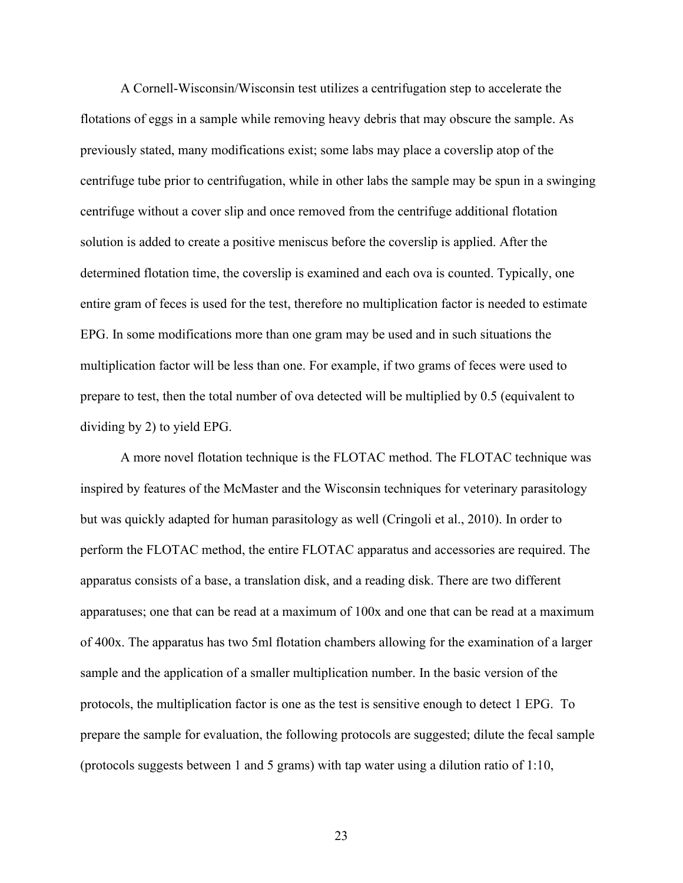A Cornell-Wisconsin/Wisconsin test utilizes a centrifugation step to accelerate the flotations of eggs in a sample while removing heavy debris that may obscure the sample. As previously stated, many modifications exist; some labs may place a coverslip atop of the centrifuge tube prior to centrifugation, while in other labs the sample may be spun in a swinging centrifuge without a cover slip and once removed from the centrifuge additional flotation solution is added to create a positive meniscus before the coverslip is applied. After the determined flotation time, the coverslip is examined and each ova is counted. Typically, one entire gram of feces is used for the test, therefore no multiplication factor is needed to estimate EPG. In some modifications more than one gram may be used and in such situations the multiplication factor will be less than one. For example, if two grams of feces were used to prepare to test, then the total number of ova detected will be multiplied by 0.5 (equivalent to dividing by 2) to yield EPG.

A more novel flotation technique is the FLOTAC method. The FLOTAC technique was inspired by features of the McMaster and the Wisconsin techniques for veterinary parasitology but was quickly adapted for human parasitology as well (Cringoli et al., 2010). In order to perform the FLOTAC method, the entire FLOTAC apparatus and accessories are required. The apparatus consists of a base, a translation disk, and a reading disk. There are two different apparatuses; one that can be read at a maximum of 100x and one that can be read at a maximum of 400x. The apparatus has two 5ml flotation chambers allowing for the examination of a larger sample and the application of a smaller multiplication number. In the basic version of the protocols, the multiplication factor is one as the test is sensitive enough to detect 1 EPG. To prepare the sample for evaluation, the following protocols are suggested; dilute the fecal sample (protocols suggests between 1 and 5 grams) with tap water using a dilution ratio of 1:10,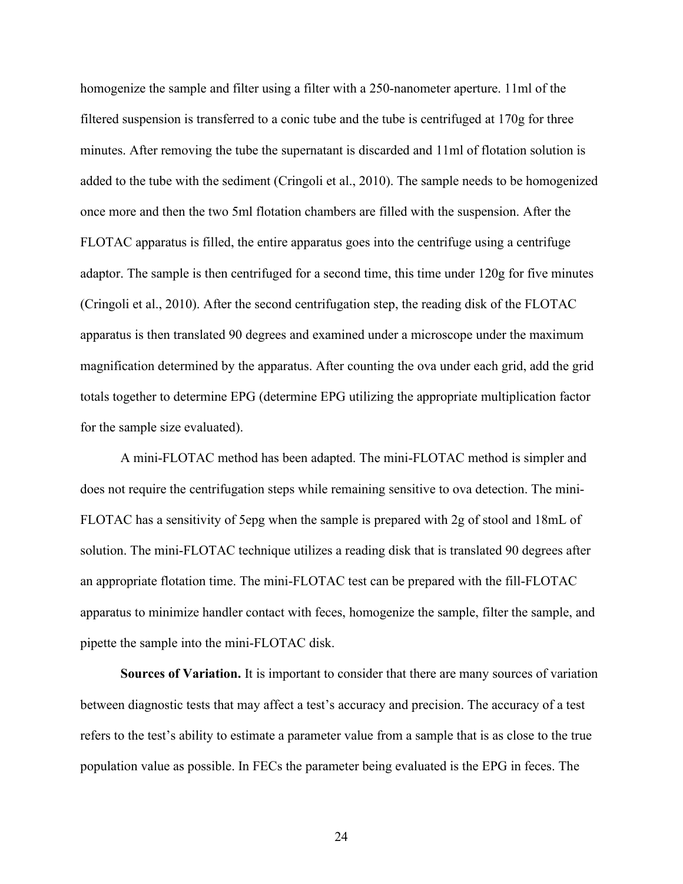homogenize the sample and filter using a filter with a 250-nanometer aperture. 11ml of the filtered suspension is transferred to a conic tube and the tube is centrifuged at 170g for three minutes. After removing the tube the supernatant is discarded and 11ml of flotation solution is added to the tube with the sediment (Cringoli et al., 2010). The sample needs to be homogenized once more and then the two 5ml flotation chambers are filled with the suspension. After the FLOTAC apparatus is filled, the entire apparatus goes into the centrifuge using a centrifuge adaptor. The sample is then centrifuged for a second time, this time under 120g for five minutes (Cringoli et al., 2010). After the second centrifugation step, the reading disk of the FLOTAC apparatus is then translated 90 degrees and examined under a microscope under the maximum magnification determined by the apparatus. After counting the ova under each grid, add the grid totals together to determine EPG (determine EPG utilizing the appropriate multiplication factor for the sample size evaluated).

A mini-FLOTAC method has been adapted. The mini-FLOTAC method is simpler and does not require the centrifugation steps while remaining sensitive to ova detection. The mini-FLOTAC has a sensitivity of 5epg when the sample is prepared with 2g of stool and 18mL of solution. The mini-FLOTAC technique utilizes a reading disk that is translated 90 degrees after an appropriate flotation time. The mini-FLOTAC test can be prepared with the fill-FLOTAC apparatus to minimize handler contact with feces, homogenize the sample, filter the sample, and pipette the sample into the mini-FLOTAC disk.

**Sources of Variation.** It is important to consider that there are many sources of variation between diagnostic tests that may affect a test's accuracy and precision. The accuracy of a test refers to the test's ability to estimate a parameter value from a sample that is as close to the true population value as possible. In FECs the parameter being evaluated is the EPG in feces. The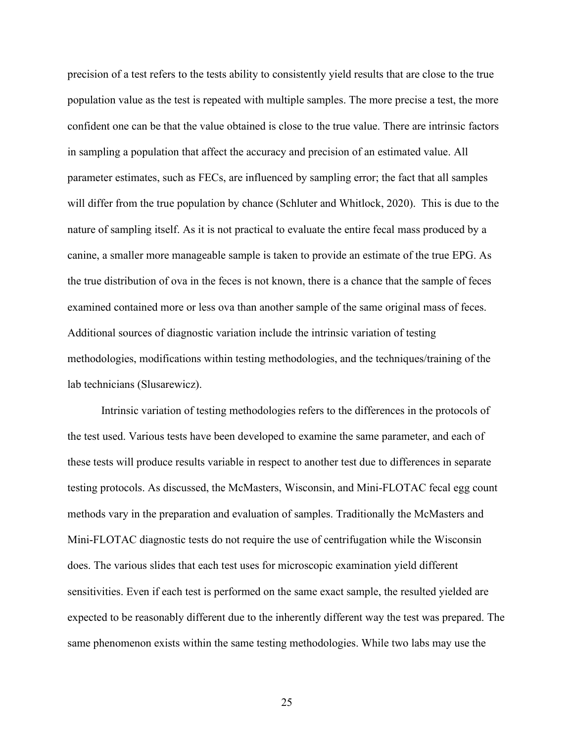precision of a test refers to the tests ability to consistently yield results that are close to the true population value as the test is repeated with multiple samples. The more precise a test, the more confident one can be that the value obtained is close to the true value. There are intrinsic factors in sampling a population that affect the accuracy and precision of an estimated value. All parameter estimates, such as FECs, are influenced by sampling error; the fact that all samples will differ from the true population by chance (Schluter and Whitlock, 2020). This is due to the nature of sampling itself. As it is not practical to evaluate the entire fecal mass produced by a canine, a smaller more manageable sample is taken to provide an estimate of the true EPG. As the true distribution of ova in the feces is not known, there is a chance that the sample of feces examined contained more or less ova than another sample of the same original mass of feces. Additional sources of diagnostic variation include the intrinsic variation of testing methodologies, modifications within testing methodologies, and the techniques/training of the lab technicians (Slusarewicz).

Intrinsic variation of testing methodologies refers to the differences in the protocols of the test used. Various tests have been developed to examine the same parameter, and each of these tests will produce results variable in respect to another test due to differences in separate testing protocols. As discussed, the McMasters, Wisconsin, and Mini-FLOTAC fecal egg count methods vary in the preparation and evaluation of samples. Traditionally the McMasters and Mini-FLOTAC diagnostic tests do not require the use of centrifugation while the Wisconsin does. The various slides that each test uses for microscopic examination yield different sensitivities. Even if each test is performed on the same exact sample, the resulted yielded are expected to be reasonably different due to the inherently different way the test was prepared. The same phenomenon exists within the same testing methodologies. While two labs may use the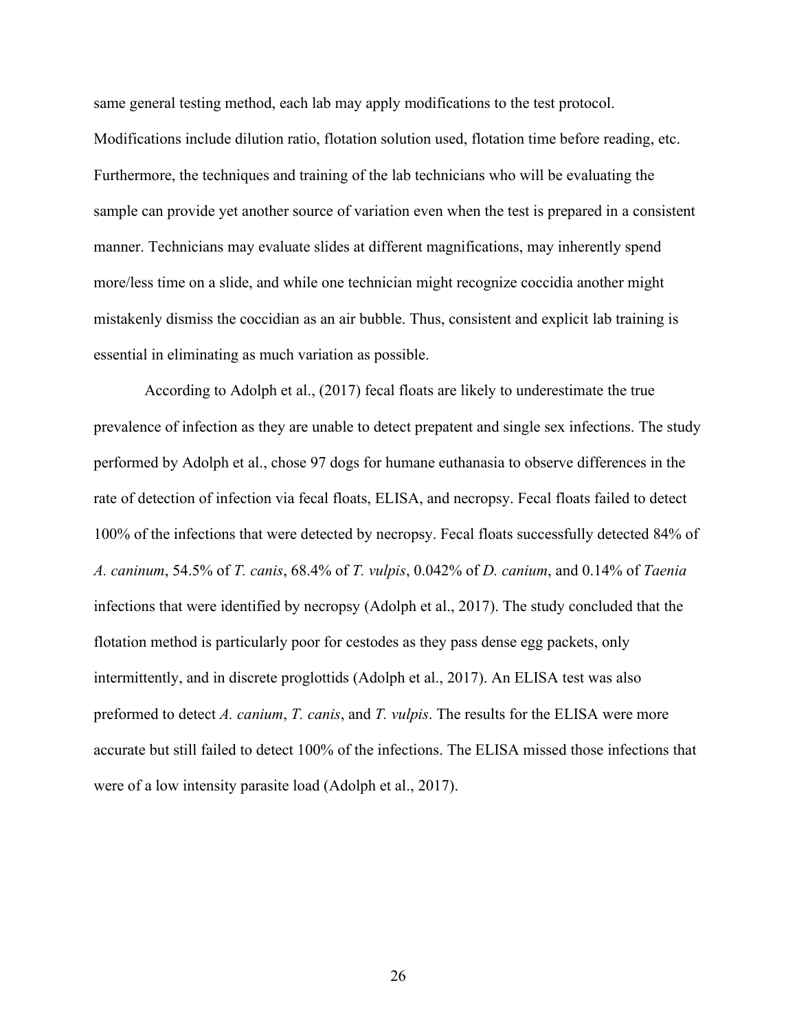same general testing method, each lab may apply modifications to the test protocol. Modifications include dilution ratio, flotation solution used, flotation time before reading, etc. Furthermore, the techniques and training of the lab technicians who will be evaluating the sample can provide yet another source of variation even when the test is prepared in a consistent manner. Technicians may evaluate slides at different magnifications, may inherently spend more/less time on a slide, and while one technician might recognize coccidia another might mistakenly dismiss the coccidian as an air bubble. Thus, consistent and explicit lab training is essential in eliminating as much variation as possible.

According to Adolph et al., (2017) fecal floats are likely to underestimate the true prevalence of infection as they are unable to detect prepatent and single sex infections. The study performed by Adolph et al., chose 97 dogs for humane euthanasia to observe differences in the rate of detection of infection via fecal floats, ELISA, and necropsy. Fecal floats failed to detect 100% of the infections that were detected by necropsy. Fecal floats successfully detected 84% of *A. caninum*, 54.5% of *T. canis*, 68.4% of *T. vulpis*, 0.042% of *D. canium*, and 0.14% of *Taenia* infections that were identified by necropsy (Adolph et al., 2017). The study concluded that the flotation method is particularly poor for cestodes as they pass dense egg packets, only intermittently, and in discrete proglottids (Adolph et al., 2017). An ELISA test was also preformed to detect *A. canium*, *T. canis*, and *T. vulpis*. The results for the ELISA were more accurate but still failed to detect 100% of the infections. The ELISA missed those infections that were of a low intensity parasite load (Adolph et al., 2017).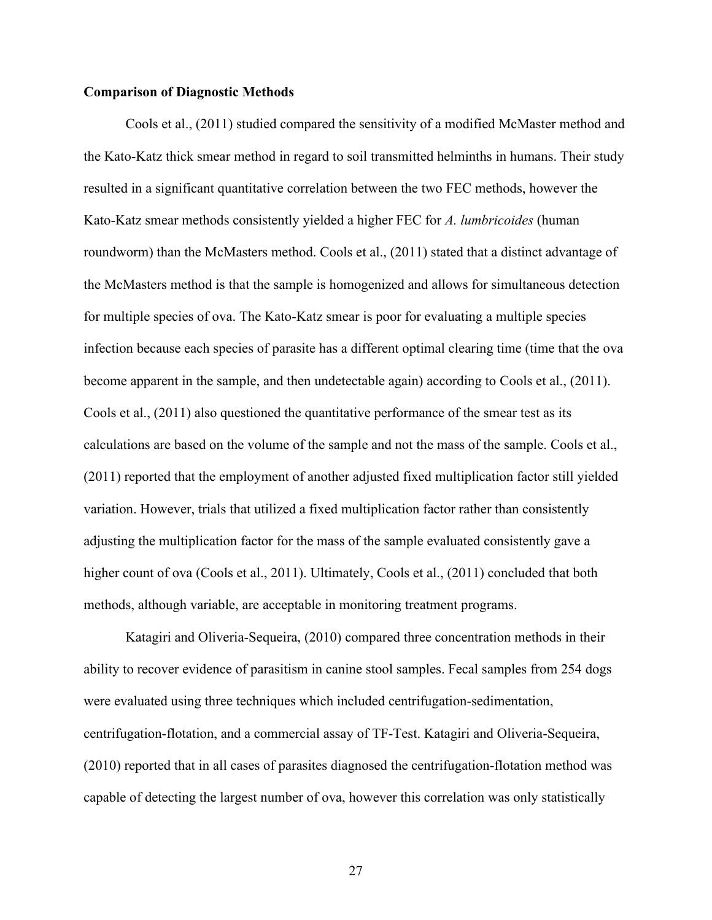**Comparison of Diagnostic Methods**

Cools et al., (2011) studied compared the sensitivity of a modified McMaster method and the Kato-Katz thick smear method in regard to soil transmitted helminths in humans. Their study resulted in a significant quantitative correlation between the two FEC methods, however the Kato-Katz smear methods consistently yielded a higher FEC for *A. lumbricoides* (human roundworm) than the McMasters method. Cools et al., (2011) stated that a distinct advantage of the McMasters method is that the sample is homogenized and allows for simultaneous detection for multiple species of ova. The Kato-Katz smear is poor for evaluating a multiple species infection because each species of parasite has a different optimal clearing time (time that the ova become apparent in the sample, and then undetectable again) according to Cools et al., (2011). Cools et al., (2011) also questioned the quantitative performance of the smear test as its calculations are based on the volume of the sample and not the mass of the sample. Cools et al., (2011) reported that the employment of another adjusted fixed multiplication factor still yielded variation. However, trials that utilized a fixed multiplication factor rather than consistently adjusting the multiplication factor for the mass of the sample evaluated consistently gave a higher count of ova (Cools et al., 2011). Ultimately, Cools et al., (2011) concluded that both methods, although variable, are acceptable in monitoring treatment programs.

Katagiri and Oliveria-Sequeira, (2010) compared three concentration methods in their ability to recover evidence of parasitism in canine stool samples. Fecal samples from 254 dogs were evaluated using three techniques which included centrifugation-sedimentation, centrifugation-flotation, and a commercial assay of TF-Test. Katagiri and Oliveria-Sequeira, (2010) reported that in all cases of parasites diagnosed the centrifugation-flotation method was capable of detecting the largest number of ova, however this correlation was only statistically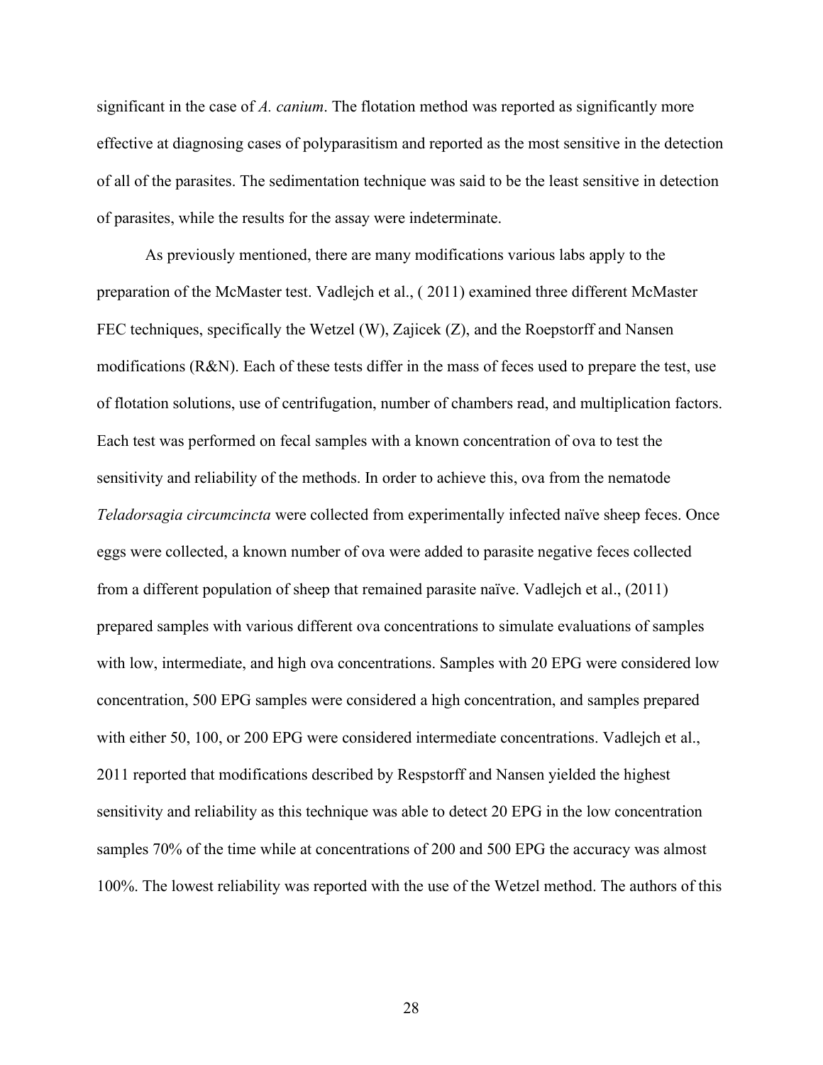significant in the case of *A. canium*. The flotation method was reported as significantly more effective at diagnosing cases of polyparasitism and reported as the most sensitive in the detection of all of the parasites. The sedimentation technique was said to be the least sensitive in detection of parasites, while the results for the assay were indeterminate.

As previously mentioned, there are many modifications various labs apply to the preparation of the McMaster test. Vadlejch et al., ( 2011) examined three different McMaster FEC techniques, specifically the Wetzel (W), Zajicek (Z), and the Roepstorff and Nansen modifications (R&N). Each of these tests differ in the mass of feces used to prepare the test, use of flotation solutions, use of centrifugation, number of chambers read, and multiplication factors. Each test was performed on fecal samples with a known concentration of ova to test the sensitivity and reliability of the methods. In order to achieve this, ova from the nematode *Teladorsagia circumcincta* were collected from experimentally infected naïve sheep feces. Once eggs were collected, a known number of ova were added to parasite negative feces collected from a different population of sheep that remained parasite naïve. Vadlejch et al., (2011) prepared samples with various different ova concentrations to simulate evaluations of samples with low, intermediate, and high ova concentrations. Samples with 20 EPG were considered low concentration, 500 EPG samples were considered a high concentration, and samples prepared with either 50, 100, or 200 EPG were considered intermediate concentrations. Vadlejch et al., 2011 reported that modifications described by Respstorff and Nansen yielded the highest sensitivity and reliability as this technique was able to detect 20 EPG in the low concentration samples 70% of the time while at concentrations of 200 and 500 EPG the accuracy was almost 100%. The lowest reliability was reported with the use of the Wetzel method. The authors of this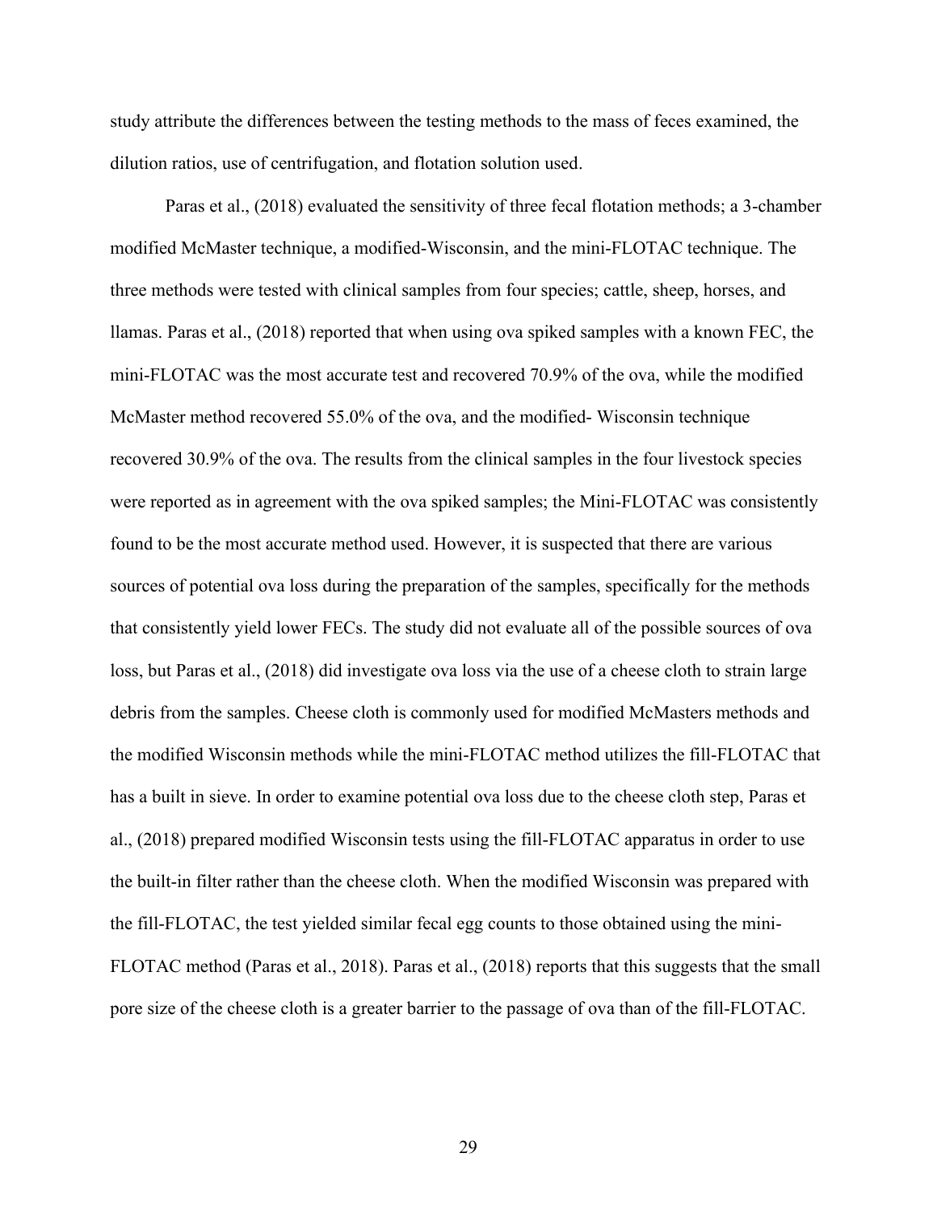study attribute the differences between the testing methods to the mass of feces examined, the dilution ratios, use of centrifugation, and flotation solution used.

Paras et al., (2018) evaluated the sensitivity of three fecal flotation methods; a 3-chamber modified McMaster technique, a modified-Wisconsin, and the mini-FLOTAC technique. The three methods were tested with clinical samples from four species; cattle, sheep, horses, and llamas. Paras et al., (2018) reported that when using ova spiked samples with a known FEC, the mini-FLOTAC was the most accurate test and recovered 70.9% of the ova, while the modified McMaster method recovered 55.0% of the ova, and the modified- Wisconsin technique recovered 30.9% of the ova. The results from the clinical samples in the four livestock species were reported as in agreement with the ova spiked samples; the Mini-FLOTAC was consistently found to be the most accurate method used. However, it is suspected that there are various sources of potential ova loss during the preparation of the samples, specifically for the methods that consistently yield lower FECs. The study did not evaluate all of the possible sources of ova loss, but Paras et al., (2018) did investigate ova loss via the use of a cheese cloth to strain large debris from the samples. Cheese cloth is commonly used for modified McMasters methods and the modified Wisconsin methods while the mini-FLOTAC method utilizes the fill-FLOTAC that has a built in sieve. In order to examine potential ova loss due to the cheese cloth step, Paras et al., (2018) prepared modified Wisconsin tests using the fill-FLOTAC apparatus in order to use the built-in filter rather than the cheese cloth. When the modified Wisconsin was prepared with the fill-FLOTAC, the test yielded similar fecal egg counts to those obtained using the mini-FLOTAC method (Paras et al., 2018). Paras et al., (2018) reports that this suggests that the small pore size of the cheese cloth is a greater barrier to the passage of ova than of the fill-FLOTAC.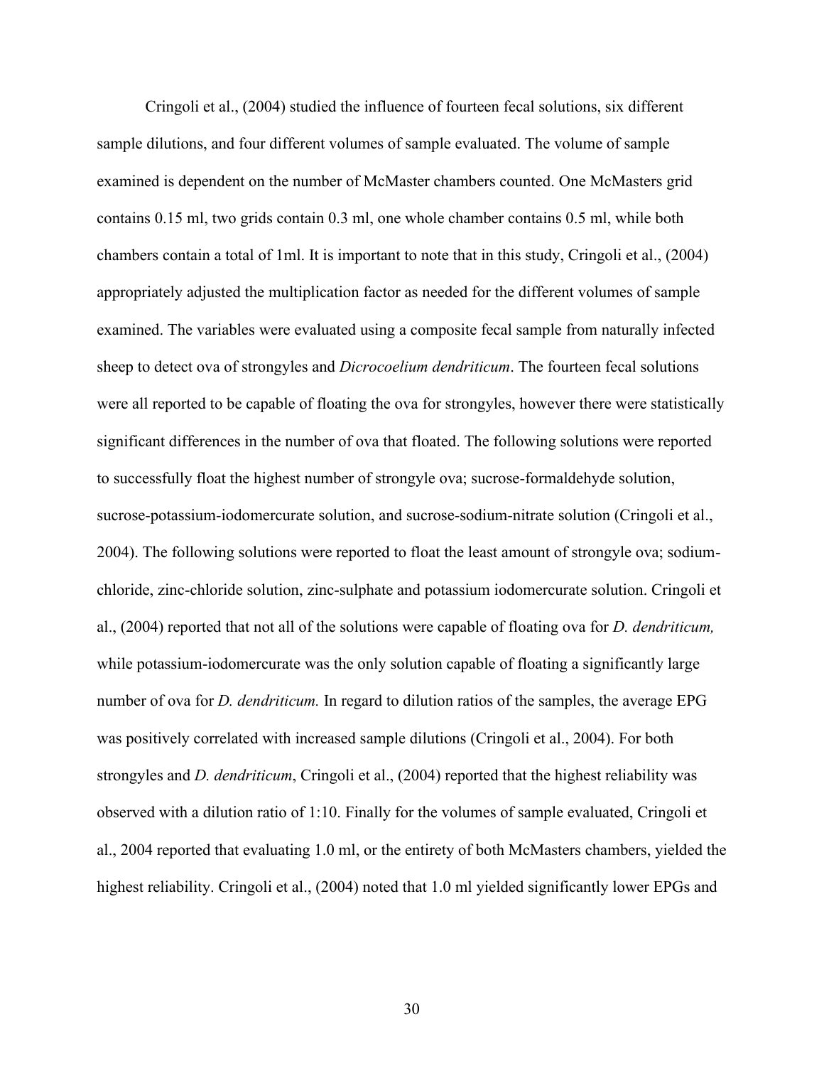Cringoli et al., (2004) studied the influence of fourteen fecal solutions, six different sample dilutions, and four different volumes of sample evaluated. The volume of sample examined is dependent on the number of McMaster chambers counted. One McMasters grid contains 0.15 ml, two grids contain 0.3 ml, one whole chamber contains 0.5 ml, while both chambers contain a total of 1ml. It is important to note that in this study, Cringoli et al., (2004) appropriately adjusted the multiplication factor as needed for the different volumes of sample examined. The variables were evaluated using a composite fecal sample from naturally infected sheep to detect ova of strongyles and *Dicrocoelium dendriticum*. The fourteen fecal solutions were all reported to be capable of floating the ova for strongyles, however there were statistically significant differences in the number of ova that floated. The following solutions were reported to successfully float the highest number of strongyle ova; sucrose-formaldehyde solution, sucrose-potassium-iodomercurate solution, and sucrose-sodium-nitrate solution (Cringoli et al., 2004). The following solutions were reported to float the least amount of strongyle ova; sodium-chloride, zinc-chloride solution, zinc-sulphate and potassium iodomercurate solution. Cringoli et al., (2004) reported that not all of the solutions were capable of floating ova for *D. dendriticum,* while potassium-iodomercurate was the only solution capable of floating a significantly large number of ova for *D. dendriticum.* In regard to dilution ratios of the samples, the average EPG was positively correlated with increased sample dilutions (Cringoli et al., 2004). For both strongyles and *D. dendriticum*, Cringoli et al., (2004) reported that the highest reliability was observed with a dilution ratio of 1:10. Finally for the volumes of sample evaluated, Cringoli et al., 2004 reported that evaluating 1.0 ml, or the entirety of both McMasters chambers, yielded the highest reliability. Cringoli et al., (2004) noted that 1.0 ml yielded significantly lower EPGs and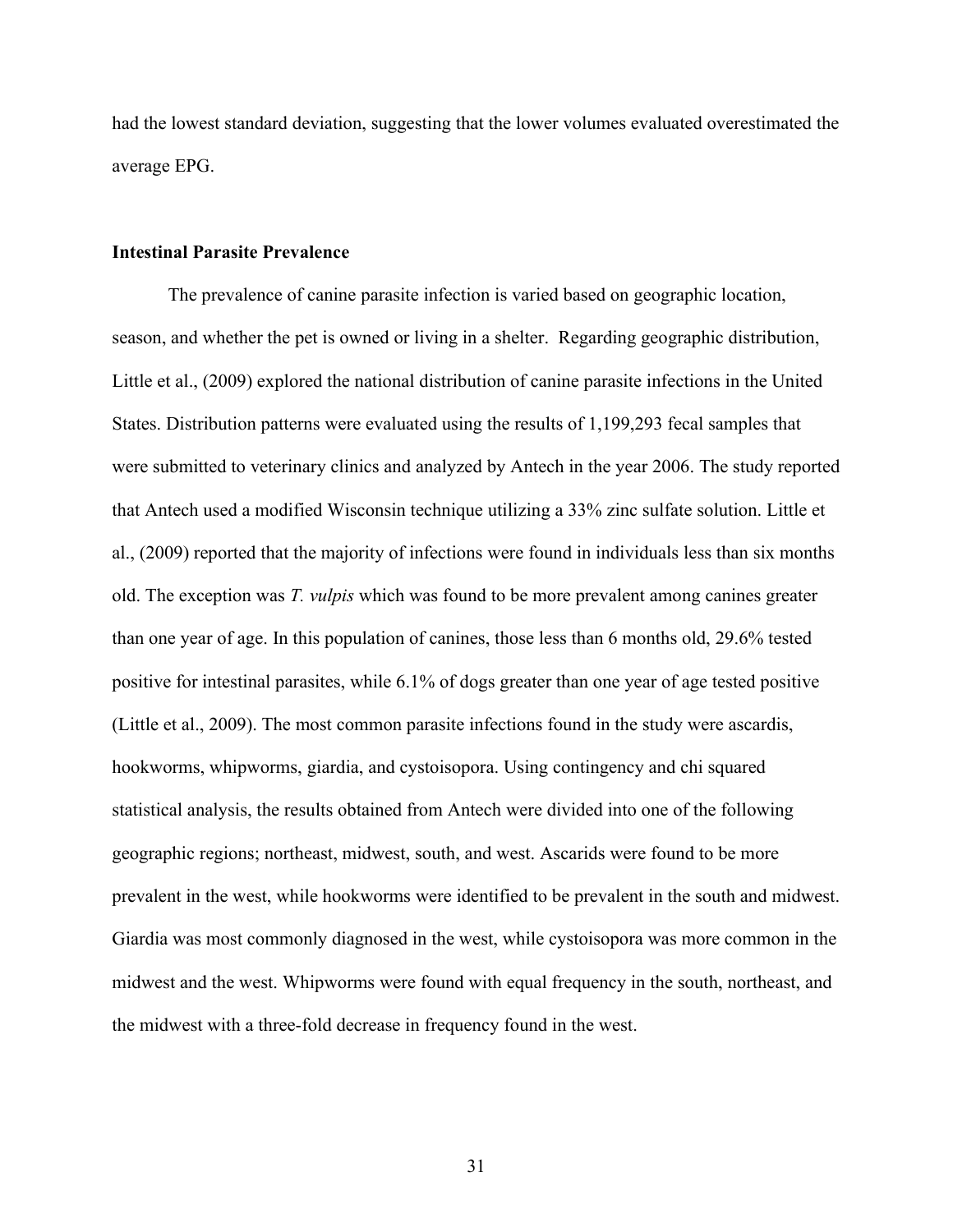had the lowest standard deviation, suggesting that the lower volumes evaluated overestimated the average EPG.

## Intestinal Parasite Prevalence

The prevalence of canine parasite infection is varied based on geographic location, season, and whether the pet is owned or living in a shelter. Regarding geographic distribution, Little et al., (2009) explored the national distribution of canine parasite infections in the United States. Distribution patterns were evaluated using the results of 1,199,293 fecal samples that were submitted to veterinary clinics and analyzed by Antech in the year 2006. The study reported that Antech used a modified Wisconsin technique utilizing a 33% zinc sulfate solution. Little et al., (2009) reported that the majority of infections were found in individuals less than six months old. The exception was *T. vulpis* which was found to be more prevalent among canines greater than one year of age. In this population of canines, those less than 6 months old, 29.6% tested positive for intestinal parasites, while 6.1% of dogs greater than one year of age tested positive (Little et al., 2009). The most common parasite infections found in the study were ascardis, hookworms, whipworms, giardia, and cystoisopora. Using contingency and chi squared statistical analysis, the results obtained from Antech were divided into one of the following geographic regions; northeast, midwest, south, and west. Ascarids were found to be more prevalent in the west, while hookworms were identified to be prevalent in the south and midwest. Giardia was most commonly diagnosed in the west, while cystoisopora was more common in the midwest and the west. Whipworms were found with equal frequency in the south, northeast, and the midwest with a three-fold decrease in frequency found in the west.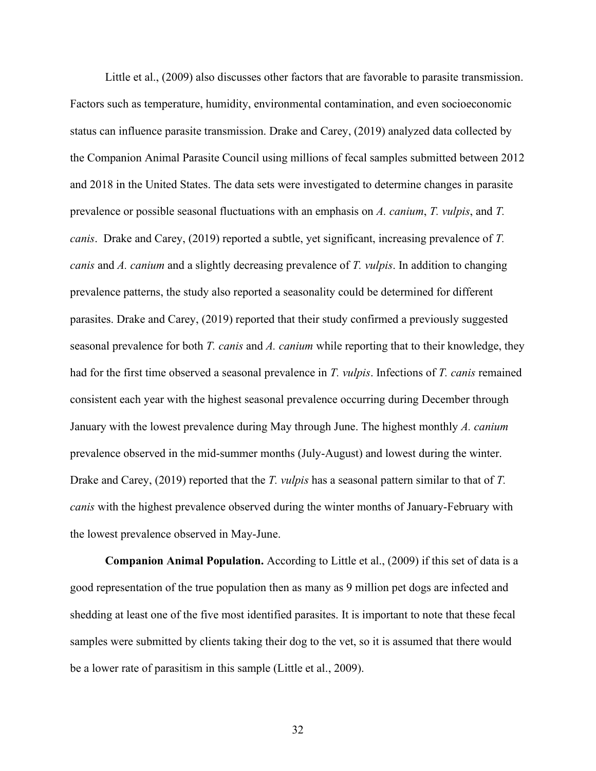Little et al., (2009) also discusses other factors that are favorable to parasite transmission. Factors such as temperature, humidity, environmental contamination, and even socioeconomic status can influence parasite transmission. Drake and Carey, (2019) analyzed data collected by the Companion Animal Parasite Council using millions of fecal samples submitted between 2012 and 2018 in the United States. The data sets were investigated to determine changes in parasite prevalence or possible seasonal fluctuations with an emphasis on *A. canium*, *T. vulpis*, and *T. canis*. Drake and Carey, (2019) reported a subtle, yet significant, increasing prevalence of *T. canis* and *A. canium* and a slightly decreasing prevalence of *T. vulpis*. In addition to changing prevalence patterns, the study also reported a seasonality could be determined for different parasites. Drake and Carey, (2019) reported that their study confirmed a previously suggested seasonal prevalence for both *T. canis* and *A. canium* while reporting that to their knowledge, they had for the first time observed a seasonal prevalence in *T. vulpis*. Infections of *T. canis* remained consistent each year with the highest seasonal prevalence occurring during December through January with the lowest prevalence during May through June. The highest monthly *A. canium* prevalence observed in the mid-summer months (July-August) and lowest during the winter. Drake and Carey, (2019) reported that the *T. vulpis* has a seasonal pattern similar to that of *T. canis* with the highest prevalence observed during the winter months of January-February with the lowest prevalence observed in May-June.

**Companion Animal Population.** According to Little et al., (2009) if this set of data is a good representation of the true population then as many as 9 million pet dogs are infected and shedding at least one of the five most identified parasites. It is important to note that these fecal samples were submitted by clients taking their dog to the vet, so it is assumed that there would be a lower rate of parasitism in this sample (Little et al., 2009).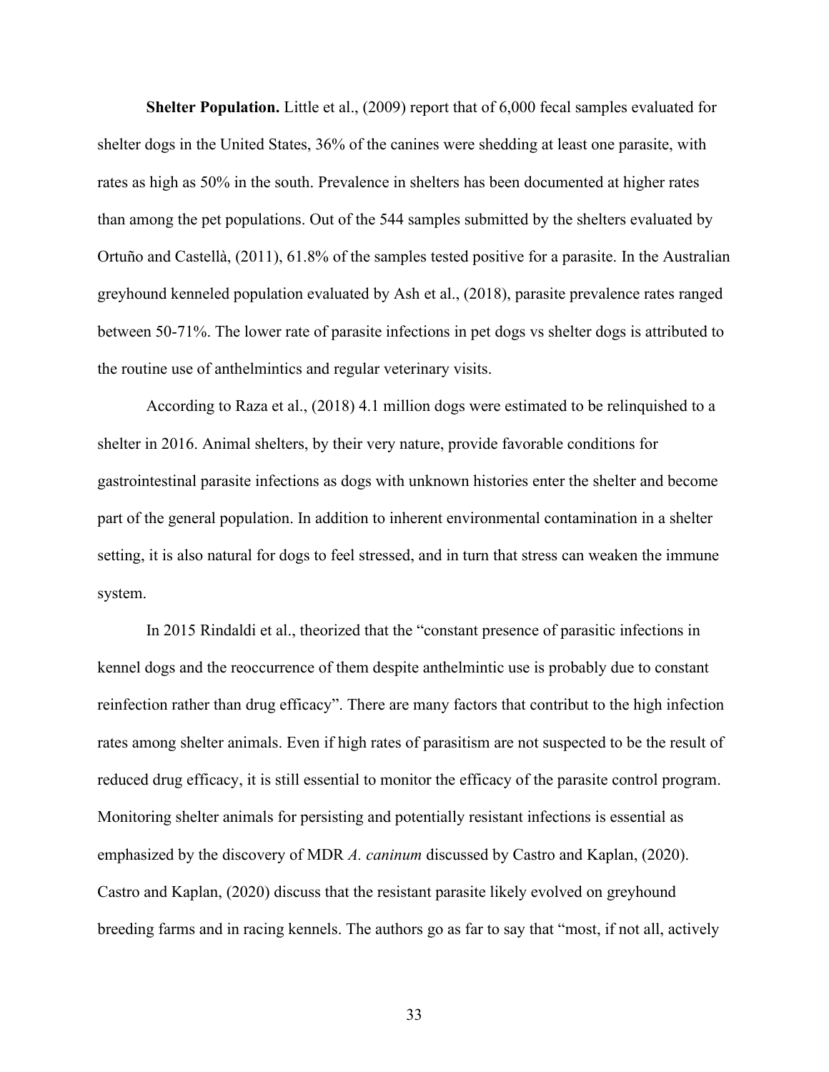**Shelter Population.** Little et al., (2009) report that of 6,000 fecal samples evaluated for shelter dogs in the United States, 36% of the canines were shedding at least one parasite, with rates as high as 50% in the south. Prevalence in shelters has been documented at higher rates than among the pet populations. Out of the 544 samples submitted by the shelters evaluated by Ortuño and Castellà, (2011), 61.8% of the samples tested positive for a parasite. In the Australian greyhound kenneled population evaluated by Ash et al., (2018), parasite prevalence rates ranged between 50-71%. The lower rate of parasite infections in pet dogs vs shelter dogs is attributed to the routine use of anthelmintics and regular veterinary visits.

According to Raza et al., (2018) 4.1 million dogs were estimated to be relinquished to a shelter in 2016. Animal shelters, by their very nature, provide favorable conditions for gastrointestinal parasite infections as dogs with unknown histories enter the shelter and become part of the general population. In addition to inherent environmental contamination in a shelter setting, it is also natural for dogs to feel stressed, and in turn that stress can weaken the immune system.

In 2015 Rindaldi et al., theorized that the "constant presence of parasitic infections in kennel dogs and the reoccurrence of them despite anthelmintic use is probably due to constant reinfection rather than drug efficacy". There are many factors that contribut to the high infection rates among shelter animals. Even if high rates of parasitism are not suspected to be the result of reduced drug efficacy, it is still essential to monitor the efficacy of the parasite control program. Monitoring shelter animals for persisting and potentially resistant infections is essential as emphasized by the discovery of MDR *A. caninum* discussed by Castro and Kaplan, (2020). Castro and Kaplan, (2020) discuss that the resistant parasite likely evolved on greyhound breeding farms and in racing kennels. The authors go as far to say that "most, if not all, actively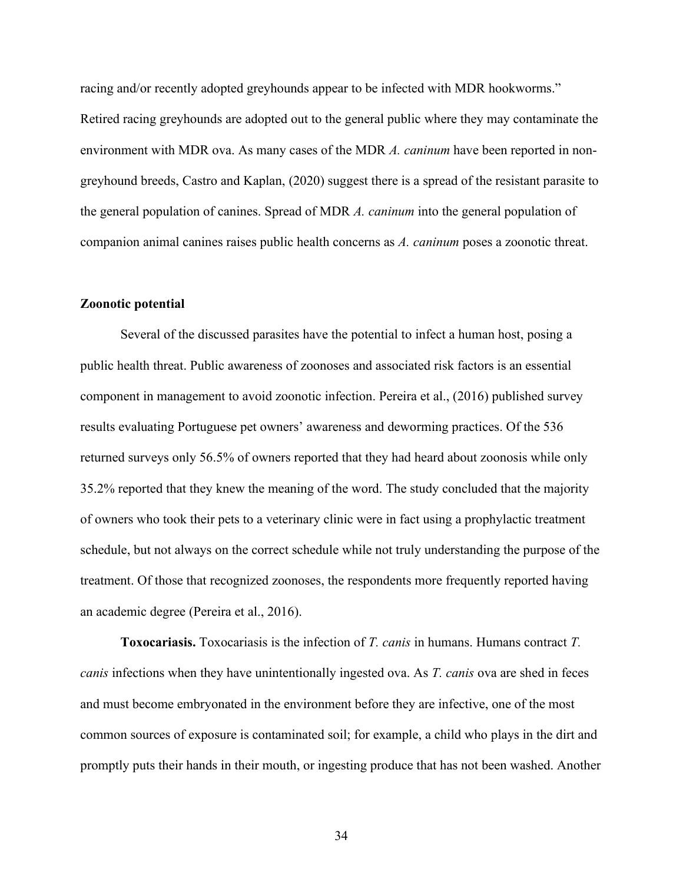racing and/or recently adopted greyhounds appear to be infected with MDR hookworms." Retired racing greyhounds are adopted out to the general public where they may contaminate the environment with MDR ova. As many cases of the MDR *A. caninum* have been reported in non-greyhound breeds, Castro and Kaplan, (2020) suggest there is a spread of the resistant parasite to the general population of canines. Spread of MDR *A. caninum* into the general population of companion animal canines raises public health concerns as *A. caninum* poses a zoonotic threat.

**Zoonotic potential**

Several of the discussed parasites have the potential to infect a human host, posing a public health threat. Public awareness of zoonoses and associated risk factors is an essential component in management to avoid zoonotic infection. Pereira et al., (2016) published survey results evaluating Portuguese pet owners' awareness and deworming practices. Of the 536 returned surveys only 56.5% of owners reported that they had heard about zoonosis while only 35.2% reported that they knew the meaning of the word. The study concluded that the majority of owners who took their pets to a veterinary clinic were in fact using a prophylactic treatment schedule, but not always on the correct schedule while not truly understanding the purpose of the treatment. Of those that recognized zoonoses, the respondents more frequently reported having an academic degree (Pereira et al., 2016).

**Toxocariasis.** Toxocariasis is the infection of *T. canis* in humans. Humans contract *T. canis* infections when they have unintentionally ingested ova. As *T. canis* ova are shed in feces and must become embryonated in the environment before they are infective, one of the most common sources of exposure is contaminated soil; for example, a child who plays in the dirt and promptly puts their hands in their mouth, or ingesting produce that has not been washed. Another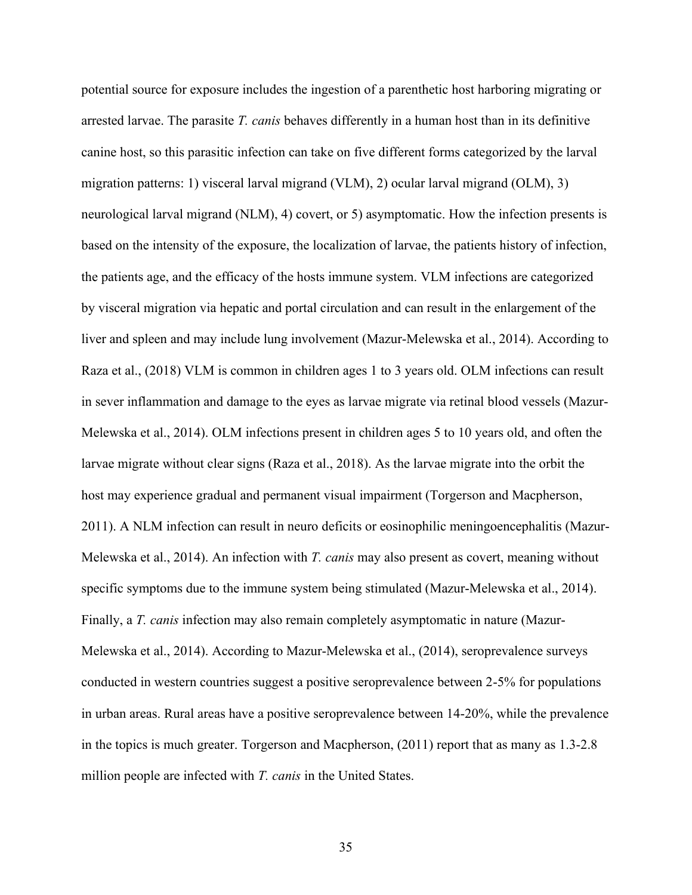potential source for exposure includes the ingestion of a parenthetic host harboring migrating or arrested larvae. The parasite *T. canis* behaves differently in a human host than in its definitive canine host, so this parasitic infection can take on five different forms categorized by the larval migration patterns: 1) visceral larval migrand (VLM), 2) ocular larval migrand (OLM), 3) neurological larval migrand (NLM), 4) covert, or 5) asymptomatic. How the infection presents is based on the intensity of the exposure, the localization of larvae, the patients history of infection, the patients age, and the efficacy of the hosts immune system. VLM infections are categorized by visceral migration via hepatic and portal circulation and can result in the enlargement of the liver and spleen and may include lung involvement (Mazur-Melewska et al., 2014). According to Raza et al., (2018) VLM is common in children ages 1 to 3 years old. OLM infections can result in sever inflammation and damage to the eyes as larvae migrate via retinal blood vessels (Mazur-Melewska et al., 2014). OLM infections present in children ages 5 to 10 years old, and often the larvae migrate without clear signs (Raza et al., 2018). As the larvae migrate into the orbit the host may experience gradual and permanent visual impairment (Torgerson and Macpherson, 2011). A NLM infection can result in neuro deficits or eosinophilic meningoencephalitis (Mazur-Melewska et al., 2014). An infection with *T. canis* may also present as covert, meaning without specific symptoms due to the immune system being stimulated (Mazur-Melewska et al., 2014). Finally, a *T. canis* infection may also remain completely asymptomatic in nature (Mazur-Melewska et al., 2014). According to Mazur-Melewska et al., (2014), seroprevalence surveys conducted in western countries suggest a positive seroprevalence between 2-5% for populations in urban areas. Rural areas have a positive seroprevalence between 14-20%, while the prevalence in the topics is much greater. Torgerson and Macpherson, (2011) report that as many as 1.3-2.8 million people are infected with *T. canis* in the United States.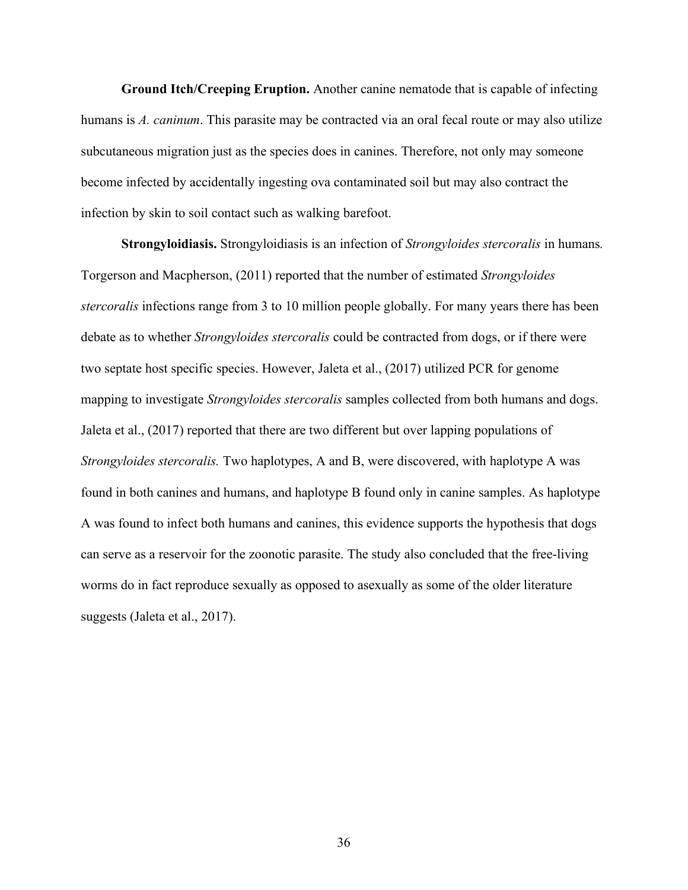**Ground Itch/Creeping Eruption.** Another canine nematode that is capable of infecting humans is *A. caninum*. This parasite may be contracted via an oral fecal route or may also utilize subcutaneous migration just as the species does in canines. Therefore, not only may someone become infected by accidentally ingesting ova contaminated soil but may also contract the infection by skin to soil contact such as walking barefoot.

**Strongyloidiasis.** Strongyloidiasis is an infection of *Strongyloides stercoralis* in humans. Torgerson and Macpherson, (2011) reported that the number of estimated *Strongyloides stercoralis* infections range from 3 to 10 million people globally. For many years there has been debate as to whether *Strongyloides stercoralis* could be contracted from dogs, or if there were two septate host specific species. However, Jaleta et al., (2017) utilized PCR for genome mapping to investigate *Strongyloides stercoralis* samples collected from both humans and dogs. Jaleta et al., (2017) reported that there are two different but over lapping populations of *Strongyloides stercoralis.* Two haplotypes, A and B, were discovered, with haplotype A was found in both canines and humans, and haplotype B found only in canine samples. As haplotype A was found to infect both humans and canines, this evidence supports the hypothesis that dogs can serve as a reservoir for the zoonotic parasite. The study also concluded that the free-living worms do in fact reproduce sexually as opposed to asexually as some of the older literature suggests (Jaleta et al., 2017).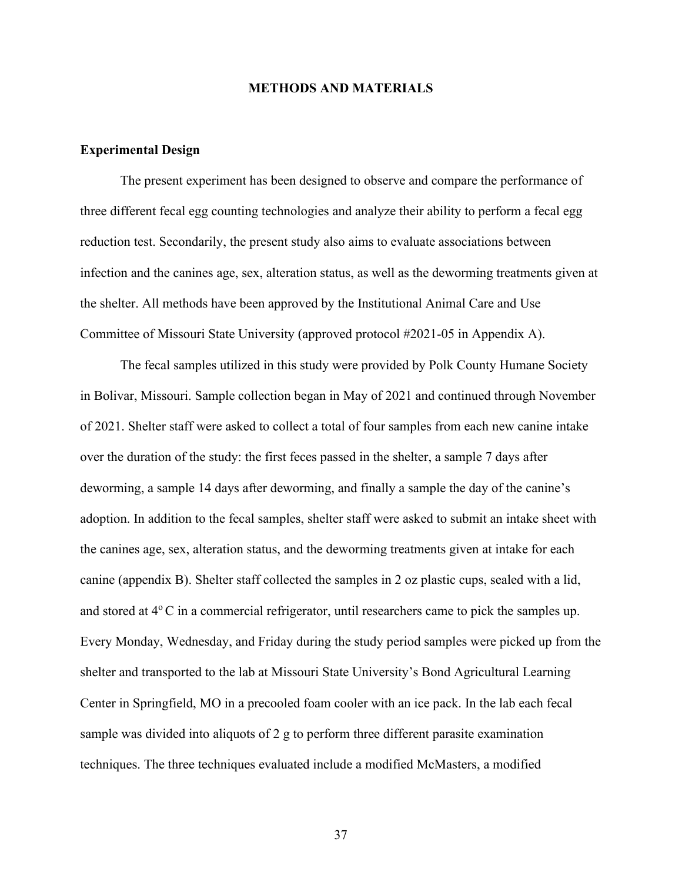# METHODS AND MATERIALS

## Experimental Design

The present experiment has been designed to observe and compare the performance of three different fecal egg counting technologies and analyze their ability to perform a fecal egg reduction test. Secondarily, the present study also aims to evaluate associations between infection and the canines age, sex, alteration status, as well as the deworming treatments given at the shelter. All methods have been approved by the Institutional Animal Care and Use Committee of Missouri State University (approved protocol #2021-05 in Appendix A).

The fecal samples utilized in this study were provided by Polk County Humane Society in Bolivar, Missouri. Sample collection began in May of 2021 and continued through November of 2021. Shelter staff were asked to collect a total of four samples from each new canine intake over the duration of the study: the first feces passed in the shelter, a sample 7 days after deworming, a sample 14 days after deworming, and finally a sample the day of the canine's adoption. In addition to the fecal samples, shelter staff were asked to submit an intake sheet with the canines age, sex, alteration status, and the deworming treatments given at intake for each canine (appendix B). Shelter staff collected the samples in 2 oz plastic cups, sealed with a lid, and stored at $4^{o}$ C in a commercial refrigerator, until researchers came to pick the samples up. Every Monday, Wednesday, and Friday during the study period samples were picked up from the shelter and transported to the lab at Missouri State University's Bond Agricultural Learning Center in Springfield, MO in a precooled foam cooler with an ice pack. In the lab each fecal sample was divided into aliquots of 2 g to perform three different parasite examination techniques. The three techniques evaluated include a modified McMasters, a modified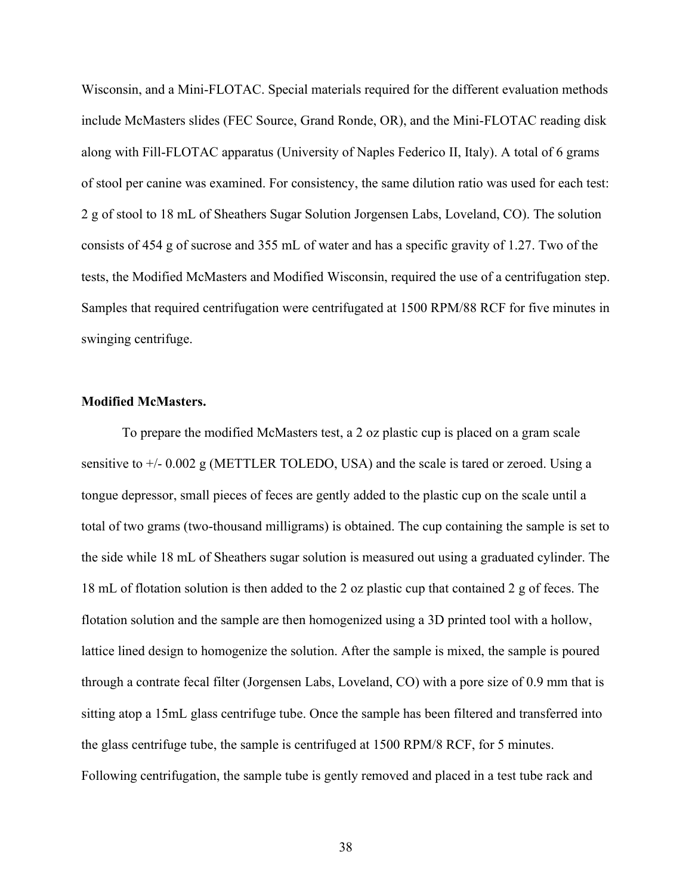Wisconsin, and a Mini-FLOTAC. Special materials required for the different evaluation methods include McMasters slides (FEC Source, Grand Ronde, OR), and the Mini-FLOTAC reading disk along with Fill-FLOTAC apparatus (University of Naples Federico II, Italy). A total of 6 grams of stool per canine was examined. For consistency, the same dilution ratio was used for each test: 2 g of stool to 18 mL of Sheathers Sugar Solution Jorgensen Labs, Loveland, CO). The solution consists of 454 g of sucrose and 355 mL of water and has a specific gravity of 1.27. Two of the tests, the Modified McMasters and Modified Wisconsin, required the use of a centrifugation step. Samples that required centrifugation were centrifugated at 1500 RPM/88 RCF for five minutes in swinging centrifuge.

**Modified McMasters.**

To prepare the modified McMasters test, a 2 oz plastic cup is placed on a gram scale sensitive to +/- 0.002 g (METTLER TOLEDO, USA) and the scale is tared or zeroed. Using a tongue depressor, small pieces of feces are gently added to the plastic cup on the scale until a total of two grams (two-thousand milligrams) is obtained. The cup containing the sample is set to the side while 18 mL of Sheathers sugar solution is measured out using a graduated cylinder. The 18 mL of flotation solution is then added to the 2 oz plastic cup that contained 2 g of feces. The flotation solution and the sample are then homogenized using a 3D printed tool with a hollow, lattice lined design to homogenize the solution. After the sample is mixed, the sample is poured through a contrate fecal filter (Jorgensen Labs, Loveland, CO) with a pore size of 0.9 mm that is sitting atop a 15mL glass centrifuge tube. Once the sample has been filtered and transferred into the glass centrifuge tube, the sample is centrifuged at 1500 RPM/8 RCF, for 5 minutes. Following centrifugation, the sample tube is gently removed and placed in a test tube rack and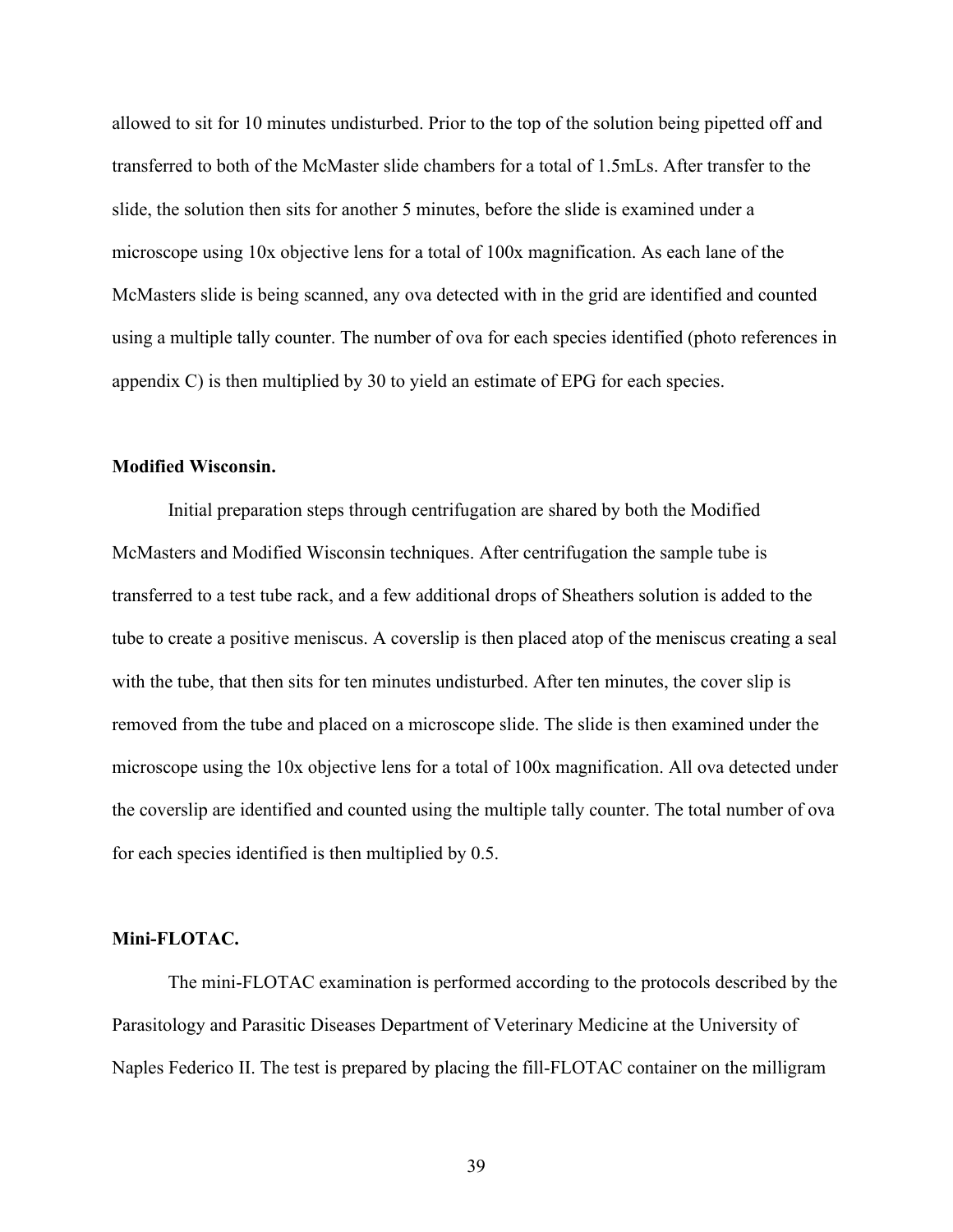allowed to sit for 10 minutes undisturbed. Prior to the top of the solution being pipetted off and transferred to both of the McMaster slide chambers for a total of 1.5mLs. After transfer to the slide, the solution then sits for another 5 minutes, before the slide is examined under a microscope using 10x objective lens for a total of 100x magnification. As each lane of the McMasters slide is being scanned, any ova detected with in the grid are identified and counted using a multiple tally counter. The number of ova for each species identified (photo references in appendix C) is then multiplied by 30 to yield an estimate of EPG for each species.

**Modified Wisconsin.**

Initial preparation steps through centrifugation are shared by both the Modified McMasters and Modified Wisconsin techniques. After centrifugation the sample tube is transferred to a test tube rack, and a few additional drops of Sheathers solution is added to the tube to create a positive meniscus. A coverslip is then placed atop of the meniscus creating a seal with the tube, that then sits for ten minutes undisturbed. After ten minutes, the cover slip is removed from the tube and placed on a microscope slide. The slide is then examined under the microscope using the 10x objective lens for a total of 100x magnification. All ova detected under the coverslip are identified and counted using the multiple tally counter. The total number of ova for each species identified is then multiplied by 0.5.

**Mini-FLOTAC.**

The mini-FLOTAC examination is performed according to the protocols described by the Parasitology and Parasitic Diseases Department of Veterinary Medicine at the University of Naples Federico II. The test is prepared by placing the fill-FLOTAC container on the milligram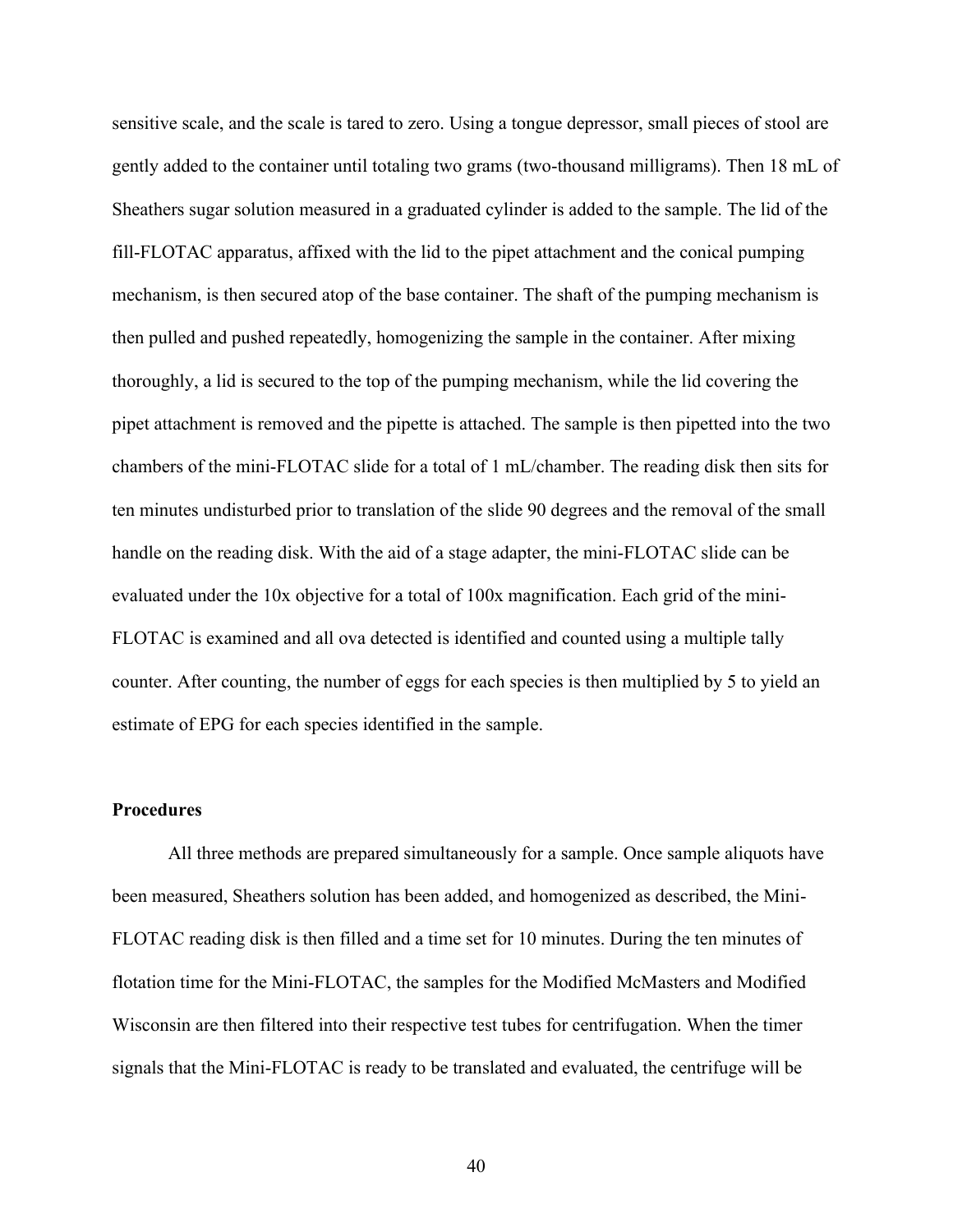sensitive scale, and the scale is tared to zero. Using a tongue depressor, small pieces of stool are gently added to the container until totaling two grams (two-thousand milligrams). Then 18 mL of Sheathers sugar solution measured in a graduated cylinder is added to the sample. The lid of the fill-FLOTAC apparatus, affixed with the lid to the pipet attachment and the conical pumping mechanism, is then secured atop of the base container. The shaft of the pumping mechanism is then pulled and pushed repeatedly, homogenizing the sample in the container. After mixing thoroughly, a lid is secured to the top of the pumping mechanism, while the lid covering the pipet attachment is removed and the pipette is attached. The sample is then pipetted into the two chambers of the mini-FLOTAC slide for a total of 1 mL/chamber. The reading disk then sits for ten minutes undisturbed prior to translation of the slide 90 degrees and the removal of the small handle on the reading disk. With the aid of a stage adapter, the mini-FLOTAC slide can be evaluated under the 10x objective for a total of 100x magnification. Each grid of the mini-FLOTAC is examined and all ova detected is identified and counted using a multiple tally counter. After counting, the number of eggs for each species is then multiplied by 5 to yield an estimate of EPG for each species identified in the sample.

**Procedures**

All three methods are prepared simultaneously for a sample. Once sample aliquots have been measured, Sheathers solution has been added, and homogenized as described, the Mini-FLOTAC reading disk is then filled and a time set for 10 minutes. During the ten minutes of flotation time for the Mini-FLOTAC, the samples for the Modified McMasters and Modified Wisconsin are then filtered into their respective test tubes for centrifugation. When the timer signals that the Mini-FLOTAC is ready to be translated and evaluated, the centrifuge will be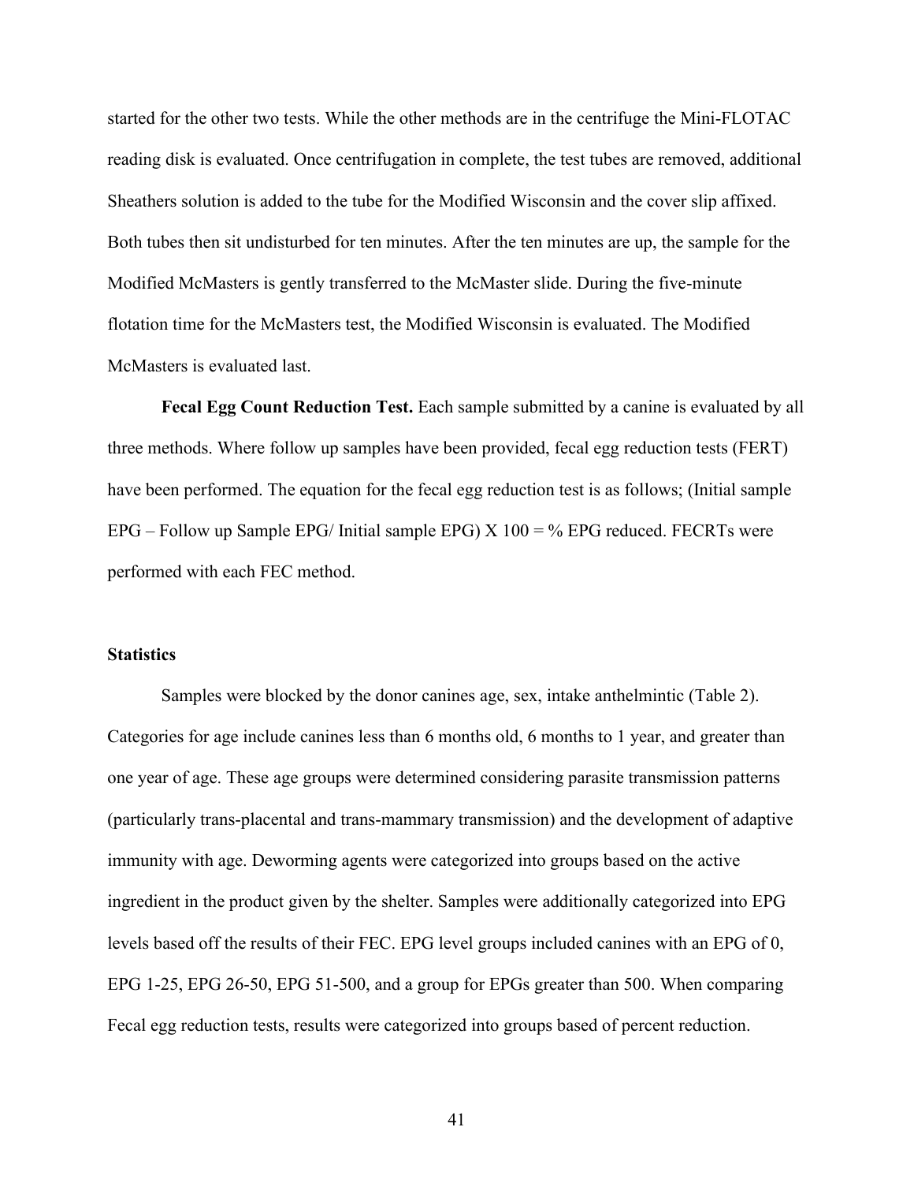started for the other two tests. While the other methods are in the centrifuge the Mini-FLOTAC reading disk is evaluated. Once centrifugation in complete, the test tubes are removed, additional Sheathers solution is added to the tube for the Modified Wisconsin and the cover slip affixed. Both tubes then sit undisturbed for ten minutes. After the ten minutes are up, the sample for the Modified McMasters is gently transferred to the McMaster slide. During the five-minute flotation time for the McMasters test, the Modified Wisconsin is evaluated. The Modified McMasters is evaluated last.

**Fecal Egg Count Reduction Test.** Each sample submitted by a canine is evaluated by all three methods. Where follow up samples have been provided, fecal egg reduction tests (FERT) have been performed. The equation for the fecal egg reduction test is as follows; (Initial sample EPG – Follow up Sample EPG/ Initial sample EPG) X 100 = % EPG reduced. FECRTs were performed with each FEC method.

### Statistics

Samples were blocked by the donor canines age, sex, intake anthelmintic (Table 2). Categories for age include canines less than 6 months old, 6 months to 1 year, and greater than one year of age. These age groups were determined considering parasite transmission patterns (particularly trans-placental and trans-mammary transmission) and the development of adaptive immunity with age. Deworming agents were categorized into groups based on the active ingredient in the product given by the shelter. Samples were additionally categorized into EPG levels based off the results of their FEC. EPG level groups included canines with an EPG of 0, EPG 1-25, EPG 26-50, EPG 51-500, and a group for EPGs greater than 500. When comparing Fecal egg reduction tests, results were categorized into groups based of percent reduction.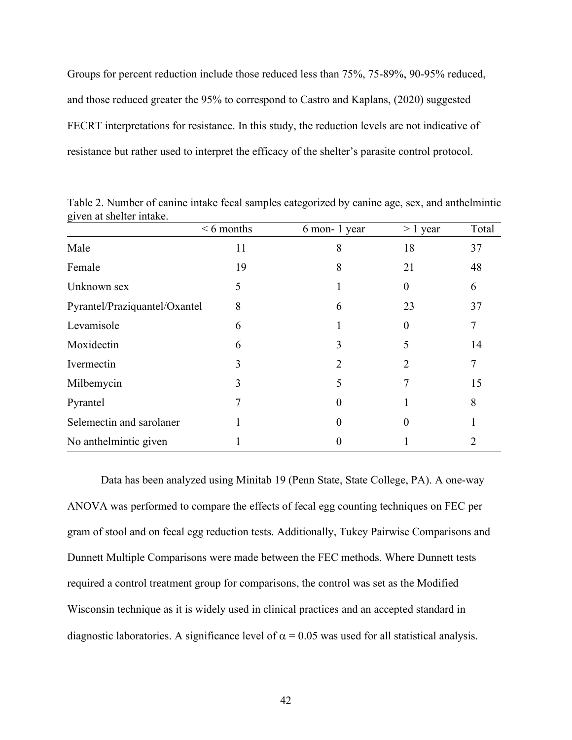Groups for percent reduction include those reduced less than 75%, 75-89%, 90-95% reduced, and those reduced greater the 95% to correspond to Castro and Kaplans, (2020) suggested FECRT interpretations for resistance. In this study, the reduction levels are not indicative of resistance but rather used to interpret the efficacy of the shelter's parasite control protocol.

Table 2. Number of canine intake fecal samples categorized by canine age, sex, and anthelmintic given at shelter intake.

| | < 6 months | 6 mon- 1 year | > 1 year | Total |
|---|---|---|---|---|
| Male | 11 | 8 | 18 | 37 |
| Female | 19 | 8 | 21 | 48 |
| Unknown sex | 5 | 1 | 0 | 6 |
| Pyrantel/Praziquantel/Oxantel | 8 | 6 | 23 | 37 |
| Levamisole | 6 | 1 | 0 | 7 |
| Moxidectin | 6 | 3 | 5 | 14 |
| Ivermectin | 3 | 2 | 2 | 7 |
| Milbemycin | 3 | 5 | 7 | 15 |
| Pyrantel | 7 | 0 | 1 | 8 |
| Selemectin and sarolaner | 1 | 0 | 0 | 1 |
| No anthelmintic given | 1 | 0 | 1 | 2 |

Data has been analyzed using Minitab 19 (Penn State, State College, PA). A one-way ANOVA was performed to compare the effects of fecal egg counting techniques on FEC per gram of stool and on fecal egg reduction tests. Additionally, Tukey Pairwise Comparisons and Dunnett Multiple Comparisons were made between the FEC methods. Where Dunnett tests required a control treatment group for comparisons, the control was set as the Modified Wisconsin technique as it is widely used in clinical practices and an accepted standard in diagnostic laboratories. A significance level of $\alpha = 0.05$ was used for all statistical analysis.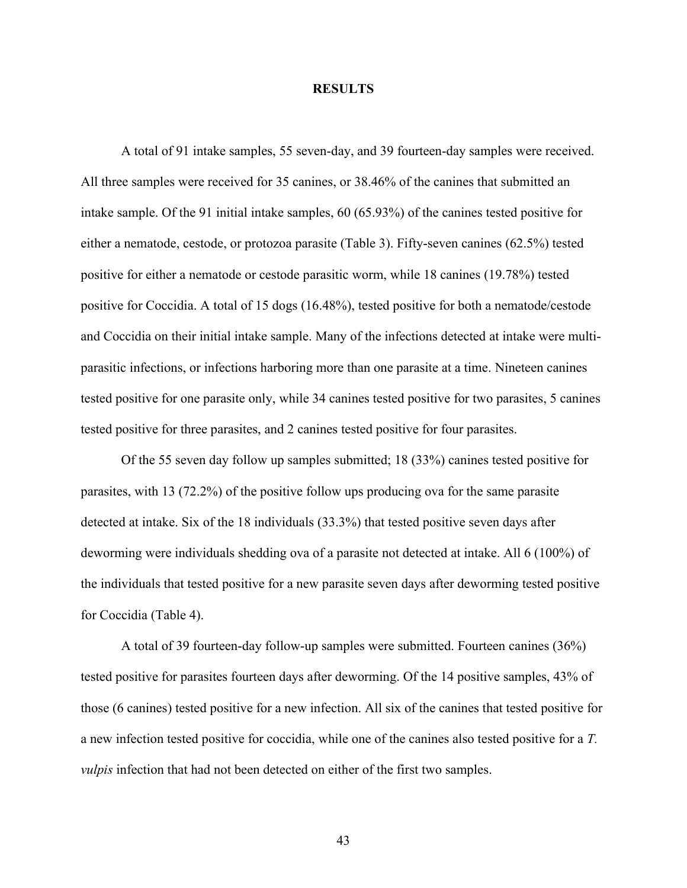# RESULTS

A total of 91 intake samples, 55 seven-day, and 39 fourteen-day samples were received. All three samples were received for 35 canines, or 38.46% of the canines that submitted an intake sample. Of the 91 initial intake samples, 60 (65.93%) of the canines tested positive for either a nematode, cestode, or protozoa parasite (Table 3). Fifty-seven canines (62.5%) tested positive for either a nematode or cestode parasitic worm, while 18 canines (19.78%) tested positive for Coccidia. A total of 15 dogs (16.48%), tested positive for both a nematode/cestode and Coccidia on their initial intake sample. Many of the infections detected at intake were multi-parasitic infections, or infections harboring more than one parasite at a time. Nineteen canines tested positive for one parasite only, while 34 canines tested positive for two parasites, 5 canines tested positive for three parasites, and 2 canines tested positive for four parasites.

Of the 55 seven day follow up samples submitted; 18 (33%) canines tested positive for parasites, with 13 (72.2%) of the positive follow ups producing ova for the same parasite detected at intake. Six of the 18 individuals (33.3%) that tested positive seven days after deworming were individuals shedding ova of a parasite not detected at intake. All 6 (100%) of the individuals that tested positive for a new parasite seven days after deworming tested positive for Coccidia (Table 4).

A total of 39 fourteen-day follow-up samples were submitted. Fourteen canines (36%) tested positive for parasites fourteen days after deworming. Of the 14 positive samples, 43% of those (6 canines) tested positive for a new infection. All six of the canines that tested positive for a new infection tested positive for coccidia, while one of the canines also tested positive for a *T. vulpis* infection that had not been detected on either of the first two samples.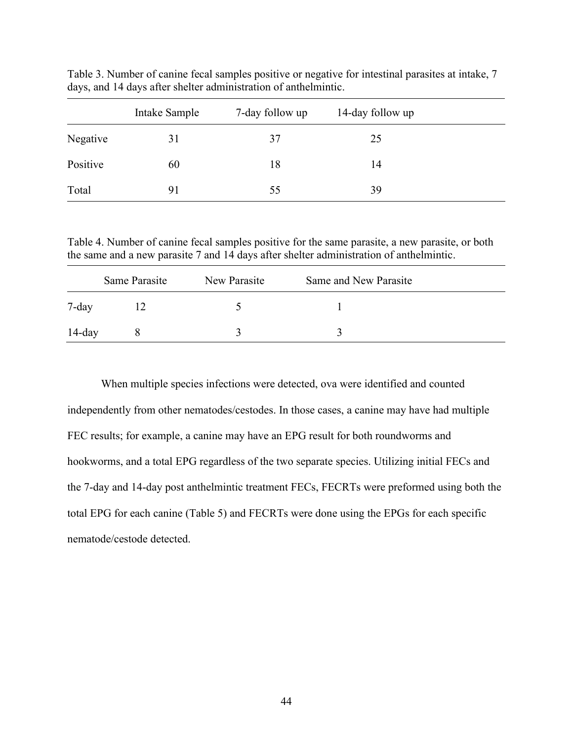Table 3. Number of canine fecal samples positive or negative for intestinal parasites at intake, 7 days, and 14 days after shelter administration of anthelmintic.

| | Intake Sample | 7-day follow up | 14-day follow up |
|---|---|---|---|
| Negative | 31 | 37 | 25 |
| Positive | 60 | 18 | 14 |
| Total | 91 | 55 | 39 |

Table 4. Number of canine fecal samples positive for the same parasite, a new parasite, or both the same and a new parasite 7 and 14 days after shelter administration of anthelmintic.

| | Same Parasite | New Parasite | Same and New Parasite |
|---|---|---|---|
| 7-day | 12 | 5 | 1 |
| 14-day | 8 | 3 | 3 |

When multiple species infections were detected, ova were identified and counted independently from other nematodes/cestodes. In those cases, a canine may have had multiple FEC results; for example, a canine may have an EPG result for both roundworms and hookworms, and a total EPG regardless of the two separate species. Utilizing initial FECs and the 7-day and 14-day post anthelmintic treatment FECs, FECRTs were preformed using both the total EPG for each canine (Table 5) and FECRTs were done using the EPGs for each specific nematode/cestode detected.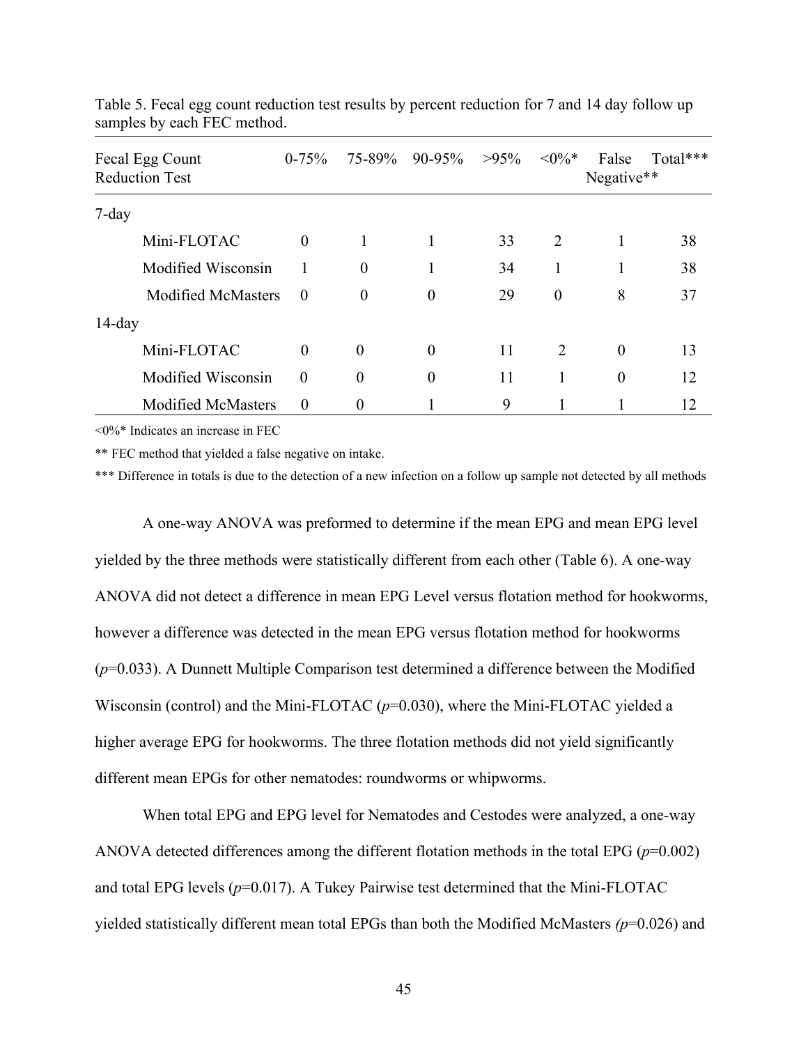Table 5. Fecal egg count reduction test results by percent reduction for 7 and 14 day follow up samples by each FEC method.

| Fecal Egg Count Reduction Test | 0-75% | 75-89% | 90-95% | >95% | <0%* | False Negative** | Total*** |
|---|---|---|---|---|---|---|---|
| 7-day | | | | | | | |
| Mini-FLOTAC | 0 | 1 | 1 | 33 | 2 | 1 | 38 |
| Modified Wisconsin | 1 | 0 | 1 | 34 | 1 | 1 | 38 |
| Modified McMasters | 0 | 0 | 0 | 29 | 0 | 8 | 37 |
| 14-day | | | | | | | |
| Mini-FLOTAC | 0 | 0 | 0 | 11 | 2 | 0 | 13 |
| Modified Wisconsin | 0 | 0 | 0 | 11 | 1 | 0 | 12 |
| Modified McMasters | 0 | 0 | 1 | 9 | 1 | 1 | 12 |

<0%* Indicates an increase in FEC

** FEC method that yielded a false negative on intake.

*** Difference in totals is due to the detection of a new infection on a follow up sample not detected by all methods

A one-way ANOVA was preformed to determine if the mean EPG and mean EPG level yielded by the three methods were statistically different from each other (Table 6). A one-way ANOVA did not detect a difference in mean EPG Level versus flotation method for hookworms, however a difference was detected in the mean EPG versus flotation method for hookworms ($p$=0.033). A Dunnett Multiple Comparison test determined a difference between the Modified Wisconsin (control) and the Mini-FLOTAC ($p$=0.030), where the Mini-FLOTAC yielded a higher average EPG for hookworms. The three flotation methods did not yield significantly different mean EPGs for other nematodes: roundworms or whipworms.

When total EPG and EPG level for Nematodes and Cestodes were analyzed, a one-way ANOVA detected differences among the different flotation methods in the total EPG ($p$=0.002) and total EPG levels ($p$=0.017). A Tukey Pairwise test determined that the Mini-FLOTAC yielded statistically different mean total EPGs than both the Modified McMasters ($p$=0.026) and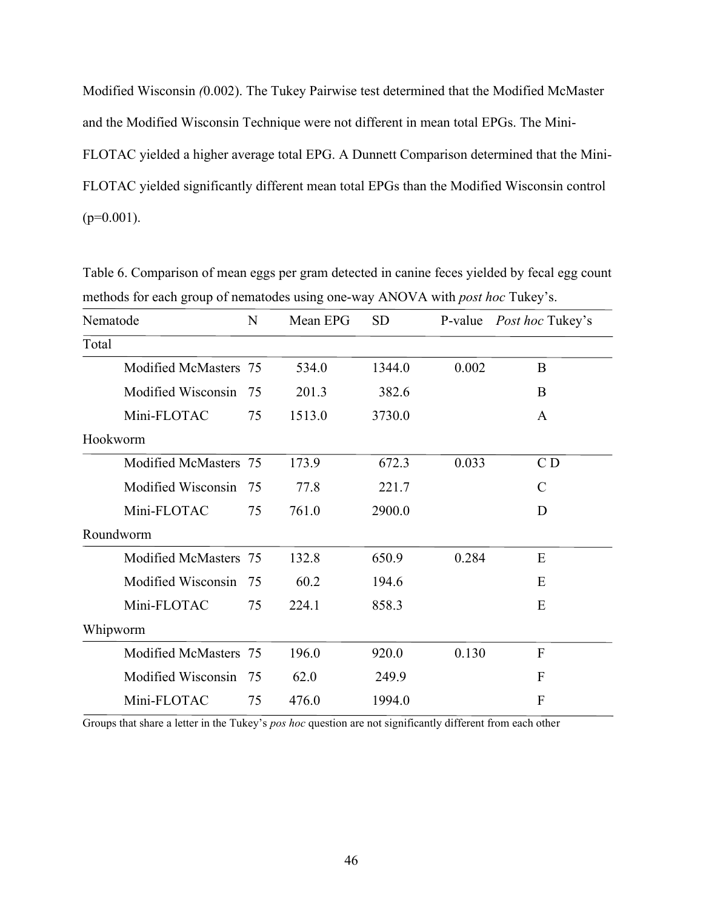Modified Wisconsin *(*0.002). The Tukey Pairwise test determined that the Modified McMaster and the Modified Wisconsin Technique were not different in mean total EPGs. The Mini-FLOTAC yielded a higher average total EPG. A Dunnett Comparison determined that the Mini-FLOTAC yielded significantly different mean total EPGs than the Modified Wisconsin control (p=0.001).

Table 6. Comparison of mean eggs per gram detected in canine feces yielded by fecal egg count methods for each group of nematodes using one-way ANOVA with *post hoc* Tukey's.

| Nematode | N | Mean EPG | SD | P-value | *Post hoc* Tukey's |
|---|---|---|---|---|---|
| Total | | | | | |
| Modified McMasters | 75 | 534.0 | 1344.0 | 0.002 | B |
| Modified Wisconsin | 75 | 201.3 | 382.6 | | B |
| Mini-FLOTAC | 75 | 1513.0 | 3730.0 | | A |
| Hookworm | | | | | |
| Modified McMasters | 75 | 173.9 | 672.3 | 0.033 | C D |
| Modified Wisconsin | 75 | 77.8 | 221.7 | | C |
| Mini-FLOTAC | 75 | 761.0 | 2900.0 | | D |
| Roundworm | | | | | |
| Modified McMasters | 75 | 132.8 | 650.9 | 0.284 | E |
| Modified Wisconsin | 75 | 60.2 | 194.6 | | E |
| Mini-FLOTAC | 75 | 224.1 | 858.3 | | E |
| Whipworm | | | | | |
| Modified McMasters | 75 | 196.0 | 920.0 | 0.130 | F |
| Modified Wisconsin | 75 | 62.0 | 249.9 | | F |
| Mini-FLOTAC | 75 | 476.0 | 1994.0 | | F |

Groups that share a letter in the Tukey's *pos hoc* question are not significantly different from each other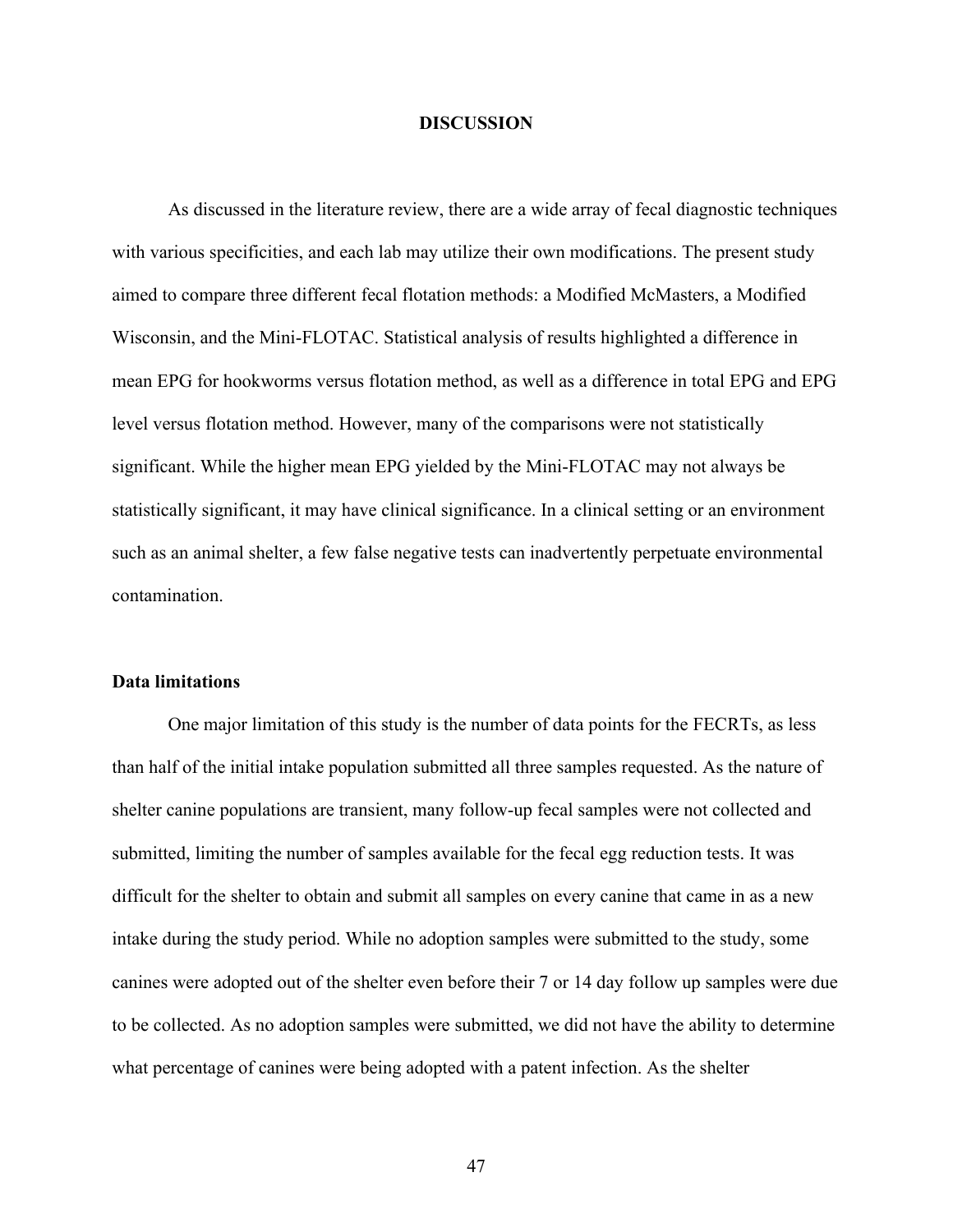# DISCUSSION

As discussed in the literature review, there are a wide array of fecal diagnostic techniques with various specificities, and each lab may utilize their own modifications. The present study aimed to compare three different fecal flotation methods: a Modified McMasters, a Modified Wisconsin, and the Mini-FLOTAC. Statistical analysis of results highlighted a difference in mean EPG for hookworms versus flotation method, as well as a difference in total EPG and EPG level versus flotation method. However, many of the comparisons were not statistically significant. While the higher mean EPG yielded by the Mini-FLOTAC may not always be statistically significant, it may have clinical significance. In a clinical setting or an environment such as an animal shelter, a few false negative tests can inadvertently perpetuate environmental contamination.

## Data limitations

One major limitation of this study is the number of data points for the FECRTs, as less than half of the initial intake population submitted all three samples requested. As the nature of shelter canine populations are transient, many follow-up fecal samples were not collected and submitted, limiting the number of samples available for the fecal egg reduction tests. It was difficult for the shelter to obtain and submit all samples on every canine that came in as a new intake during the study period. While no adoption samples were submitted to the study, some canines were adopted out of the shelter even before their 7 or 14 day follow up samples were due to be collected. As no adoption samples were submitted, we did not have the ability to determine what percentage of canines were being adopted with a patent infection. As the shelter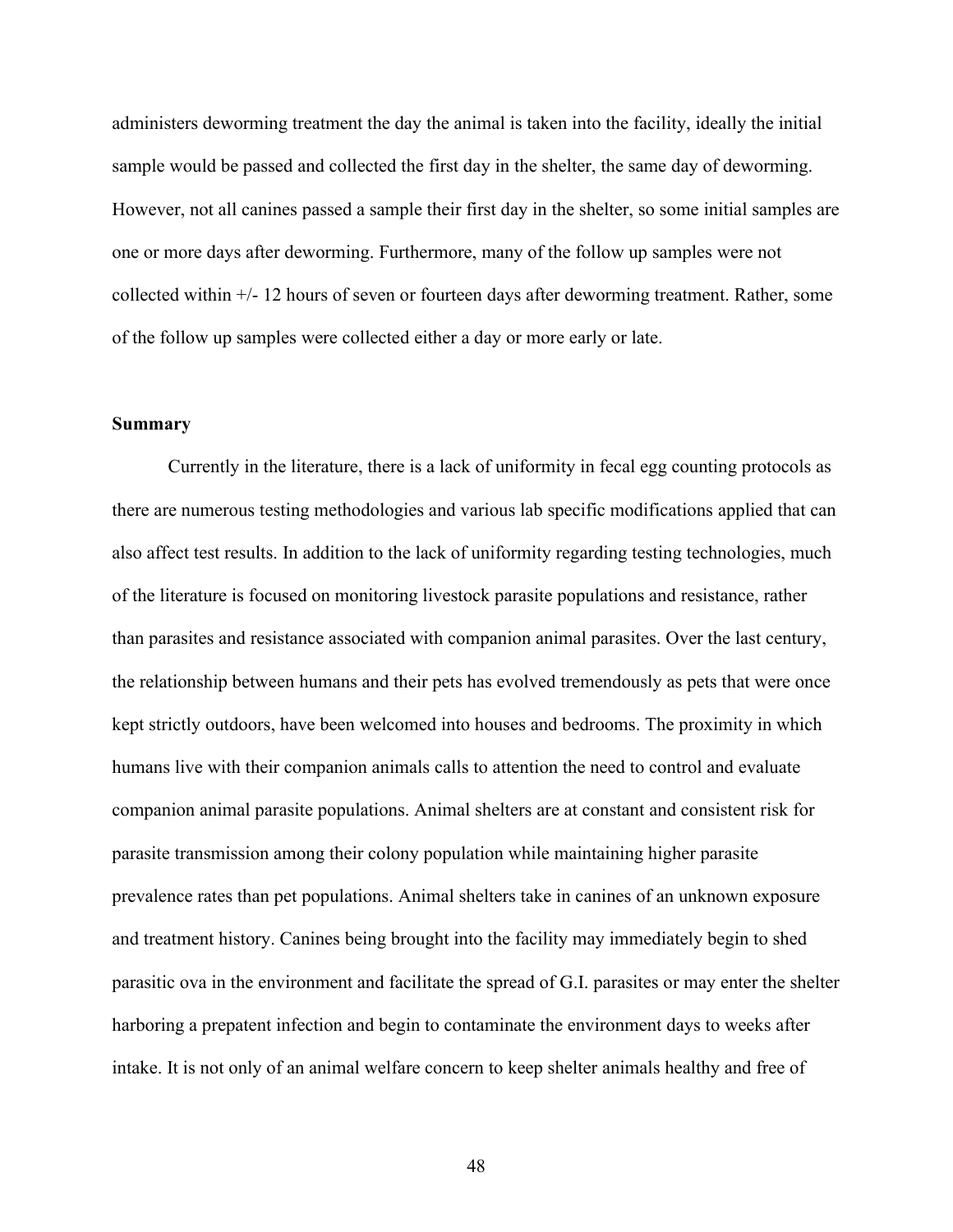administers deworming treatment the day the animal is taken into the facility, ideally the initial sample would be passed and collected the first day in the shelter, the same day of deworming. However, not all canines passed a sample their first day in the shelter, so some initial samples are one or more days after deworming. Furthermore, many of the follow up samples were not collected within +/- 12 hours of seven or fourteen days after deworming treatment. Rather, some of the follow up samples were collected either a day or more early or late.

**Summary**

Currently in the literature, there is a lack of uniformity in fecal egg counting protocols as there are numerous testing methodologies and various lab specific modifications applied that can also affect test results. In addition to the lack of uniformity regarding testing technologies, much of the literature is focused on monitoring livestock parasite populations and resistance, rather than parasites and resistance associated with companion animal parasites. Over the last century, the relationship between humans and their pets has evolved tremendously as pets that were once kept strictly outdoors, have been welcomed into houses and bedrooms. The proximity in which humans live with their companion animals calls to attention the need to control and evaluate companion animal parasite populations. Animal shelters are at constant and consistent risk for parasite transmission among their colony population while maintaining higher parasite prevalence rates than pet populations. Animal shelters take in canines of an unknown exposure and treatment history. Canines being brought into the facility may immediately begin to shed parasitic ova in the environment and facilitate the spread of G.I. parasites or may enter the shelter harboring a prepatent infection and begin to contaminate the environment days to weeks after intake. It is not only of an animal welfare concern to keep shelter animals healthy and free of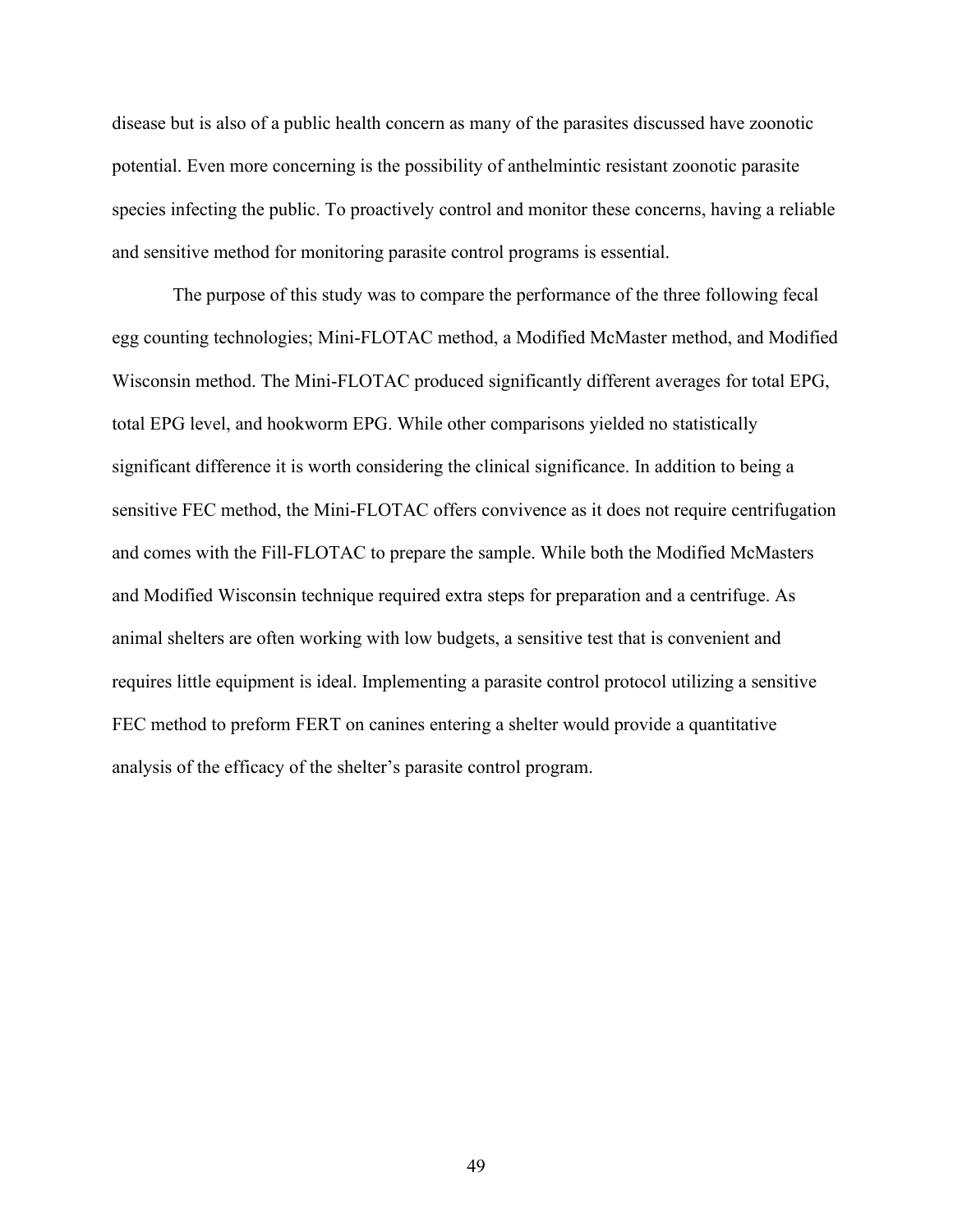disease but is also of a public health concern as many of the parasites discussed have zoonotic potential. Even more concerning is the possibility of anthelmintic resistant zoonotic parasite species infecting the public. To proactively control and monitor these concerns, having a reliable and sensitive method for monitoring parasite control programs is essential.

The purpose of this study was to compare the performance of the three following fecal egg counting technologies; Mini-FLOTAC method, a Modified McMaster method, and Modified Wisconsin method. The Mini-FLOTAC produced significantly different averages for total EPG, total EPG level, and hookworm EPG. While other comparisons yielded no statistically significant difference it is worth considering the clinical significance. In addition to being a sensitive FEC method, the Mini-FLOTAC offers convivence as it does not require centrifugation and comes with the Fill-FLOTAC to prepare the sample. While both the Modified McMasters and Modified Wisconsin technique required extra steps for preparation and a centrifuge. As animal shelters are often working with low budgets, a sensitive test that is convenient and requires little equipment is ideal. Implementing a parasite control protocol utilizing a sensitive FEC method to preform FERT on canines entering a shelter would provide a quantitative analysis of the efficacy of the shelter's parasite control program.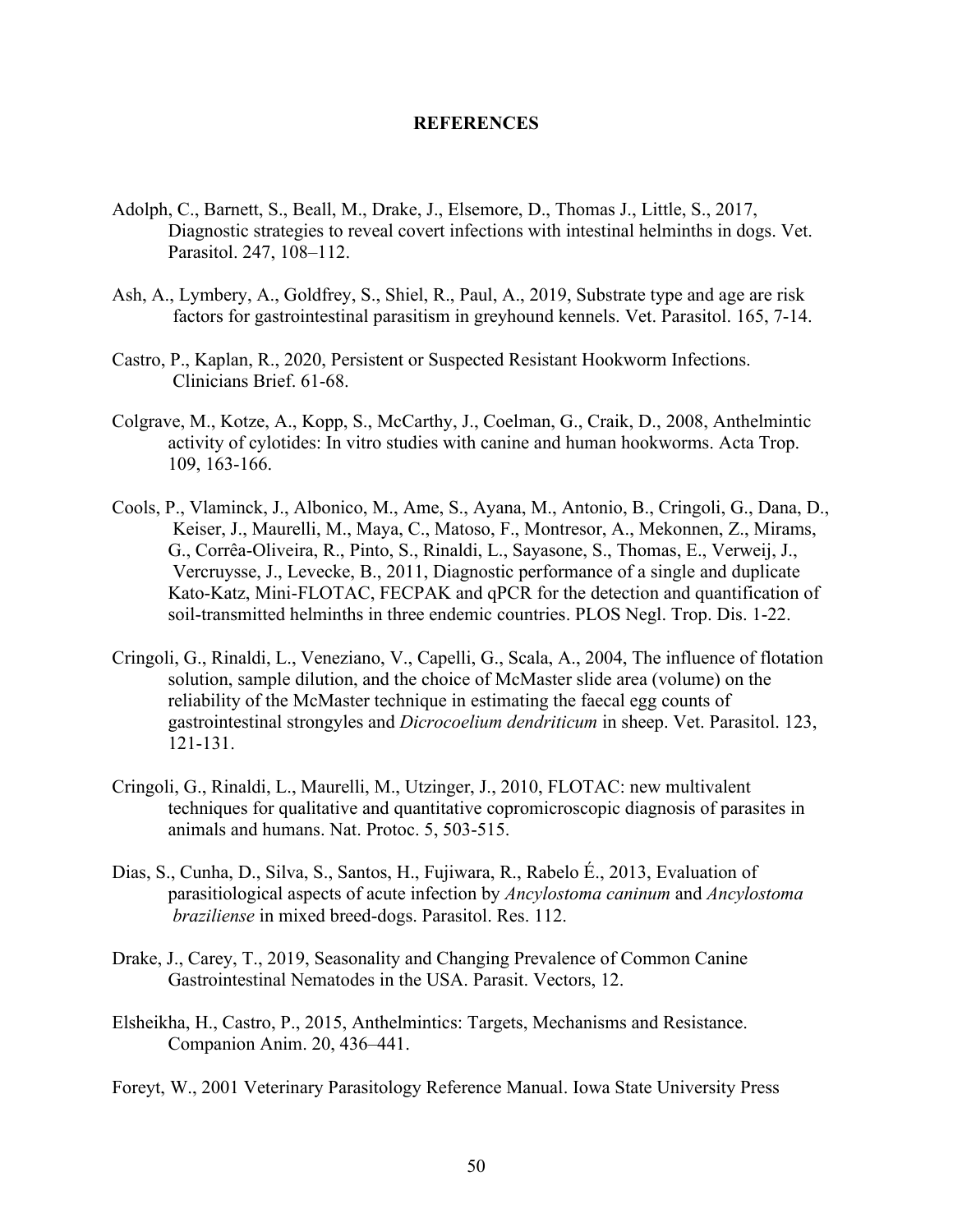## REFERENCES

Adolph, C., Barnett, S., Beall, M., Drake, J., Elsemore, D., Thomas J., Little, S., 2017, Diagnostic strategies to reveal covert infections with intestinal helminths in dogs. Vet. Parasitol. 247, 108–112.

Ash, A., Lymbery, A., Goldfrey, S., Shiel, R., Paul, A., 2019, Substrate type and age are risk factors for gastrointestinal parasitism in greyhound kennels. Vet. Parasitol. 165, 7-14.

Castro, P., Kaplan, R., 2020, Persistent or Suspected Resistant Hookworm Infections. Clinicians Brief. 61-68.

Colgrave, M., Kotze, A., Kopp, S., McCarthy, J., Coelman, G., Craik, D., 2008, Anthelmintic activity of cylotides: In vitro studies with canine and human hookworms. Acta Trop. 109, 163-166.

Cools, P., Vlaminck, J., Albonico, M., Ame, S., Ayana, M., Antonio, B., Cringoli, G., Dana, D., Keiser, J., Maurelli, M., Maya, C., Matoso, F., Montresor, A., Mekonnen, Z., Mirams, G., Corrêa-Oliveira, R., Pinto, S., Rinaldi, L., Sayasone, S., Thomas, E., Verweij, J., Vercruysse, J., Levecke, B., 2011, Diagnostic performance of a single and duplicate Kato-Katz, Mini-FLOTAC, FECPAK and qPCR for the detection and quantification of soil-transmitted helminths in three endemic countries. PLOS Negl. Trop. Dis. 1-22.

Cringoli, G., Rinaldi, L., Veneziano, V., Capelli, G., Scala, A., 2004, The influence of flotation solution, sample dilution, and the choice of McMaster slide area (volume) on the reliability of the McMaster technique in estimating the faecal egg counts of gastrointestinal strongyles and *Dicrocoelium dendriticum* in sheep. Vet. Parasitol. 123, 121-131.

Cringoli, G., Rinaldi, L., Maurelli, M., Utzinger, J., 2010, FLOTAC: new multivalent techniques for qualitative and quantitative copromicroscopic diagnosis of parasites in animals and humans. Nat. Protoc. 5, 503-515.

Dias, S., Cunha, D., Silva, S., Santos, H., Fujiwara, R., Rabelo É., 2013, Evaluation of parasitiological aspects of acute infection by *Ancylostoma caninum* and *Ancylostoma braziliense* in mixed breed-dogs. Parasitol. Res. 112.

Drake, J., Carey, T., 2019, Seasonality and Changing Prevalence of Common Canine Gastrointestinal Nematodes in the USA. Parasit. Vectors, 12.

Elsheikha, H., Castro, P., 2015, Anthelmintics: Targets, Mechanisms and Resistance. Companion Anim. 20, 436–441.

Foreyt, W., 2001 Veterinary Parasitology Reference Manual. Iowa State University Press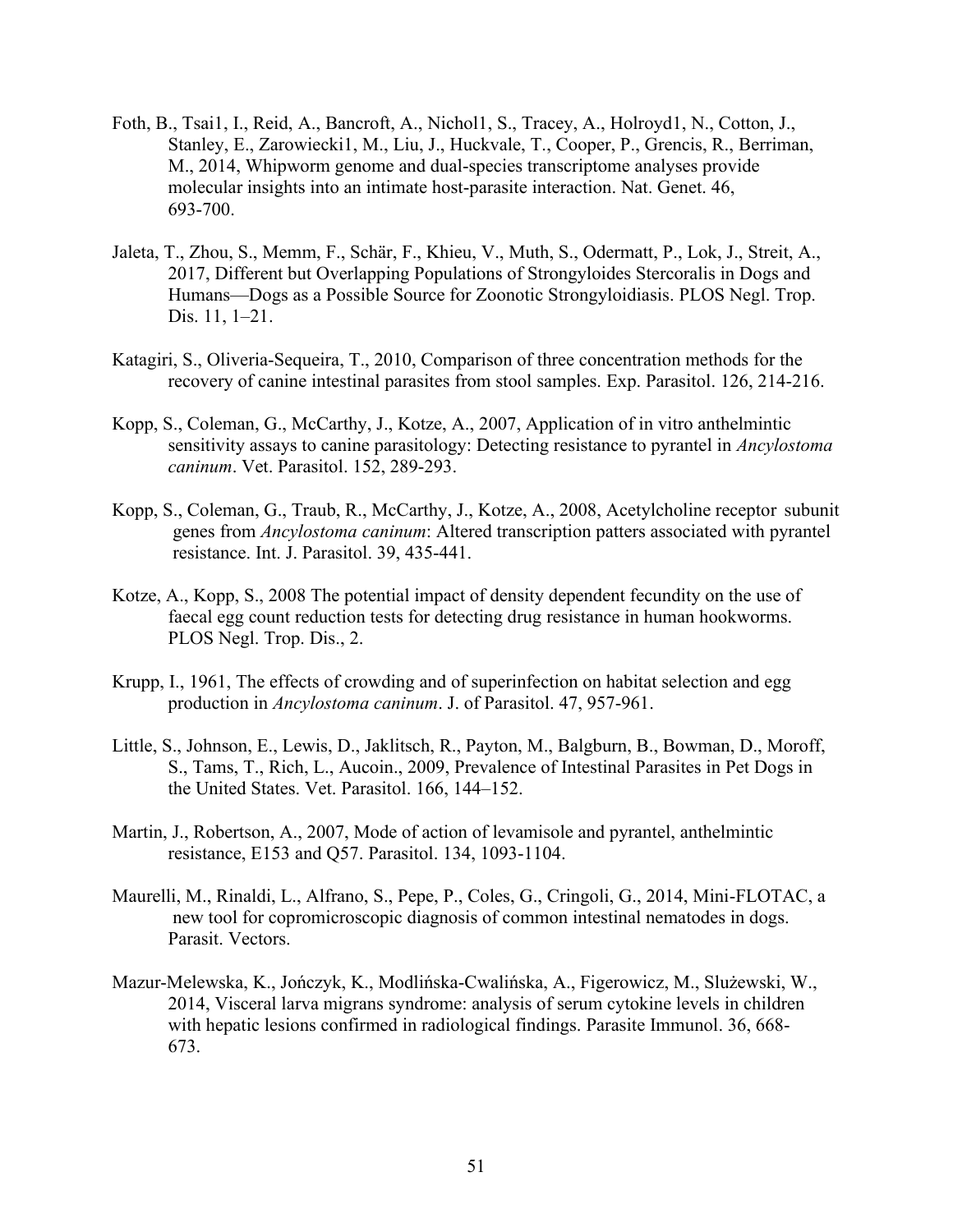Foth, B., Tsai1, I., Reid, A., Bancroft, A., Nichol1, S., Tracey, A., Holroyd1, N., Cotton, J., Stanley, E., Zarowiecki1, M., Liu, J., Huckvale, T., Cooper, P., Grencis, R., Berriman, M., 2014, Whipworm genome and dual-species transcriptome analyses provide molecular insights into an intimate host-parasite interaction. Nat. Genet. 46, 693-700.

Jaleta, T., Zhou, S., Memm, F., Schär, F., Khieu, V., Muth, S., Odermatt, P., Lok, J., Streit, A., 2017, Different but Overlapping Populations of Strongyloides Stercoralis in Dogs and Humans—Dogs as a Possible Source for Zoonotic Strongyloidiasis. PLOS Negl. Trop. Dis. 11, 1–21.

Katagiri, S., Oliveria-Sequeira, T., 2010, Comparison of three concentration methods for the recovery of canine intestinal parasites from stool samples. Exp. Parasitol. 126, 214-216.

Kopp, S., Coleman, G., McCarthy, J., Kotze, A., 2007, Application of in vitro anthelmintic sensitivity assays to canine parasitology: Detecting resistance to pyrantel in *Ancylostoma caninum*. Vet. Parasitol. 152, 289-293.

Kopp, S., Coleman, G., Traub, R., McCarthy, J., Kotze, A., 2008, Acetylcholine receptor subunit genes from *Ancylostoma caninum*: Altered transcription patters associated with pyrantel resistance. Int. J. Parasitol. 39, 435-441.

Kotze, A., Kopp, S., 2008 The potential impact of density dependent fecundity on the use of faecal egg count reduction tests for detecting drug resistance in human hookworms. PLOS Negl. Trop. Dis., 2.

Krupp, I., 1961, The effects of crowding and of superinfection on habitat selection and egg production in *Ancylostoma caninum*. J. of Parasitol. 47, 957-961.

Little, S., Johnson, E., Lewis, D., Jaklitsch, R., Payton, M., Balgburn, B., Bowman, D., Moroff, S., Tams, T., Rich, L., Aucoin., 2009, Prevalence of Intestinal Parasites in Pet Dogs in the United States. Vet. Parasitol. 166, 144–152.

Martin, J., Robertson, A., 2007, Mode of action of levamisole and pyrantel, anthelmintic resistance, E153 and Q57. Parasitol. 134, 1093-1104.

Maurelli, M., Rinaldi, L., Alfrano, S., Pepe, P., Coles, G., Cringoli, G., 2014, Mini-FLOTAC, a new tool for copromicroscopic diagnosis of common intestinal nematodes in dogs. Parasit. Vectors.

Mazur-Melewska, K., Jończyk, K., Modlińska-Cwalińska, A., Figerowicz, M., Służewski, W., 2014, Visceral larva migrans syndrome: analysis of serum cytokine levels in children with hepatic lesions confirmed in radiological findings. Parasite Immunol. 36, 668-673.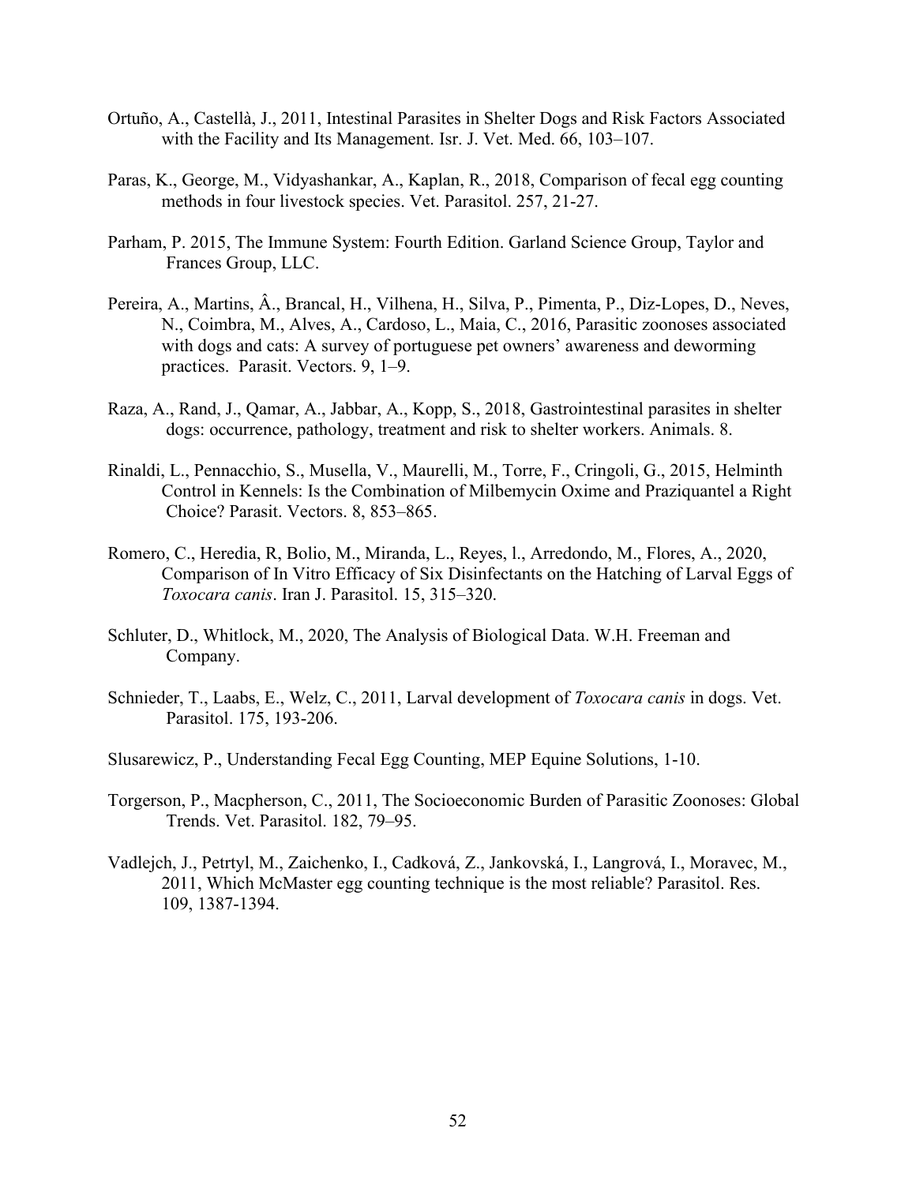Ortuño, A., Castellà, J., 2011, Intestinal Parasites in Shelter Dogs and Risk Factors Associated with the Facility and Its Management. Isr. J. Vet. Med. 66, 103–107.

Paras, K., George, M., Vidyashankar, A., Kaplan, R., 2018, Comparison of fecal egg counting methods in four livestock species. Vet. Parasitol. 257, 21-27.

Parham, P. 2015, The Immune System: Fourth Edition. Garland Science Group, Taylor and Frances Group, LLC.

Pereira, A., Martins, Â., Brancal, H., Vilhena, H., Silva, P., Pimenta, P., Diz-Lopes, D., Neves, N., Coimbra, M., Alves, A., Cardoso, L., Maia, C., 2016, Parasitic zoonoses associated with dogs and cats: A survey of portuguese pet owners' awareness and deworming practices. Parasit. Vectors. 9, 1–9.

Raza, A., Rand, J., Qamar, A., Jabbar, A., Kopp, S., 2018, Gastrointestinal parasites in shelter dogs: occurrence, pathology, treatment and risk to shelter workers. Animals. 8.

Rinaldi, L., Pennacchio, S., Musella, V., Maurelli, M., Torre, F., Cringoli, G., 2015, Helminth Control in Kennels: Is the Combination of Milbemycin Oxime and Praziquantel a Right Choice? Parasit. Vectors. 8, 853–865.

Romero, C., Heredia, R, Bolio, M., Miranda, L., Reyes, l., Arredondo, M., Flores, A., 2020, Comparison of In Vitro Efficacy of Six Disinfectants on the Hatching of Larval Eggs of *Toxocara canis*. Iran J. Parasitol. 15, 315–320.

Schluter, D., Whitlock, M., 2020, The Analysis of Biological Data. W.H. Freeman and Company.

Schnieder, T., Laabs, E., Welz, C., 2011, Larval development of *Toxocara canis* in dogs. Vet. Parasitol. 175, 193-206.

Slusarewicz, P., Understanding Fecal Egg Counting, MEP Equine Solutions, 1-10.

Torgerson, P., Macpherson, C., 2011, The Socioeconomic Burden of Parasitic Zoonoses: Global Trends. Vet. Parasitol. 182, 79–95.

Vadlejch, J., Petrtyl, M., Zaichenko, I., Cadková, Z., Jankovská, I., Langrová, I., Moravec, M., 2011, Which McMaster egg counting technique is the most reliable? Parasitol. Res. 109, 1387-1394.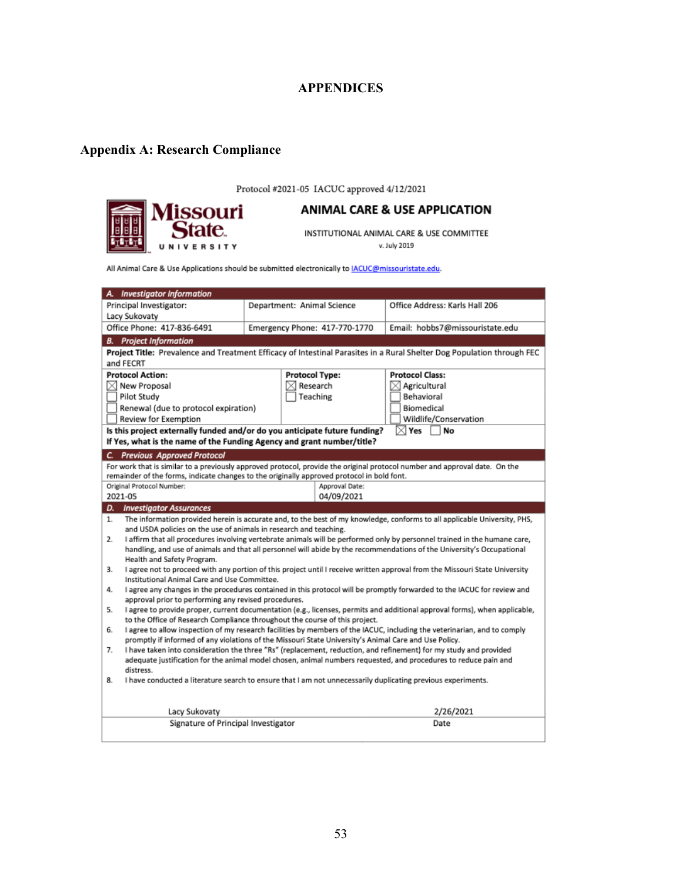# APPENDICES

## Appendix A: Research Compliance

Protocol #2021-05 IACUC approved 4/12/2021

Missouri State UNIVERSITY

**ANIMAL CARE & USE APPLICATION**

INSTITUTIONAL ANIMAL CARE & USE COMMITTEE

v. July 2019

All Animal Care & Use Applications should be submitted electronically to IACUC@missouristate.edu.

***A. Investigator Information***

| | | |
|---|---|---|
| Principal Investigator: Lacy Sukovaty | Department: Animal Science | Office Address: Karls Hall 206 |
| Office Phone: 417-836-6491 | Emergency Phone: 417-770-1770 | Email: hobbs7@missouristate.edu |

***B. Project Information***

**Project Title:** Prevalence and Treatment Efficacy of Intestinal Parasites in a Rural Shelter Dog Population through FEC and FECRT

| **Protocol Action:** | **Protocol Type:** | **Protocol Class:** |
|---|---|---|
| ☒ New Proposal | ☒ Research | ☒ Agricultural |
| ☐ Pilot Study | ☐ Teaching | ☐ Behavioral |
| ☐ Renewal (due to protocol expiration) | | ☐ Biomedical |
| ☐ Review for Exemption | | ☐ Wildlife/Conservation |

**Is this project externally funded and/or do you anticipate future funding?** ☒ **Yes** ☐ **No**
**If Yes, what is the name of the Funding Agency and grant number/title?**

***C. Previous Approved Protocol***

For work that is similar to a previously approved protocol, provide the original protocol number and approval date. On the remainder of the forms, indicate changes to the originally approved protocol in bold font.

| Original Protocol Number: | Approval Date: |
|---|---|
| 2021-05 | 04/09/2021 |

***D. Investigator Assurances***

1. The information provided herein is accurate and, to the best of my knowledge, conforms to all applicable University, PHS, and USDA policies on the use of animals in research and teaching.
2. I affirm that all procedures involving vertebrate animals will be performed only by personnel trained in the humane care, handling, and use of animals and that all personnel will abide by the recommendations of the University's Occupational Health and Safety Program.
3. I agree not to proceed with any portion of this project until I receive written approval from the Missouri State University Institutional Animal Care and Use Committee.
4. I agree any changes in the procedures contained in this protocol will be promptly forwarded to the IACUC for review and approval prior to performing any revised procedures.
5. I agree to provide proper, current documentation (e.g., licenses, permits and additional approval forms), when applicable, to the Office of Research Compliance throughout the course of this project.
6. I agree to allow inspection of my research facilities by members of the IACUC, including the veterinarian, and to comply promptly if informed of any violations of the Missouri State University's Animal Care and Use Policy.
7. I have taken into consideration the three "Rs" (replacement, reduction, and refinement) for my study and provided adequate justification for the animal model chosen, animal numbers requested, and procedures to reduce pain and distress.
8. I have conducted a literature search to ensure that I am not unnecessarily duplicating previous experiments.

| | |
|---|---|
| Lacy Sukovaty | 2/26/2021 |
| Signature of Principal Investigator | Date |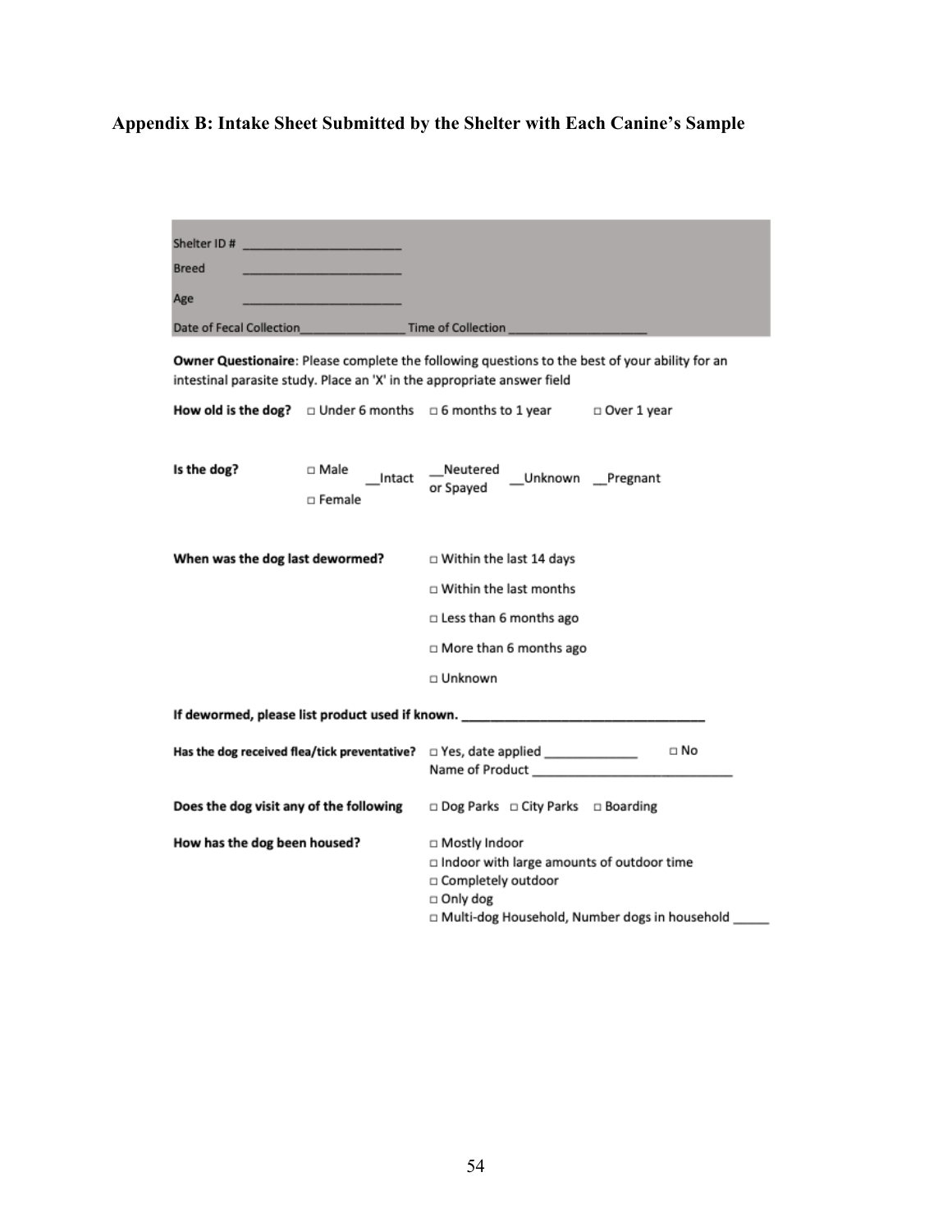## Appendix B: Intake Sheet Submitted by the Shelter with Each Canine's Sample

Shelter ID # ______________________

Breed ______________________

Age ______________________

Date of Fecal Collection______________ Time of Collection __________________

**Owner Questionaire**: Please complete the following questions to the best of your ability for an intestinal parasite study. Place an 'X' in the appropriate answer field

**How old is the dog?** □ Under 6 months □ 6 months to 1 year □ Over 1 year

**Is the dog?** □ Male □ Female __Intact __Neutered or Spayed __Unknown __Pregnant

**When was the dog last dewormed?**

□ Within the last 14 days

□ Within the last months

□ Less than 6 months ago

□ More than 6 months ago

□ Unknown

**If dewormed, please list product used if known.** ________________________________

**Has the dog received flea/tick preventative?** □ Yes, date applied ____________ □ No

Name of Product __________________________

**Does the dog visit any of the following** □ Dog Parks □ City Parks □ Boarding

**How has the dog been housed?**

□ Mostly Indoor

□ Indoor with large amounts of outdoor time

□ Completely outdoor

□ Only dog

□ Multi-dog Household, Number dogs in household _____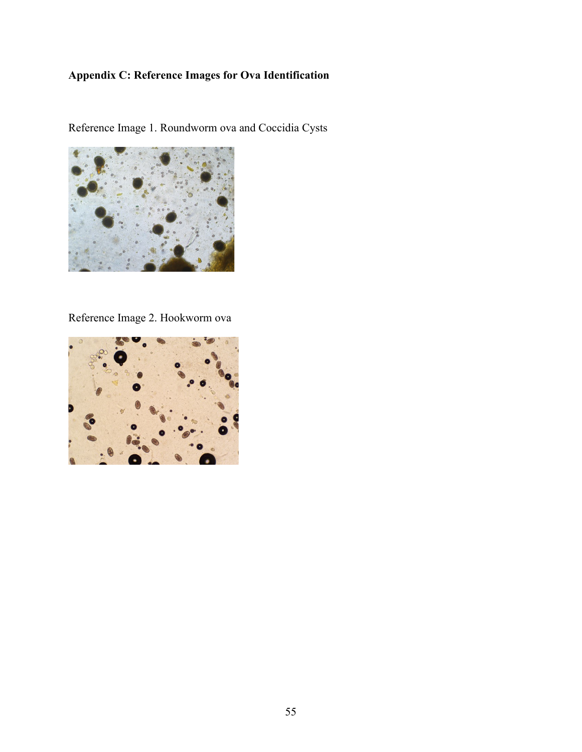**Appendix C: Reference Images for Ova Identification**

Reference Image 1. Roundworm ova and Coccidia Cysts

Reference Image 2. Hookworm ova